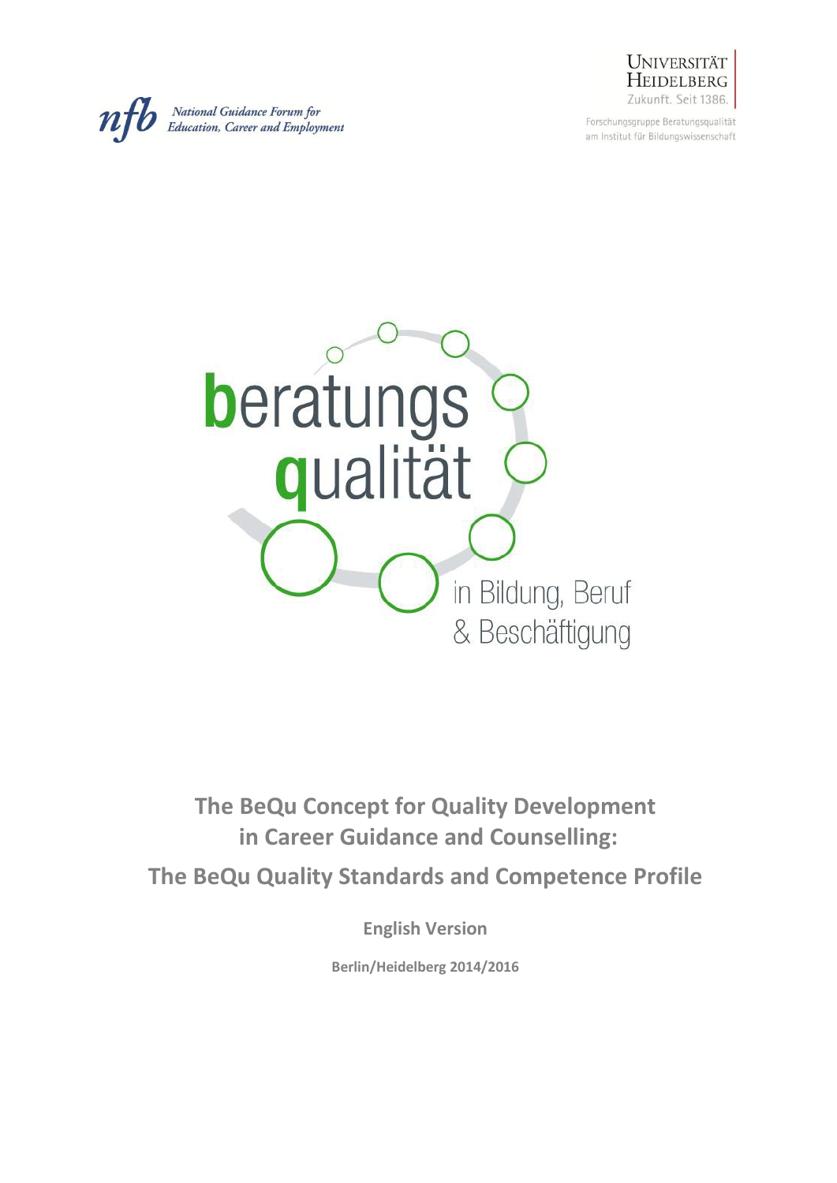National Guidance Forum for Education, Career and Employment

Universität Heidelberg
Zukunft. Seit 1386.

Forschungsgruppe Beratungsqualität am Institut für Bildungswissenschaft

beratungs qualität in Bildung, Beruf & Beschäftigung

# The BeQu Concept for Quality Development in Career Guidance and Counselling:

# The BeQu Quality Standards and Competence Profile

**English Version**

**Berlin/Heidelberg 2014/2016**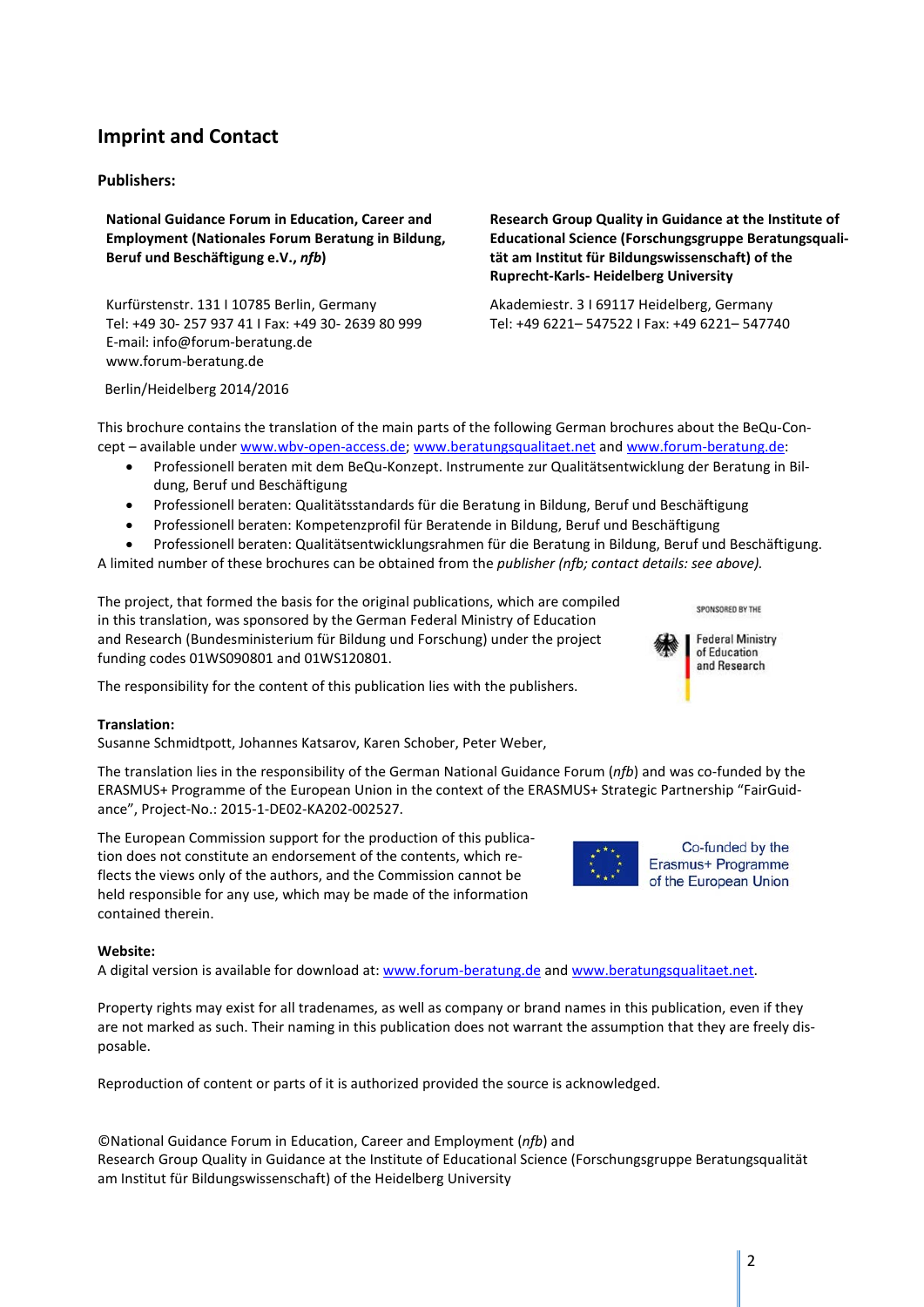# Imprint and Contact

**Publishers:**

**National Guidance Forum in Education, Career and Employment (Nationales Forum Beratung in Bildung, Beruf und Beschäftigung e.V., *nfb*)**

Kurfürstenstr. 131 I 10785 Berlin, Germany
Tel: +49 30- 257 937 41 I Fax: +49 30- 2639 80 999
E-mail: info@forum-beratung.de
www.forum-beratung.de

**Research Group Quality in Guidance at the Institute of Educational Science (Forschungsgruppe Beratungsqualität am Institut für Bildungswissenschaft) of the Ruprecht-Karls- Heidelberg University**

Akademiestr. 3 I 69117 Heidelberg, Germany
Tel: +49 6221– 547522 I Fax: +49 6221– 547740

Berlin/Heidelberg 2014/2016

This brochure contains the translation of the main parts of the following German brochures about the BeQu-Concept – available under www.wbv-open-access.de; www.beratungsqualitaet.net and www.forum-beratung.de:

- Professionell beraten mit dem BeQu-Konzept. Instrumente zur Qualitätsentwicklung der Beratung in Bildung, Beruf und Beschäftigung
- Professionell beraten: Qualitätsstandards für die Beratung in Bildung, Beruf und Beschäftigung
- Professionell beraten: Kompetenzprofil für Beratende in Bildung, Beruf und Beschäftigung
- Professionell beraten: Qualitätsentwicklungsrahmen für die Beratung in Bildung, Beruf und Beschäftigung.

A limited number of these brochures can be obtained from the *publisher (nfb; contact details: see above).*

The project, that formed the basis for the original publications, which are compiled in this translation, was sponsored by the German Federal Ministry of Education and Research (Bundesministerium für Bildung und Forschung) under the project funding codes 01WS090801 and 01WS120801.

SPONSORED BY THE Federal Ministry of Education and Research

The responsibility for the content of this publication lies with the publishers.

**Translation:**
Susanne Schmidtpott, Johannes Katsarov, Karen Schober, Peter Weber,

The translation lies in the responsibility of the German National Guidance Forum (*nfb*) and was co-funded by the ERASMUS+ Programme of the European Union in the context of the ERASMUS+ Strategic Partnership "FairGuidance", Project-No.: 2015-1-DE02-KA202-002527.

The European Commission support for the production of this publication does not constitute an endorsement of the contents, which reflects the views only of the authors, and the Commission cannot be held responsible for any use, which may be made of the information contained therein.

Co-funded by the Erasmus+ Programme of the European Union

**Website:**
A digital version is available for download at: www.forum-beratung.de and www.beratungsqualitaet.net.

Property rights may exist for all tradenames, as well as company or brand names in this publication, even if they are not marked as such. Their naming in this publication does not warrant the assumption that they are freely disposable.

Reproduction of content or parts of it is authorized provided the source is acknowledged.

©National Guidance Forum in Education, Career and Employment (*nfb*) and
Research Group Quality in Guidance at the Institute of Educational Science (Forschungsgruppe Beratungsqualität am Institut für Bildungswissenschaft) of the Heidelberg University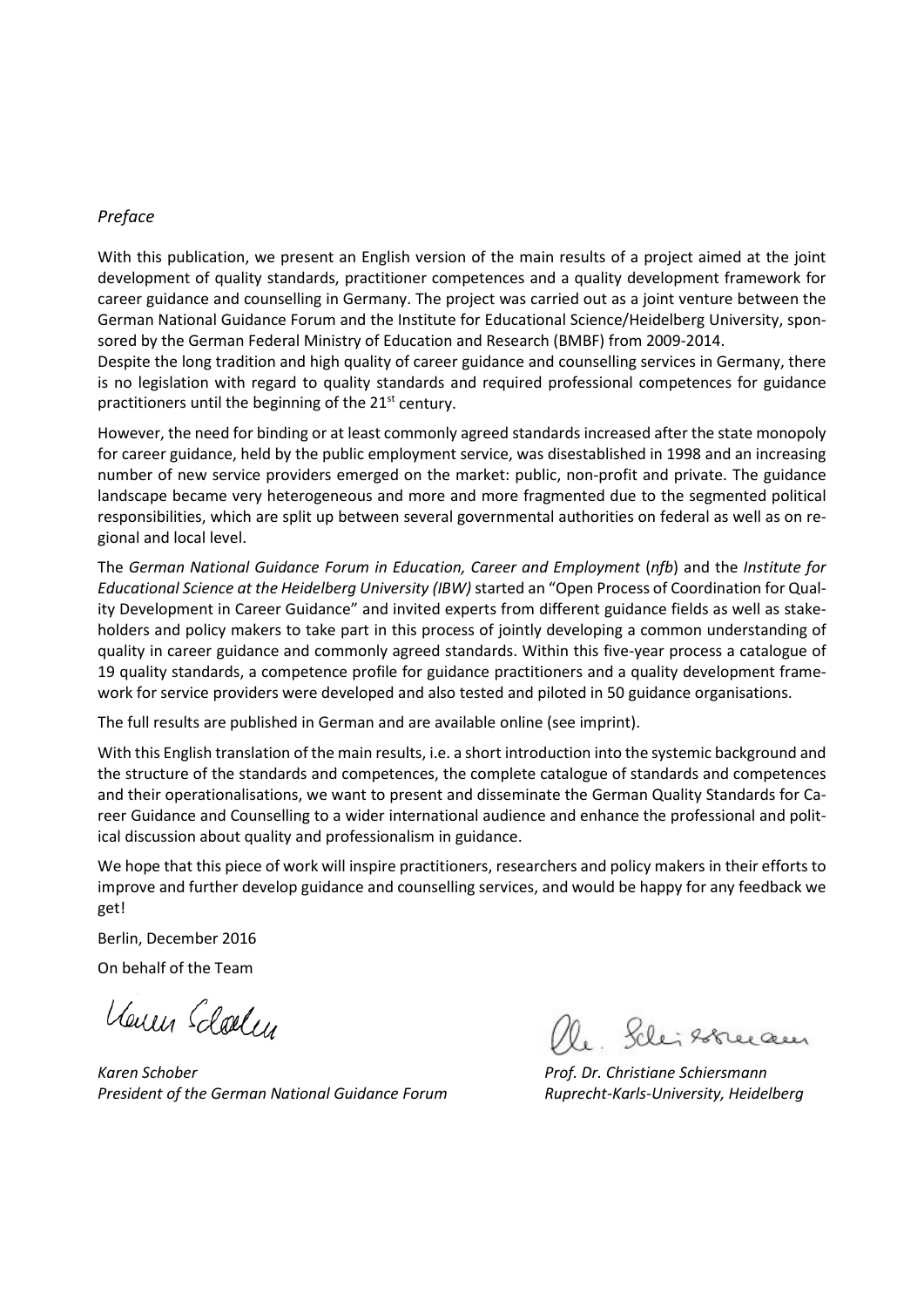*Preface*

With this publication, we present an English version of the main results of a project aimed at the joint development of quality standards, practitioner competences and a quality development framework for career guidance and counselling in Germany. The project was carried out as a joint venture between the German National Guidance Forum and the Institute for Educational Science/Heidelberg University, sponsored by the German Federal Ministry of Education and Research (BMBF) from 2009-2014.

Despite the long tradition and high quality of career guidance and counselling services in Germany, there is no legislation with regard to quality standards and required professional competences for guidance practitioners until the beginning of the 21st century.

However, the need for binding or at least commonly agreed standards increased after the state monopoly for career guidance, held by the public employment service, was disestablished in 1998 and an increasing number of new service providers emerged on the market: public, non-profit and private. The guidance landscape became very heterogeneous and more and more fragmented due to the segmented political responsibilities, which are split up between several governmental authorities on federal as well as on regional and local level.

The *German National Guidance Forum in Education, Career and Employment* (*nfb*) and the *Institute for Educational Science at the Heidelberg University (IBW)* started an "Open Process of Coordination for Quality Development in Career Guidance" and invited experts from different guidance fields as well as stakeholders and policy makers to take part in this process of jointly developing a common understanding of quality in career guidance and commonly agreed standards. Within this five-year process a catalogue of 19 quality standards, a competence profile for guidance practitioners and a quality development framework for service providers were developed and also tested and piloted in 50 guidance organisations.

The full results are published in German and are available online (see imprint).

With this English translation of the main results, i.e. a short introduction into the systemic background and the structure of the standards and competences, the complete catalogue of standards and competences and their operationalisations, we want to present and disseminate the German Quality Standards for Career Guidance and Counselling to a wider international audience and enhance the professional and political discussion about quality and professionalism in guidance.

We hope that this piece of work will inspire practitioners, researchers and policy makers in their efforts to improve and further develop guidance and counselling services, and would be happy for any feedback we get!

Berlin, December 2016

On behalf of the Team

| | |
|---|---|
| *Karen Schober* | *Prof. Dr. Christiane Schiersmann* |
| *President of the German National Guidance Forum* | *Ruprecht-Karls-University, Heidelberg* |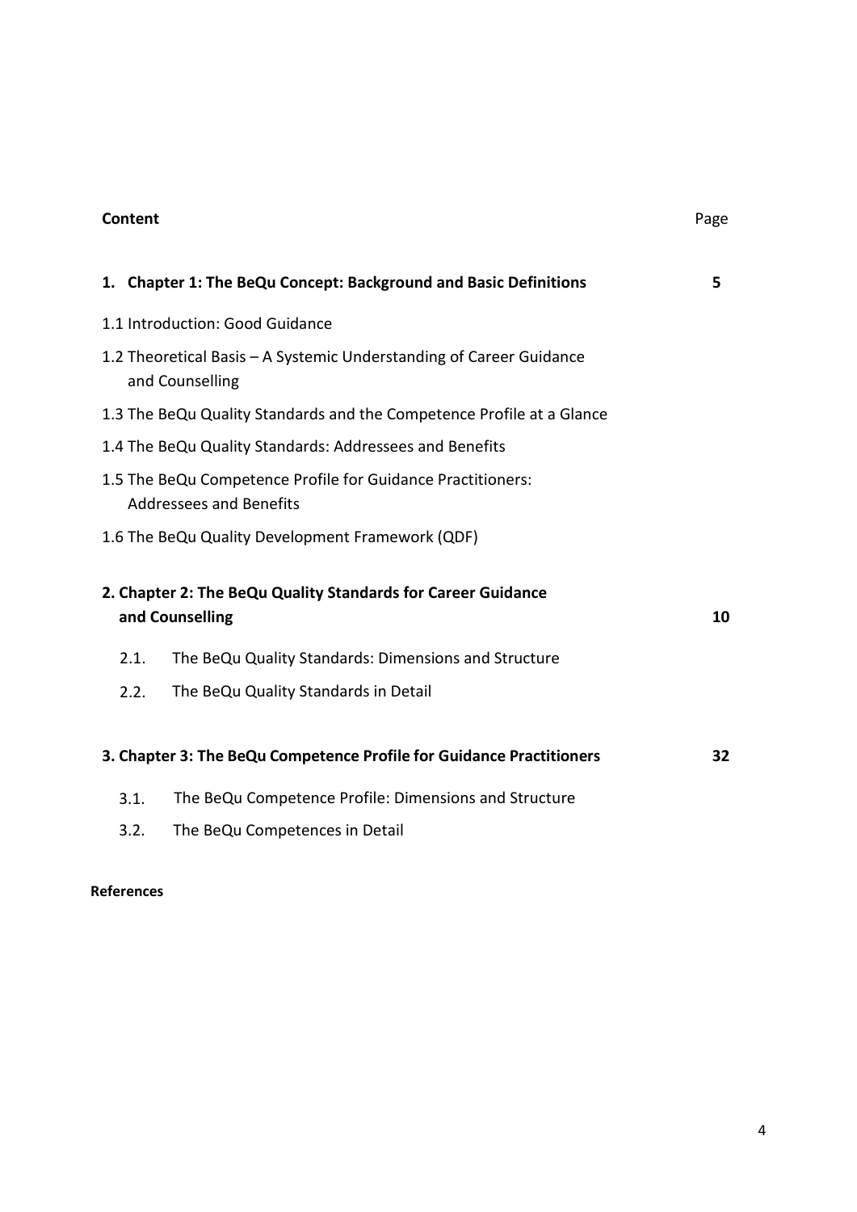**Content** Page

**1. Chapter 1: The BeQu Concept: Background and Basic Definitions** **5**

1.1 Introduction: Good Guidance

1.2 Theoretical Basis – A Systemic Understanding of Career Guidance and Counselling

1.3 The BeQu Quality Standards and the Competence Profile at a Glance

1.4 The BeQu Quality Standards: Addressees and Benefits

1.5 The BeQu Competence Profile for Guidance Practitioners: Addressees and Benefits

1.6 The BeQu Quality Development Framework (QDF)

**2. Chapter 2: The BeQu Quality Standards for Career Guidance and Counselling** **10**

2.1. The BeQu Quality Standards: Dimensions and Structure

2.2. The BeQu Quality Standards in Detail

**3. Chapter 3: The BeQu Competence Profile for Guidance Practitioners** **32**

3.1. The BeQu Competence Profile: Dimensions and Structure

3.2. The BeQu Competences in Detail

**References**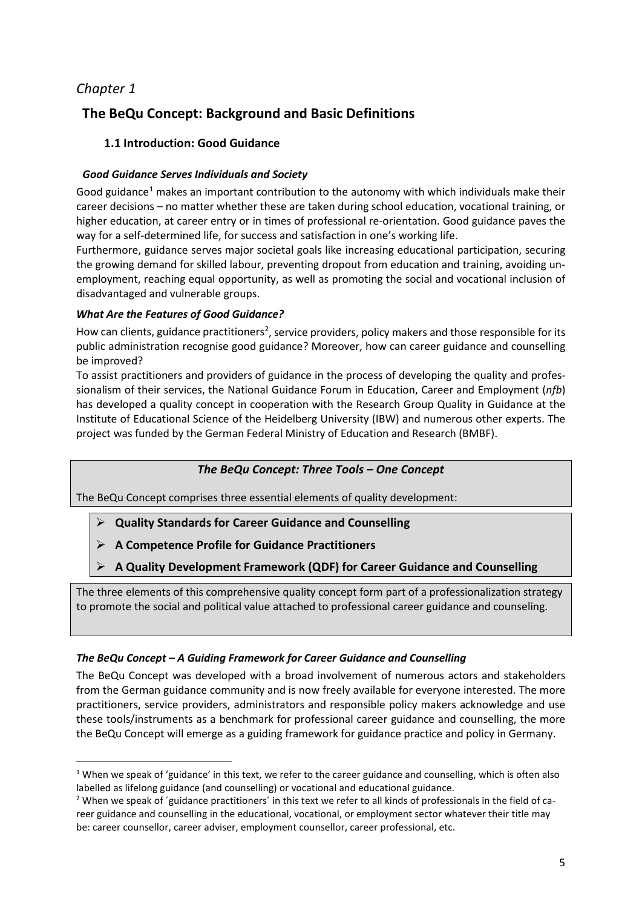*Chapter 1*

# The BeQu Concept: Background and Basic Definitions

## 1.1 Introduction: Good Guidance

### *Good Guidance Serves Individuals and Society*

Good guidance[1] makes an important contribution to the autonomy with which individuals make their career decisions – no matter whether these are taken during school education, vocational training, or higher education, at career entry or in times of professional re-orientation. Good guidance paves the way for a self-determined life, for success and satisfaction in one's working life.

Furthermore, guidance serves major societal goals like increasing educational participation, securing the growing demand for skilled labour, preventing dropout from education and training, avoiding unemployment, reaching equal opportunity, as well as promoting the social and vocational inclusion of disadvantaged and vulnerable groups.

### *What Are the Features of Good Guidance?*

How can clients, guidance practitioners[2], service providers, policy makers and those responsible for its public administration recognise good guidance? Moreover, how can career guidance and counselling be improved?

To assist practitioners and providers of guidance in the process of developing the quality and professionalism of their services, the National Guidance Forum in Education, Career and Employment (*nfb*) has developed a quality concept in cooperation with the Research Group Quality in Guidance at the Institute of Educational Science of the Heidelberg University (IBW) and numerous other experts. The project was funded by the German Federal Ministry of Education and Research (BMBF).

### *The BeQu Concept: Three Tools – One Concept*

The BeQu Concept comprises three essential elements of quality development:

- **Quality Standards for Career Guidance and Counselling**
- **A Competence Profile for Guidance Practitioners**
- **A Quality Development Framework (QDF) for Career Guidance and Counselling**

The three elements of this comprehensive quality concept form part of a professionalization strategy to promote the social and political value attached to professional career guidance and counseling.

### *The BeQu Concept – A Guiding Framework for Career Guidance and Counselling*

The BeQu Concept was developed with a broad involvement of numerous actors and stakeholders from the German guidance community and is now freely available for everyone interested. The more practitioners, service providers, administrators and responsible policy makers acknowledge and use these tools/instruments as a benchmark for professional career guidance and counselling, the more the BeQu Concept will emerge as a guiding framework for guidance practice and policy in Germany.

---

[1] When we speak of 'guidance' in this text, we refer to the career guidance and counselling, which is often also labelled as lifelong guidance (and counselling) or vocational and educational guidance.

[2] When we speak of ´guidance practitioners´ in this text we refer to all kinds of professionals in the field of career guidance and counselling in the educational, vocational, or employment sector whatever their title may be: career counsellor, career adviser, employment counsellor, career professional, etc.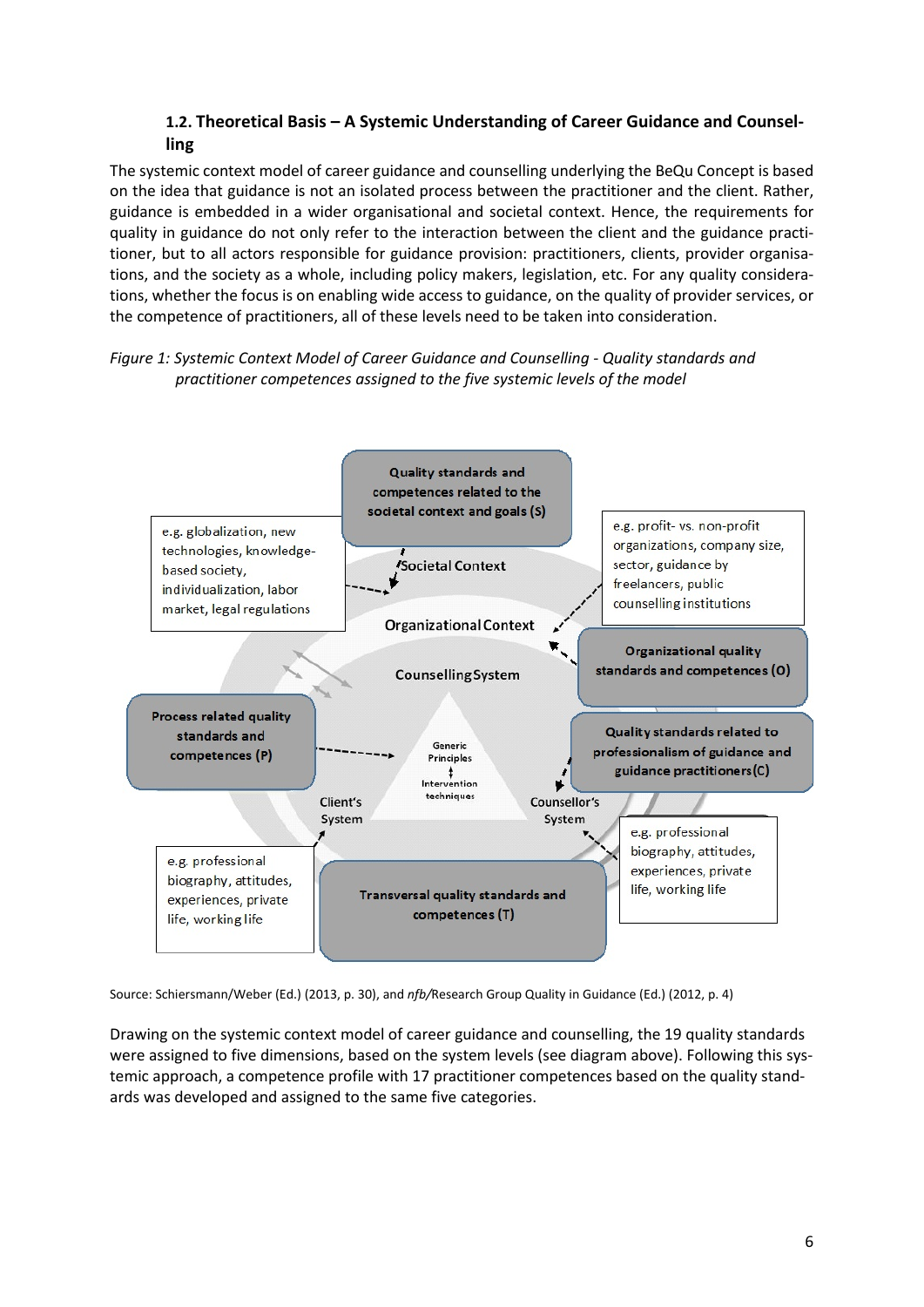### 1.2. Theoretical Basis – A Systemic Understanding of Career Guidance and Counselling

The systemic context model of career guidance and counselling underlying the BeQu Concept is based on the idea that guidance is not an isolated process between the practitioner and the client. Rather, guidance is embedded in a wider organisational and societal context. Hence, the requirements for quality in guidance do not only refer to the interaction between the client and the guidance practitioner, but to all actors responsible for guidance provision: practitioners, clients, provider organisations, and the society as a whole, including policy makers, legislation, etc. For any quality considerations, whether the focus is on enabling wide access to guidance, on the quality of provider services, or the competence of practitioners, all of these levels need to be taken into consideration.

*Figure 1: Systemic Context Model of Career Guidance and Counselling - Quality standards and practitioner competences assigned to the five systemic levels of the model*

Quality standards and competences related to the societal context and goals (S)

e.g. globalization, new technologies, knowledge-based society, individualization, labor market, legal regulations

e.g. profit- vs. non-profit organizations, company size, sector, guidance by freelancers, public counselling institutions

Societal Context

Organizational Context

Organizational quality standards and competences (O)

Counselling System

Process related quality standards and competences (P)

Generic Principles

Intervention techniques

Quality standards related to professionalism of guidance and guidance practitioners (C)

Client's System

Counsellor's System

e.g. professional biography, attitudes, experiences, private life, working life

Transversal quality standards and competences (T)

e.g. professional biography, attitudes, experiences, private life, working life

Source: Schiersmann/Weber (Ed.) (2013, p. 30), and *nfb*/Research Group Quality in Guidance (Ed.) (2012, p. 4)

Drawing on the systemic context model of career guidance and counselling, the 19 quality standards were assigned to five dimensions, based on the system levels (see diagram above). Following this systemic approach, a competence profile with 17 practitioner competences based on the quality standards was developed and assigned to the same five categories.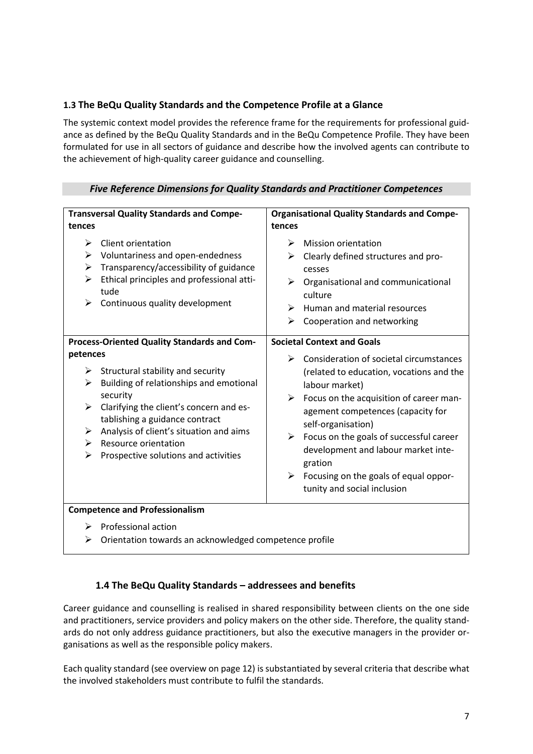### 1.3 The BeQu Quality Standards and the Competence Profile at a Glance

The systemic context model provides the reference frame for the requirements for professional guidance as defined by the BeQu Quality Standards and in the BeQu Competence Profile. They have been formulated for use in all sectors of guidance and describe how the involved agents can contribute to the achievement of high-quality career guidance and counselling.

***Five Reference Dimensions for Quality Standards and Practitioner Competences***

| **Transversal Quality Standards and Competences** | **Organisational Quality Standards and Competences** |
|---|---|
| ➢ Client orientation<br>➢ Voluntariness and open-endedness<br>➢ Transparency/accessibility of guidance<br>➢ Ethical principles and professional attitude<br>➢ Continuous quality development | ➢ Mission orientation<br>➢ Clearly defined structures and processes<br>➢ Organisational and communicational culture<br>➢ Human and material resources<br>➢ Cooperation and networking |
| **Process-Oriented Quality Standards and Competences** | **Societal Context and Goals** |
| ➢ Structural stability and security<br>➢ Building of relationships and emotional security<br>➢ Clarifying the client's concern and establishing a guidance contract<br>➢ Analysis of client's situation and aims<br>➢ Resource orientation<br>➢ Prospective solutions and activities | ➢ Consideration of societal circumstances (related to education, vocations and the labour market)<br>➢ Focus on the acquisition of career management competences (capacity for self-organisation)<br>➢ Focus on the goals of successful career development and labour market integration<br>➢ Focusing on the goals of equal opportunity and social inclusion |
| **Competence and Professionalism**<br>➢ Professional action<br>➢ Orientation towards an acknowledged competence profile | |

### 1.4 The BeQu Quality Standards – addressees and benefits

Career guidance and counselling is realised in shared responsibility between clients on the one side and practitioners, service providers and policy makers on the other side. Therefore, the quality standards do not only address guidance practitioners, but also the executive managers in the provider organisations as well as the responsible policy makers.

Each quality standard (see overview on page 12) is substantiated by several criteria that describe what the involved stakeholders must contribute to fulfil the standards.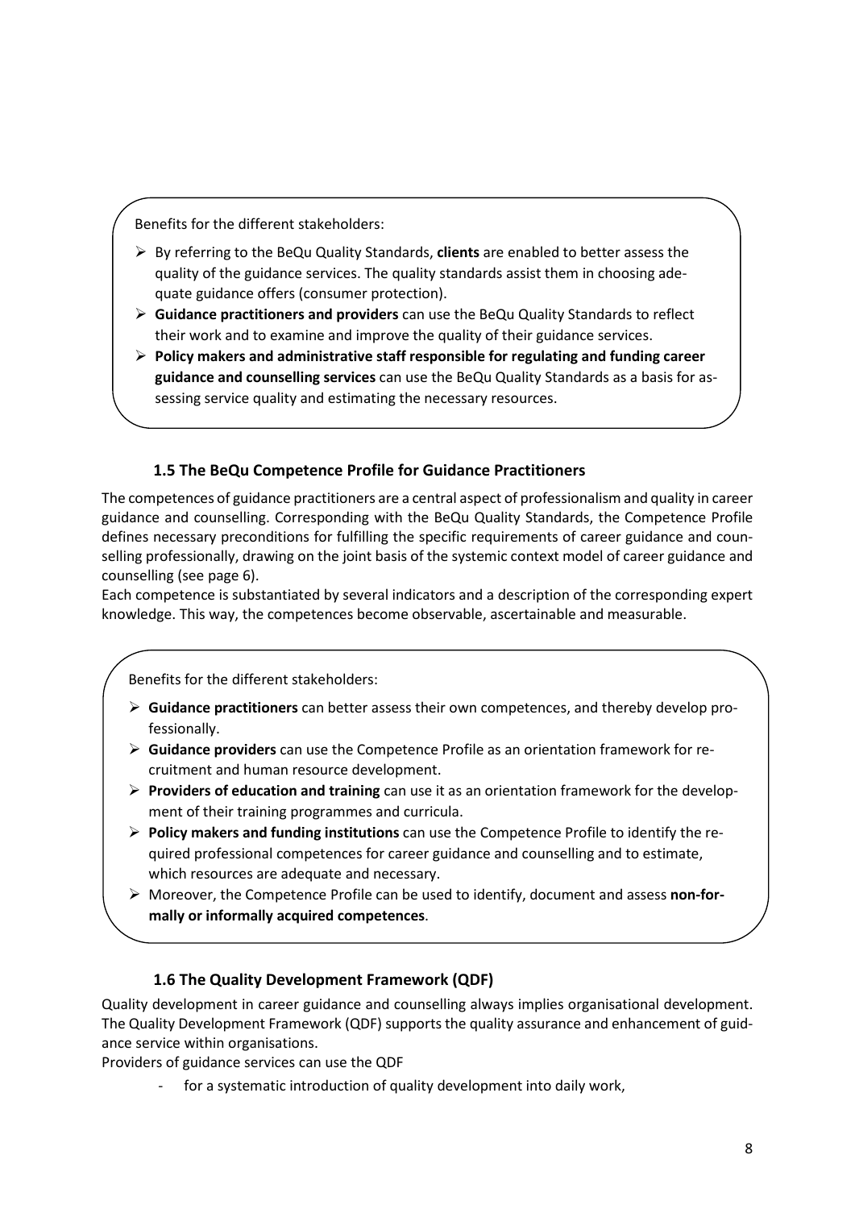Benefits for the different stakeholders:

- By referring to the BeQu Quality Standards, **clients** are enabled to better assess the quality of the guidance services. The quality standards assist them in choosing adequate guidance offers (consumer protection).
- **Guidance practitioners and providers** can use the BeQu Quality Standards to reflect their work and to examine and improve the quality of their guidance services.
- **Policy makers and administrative staff responsible for regulating and funding career guidance and counselling services** can use the BeQu Quality Standards as a basis for assessing service quality and estimating the necessary resources.

### 1.5 The BeQu Competence Profile for Guidance Practitioners

The competences of guidance practitioners are a central aspect of professionalism and quality in career guidance and counselling. Corresponding with the BeQu Quality Standards, the Competence Profile defines necessary preconditions for fulfilling the specific requirements of career guidance and counselling professionally, drawing on the joint basis of the systemic context model of career guidance and counselling (see page 6).

Each competence is substantiated by several indicators and a description of the corresponding expert knowledge. This way, the competences become observable, ascertainable and measurable.

Benefits for the different stakeholders:

- **Guidance practitioners** can better assess their own competences, and thereby develop professionally.
- **Guidance providers** can use the Competence Profile as an orientation framework for recruitment and human resource development.
- **Providers of education and training** can use it as an orientation framework for the development of their training programmes and curricula.
- **Policy makers and funding institutions** can use the Competence Profile to identify the required professional competences for career guidance and counselling and to estimate, which resources are adequate and necessary.
- Moreover, the Competence Profile can be used to identify, document and assess **non-formally or informally acquired competences**.

### 1.6 The Quality Development Framework (QDF)

Quality development in career guidance and counselling always implies organisational development. The Quality Development Framework (QDF) supports the quality assurance and enhancement of guidance service within organisations.

Providers of guidance services can use the QDF

- for a systematic introduction of quality development into daily work,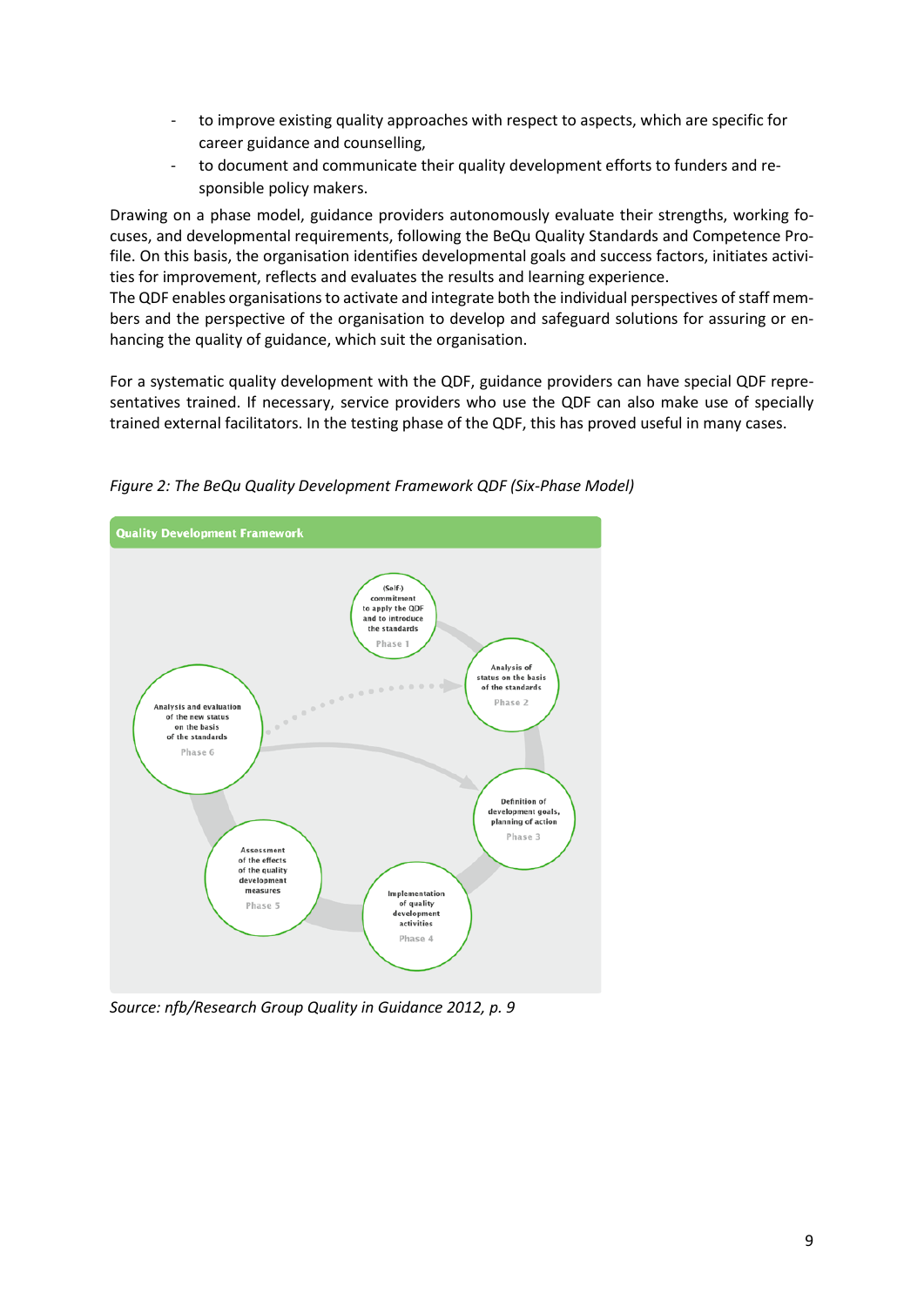- to improve existing quality approaches with respect to aspects, which are specific for career guidance and counselling,
- to document and communicate their quality development efforts to funders and responsible policy makers.

Drawing on a phase model, guidance providers autonomously evaluate their strengths, working focuses, and developmental requirements, following the BeQu Quality Standards and Competence Profile. On this basis, the organisation identifies developmental goals and success factors, initiates activities for improvement, reflects and evaluates the results and learning experience.
The QDF enables organisations to activate and integrate both the individual perspectives of staff members and the perspective of the organisation to develop and safeguard solutions for assuring or enhancing the quality of guidance, which suit the organisation.

For a systematic quality development with the QDF, guidance providers can have special QDF representatives trained. If necessary, service providers who use the QDF can also make use of specially trained external facilitators. In the testing phase of the QDF, this has proved useful in many cases.

*Figure 2: The BeQu Quality Development Framework QDF (Six-Phase Model)*

**Quality Development Framework**

- (Self-) commitment to apply the QDF and to introduce the standards — Phase 1
- Analysis of status on the basis of the standards — Phase 2
- Definition of development goals, planning of action — Phase 3
- Implementation of quality development activities — Phase 4
- Assessment of the effects of the quality development measures — Phase 5
- Analysis and evaluation of the new status on the basis of the standards — Phase 6

*Source: nfb/Research Group Quality in Guidance 2012, p. 9*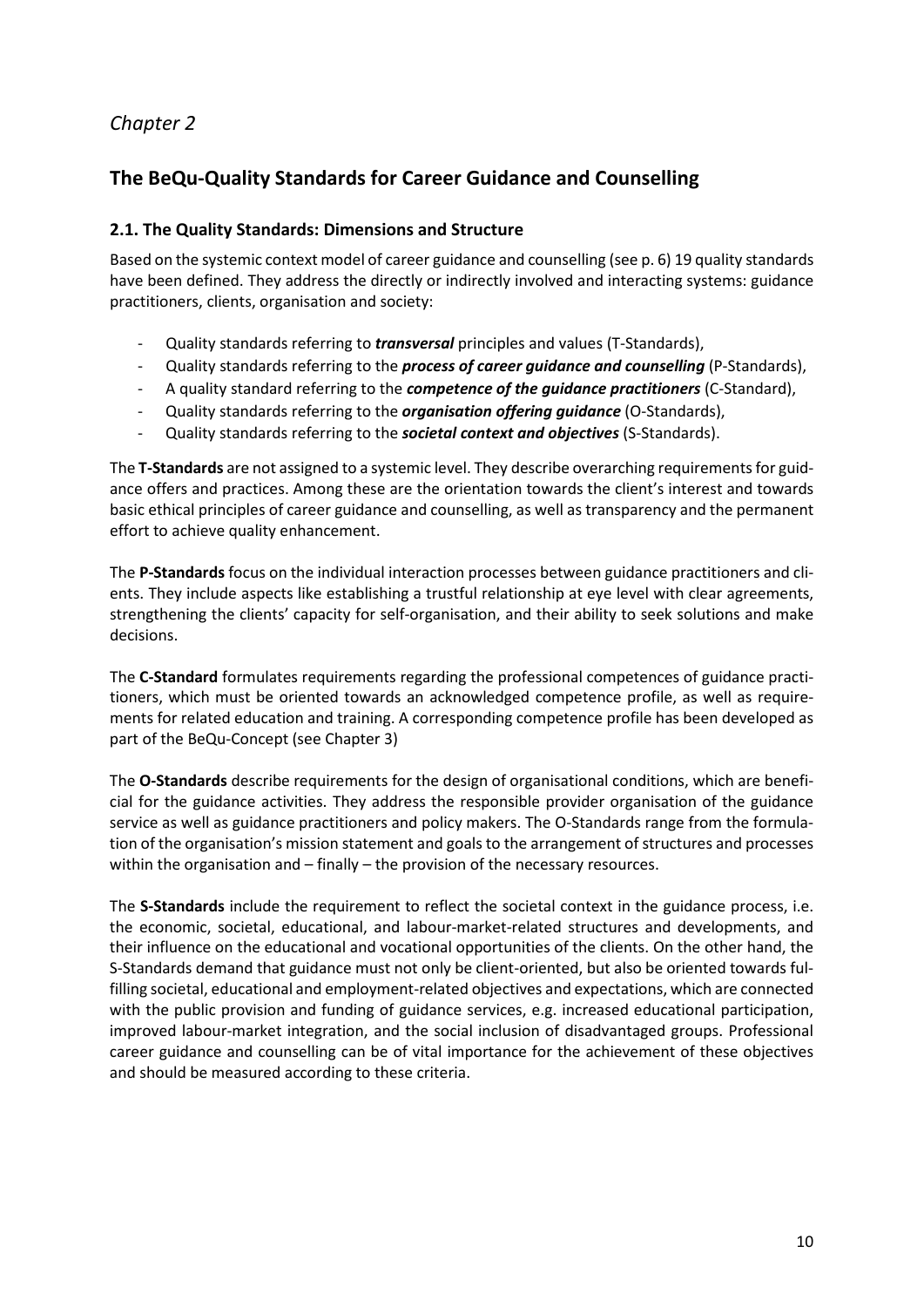*Chapter 2*

# The BeQu-Quality Standards for Career Guidance and Counselling

## 2.1. The Quality Standards: Dimensions and Structure

Based on the systemic context model of career guidance and counselling (see p. 6) 19 quality standards have been defined. They address the directly or indirectly involved and interacting systems: guidance practitioners, clients, organisation and society:

- Quality standards referring to ***transversal*** principles and values (T-Standards),
- Quality standards referring to the ***process of career guidance and counselling*** (P-Standards),
- A quality standard referring to the ***competence of the guidance practitioners*** (C-Standard),
- Quality standards referring to the ***organisation offering guidance*** (O-Standards),
- Quality standards referring to the ***societal context and objectives*** (S-Standards).

The **T-Standards** are not assigned to a systemic level. They describe overarching requirements for guidance offers and practices. Among these are the orientation towards the client's interest and towards basic ethical principles of career guidance and counselling, as well as transparency and the permanent effort to achieve quality enhancement.

The **P-Standards** focus on the individual interaction processes between guidance practitioners and clients. They include aspects like establishing a trustful relationship at eye level with clear agreements, strengthening the clients' capacity for self-organisation, and their ability to seek solutions and make decisions.

The **C-Standard** formulates requirements regarding the professional competences of guidance practitioners, which must be oriented towards an acknowledged competence profile, as well as requirements for related education and training. A corresponding competence profile has been developed as part of the BeQu-Concept (see Chapter 3)

The **O-Standards** describe requirements for the design of organisational conditions, which are beneficial for the guidance activities. They address the responsible provider organisation of the guidance service as well as guidance practitioners and policy makers. The O-Standards range from the formulation of the organisation's mission statement and goals to the arrangement of structures and processes within the organisation and – finally – the provision of the necessary resources.

The **S-Standards** include the requirement to reflect the societal context in the guidance process, i.e. the economic, societal, educational, and labour-market-related structures and developments, and their influence on the educational and vocational opportunities of the clients. On the other hand, the S-Standards demand that guidance must not only be client-oriented, but also be oriented towards fulfilling societal, educational and employment-related objectives and expectations, which are connected with the public provision and funding of guidance services, e.g. increased educational participation, improved labour-market integration, and the social inclusion of disadvantaged groups. Professional career guidance and counselling can be of vital importance for the achievement of these objectives and should be measured according to these criteria.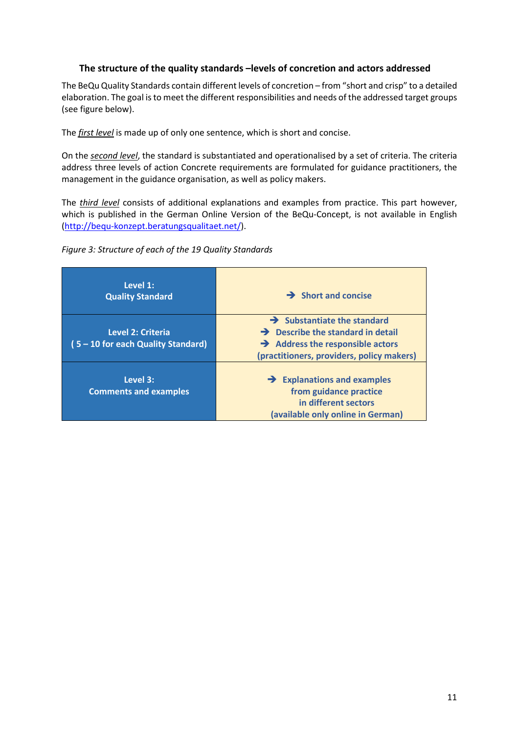### The structure of the quality standards –levels of concretion and actors addressed

The BeQu Quality Standards contain different levels of concretion – from "short and crisp" to a detailed elaboration. The goal is to meet the different responsibilities and needs of the addressed target groups (see figure below).

The *first level* is made up of only one sentence, which is short and concise.

On the *second level*, the standard is substantiated and operationalised by a set of criteria. The criteria address three levels of action Concrete requirements are formulated for guidance practitioners, the management in the guidance organisation, as well as policy makers.

The *third level* consists of additional explanations and examples from practice. This part however, which is published in the German Online Version of the BeQu-Concept, is not available in English (http://bequ-konzept.beratungsqualitaet.net/).

*Figure 3: Structure of each of the 19 Quality Standards*

| | |
|---|---|
| **Level 1: Quality Standard** | ➔ **Short and concise** |
| **Level 2: Criteria ( 5 – 10 for each Quality Standard)** | ➔ **Substantiate the standard**<br>➔ **Describe the standard in detail**<br>➔ **Address the responsible actors (practitioners, providers, policy makers)** |
| **Level 3: Comments and examples** | ➔ **Explanations and examples from guidance practice in different sectors (available only online in German)** |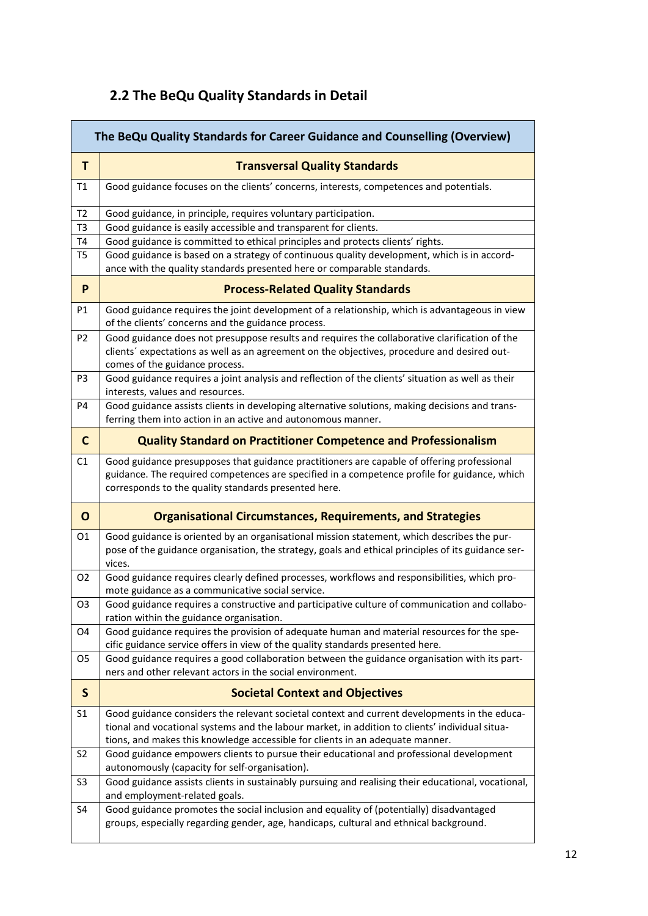## 2.2 The BeQu Quality Standards in Detail

| The BeQu Quality Standards for Career Guidance and Counselling (Overview) | |
|---|---|
| **T** | **Transversal Quality Standards** |
| T1 | Good guidance focuses on the clients' concerns, interests, competences and potentials. |
| T2 | Good guidance, in principle, requires voluntary participation. |
| T3 | Good guidance is easily accessible and transparent for clients. |
| T4 | Good guidance is committed to ethical principles and protects clients' rights. |
| T5 | Good guidance is based on a strategy of continuous quality development, which is in accordance with the quality standards presented here or comparable standards. |
| **P** | **Process-Related Quality Standards** |
| P1 | Good guidance requires the joint development of a relationship, which is advantageous in view of the clients' concerns and the guidance process. |
| P2 | Good guidance does not presuppose results and requires the collaborative clarification of the clients´ expectations as well as an agreement on the objectives, procedure and desired outcomes of the guidance process. |
| P3 | Good guidance requires a joint analysis and reflection of the clients' situation as well as their interests, values and resources. |
| P4 | Good guidance assists clients in developing alternative solutions, making decisions and transferring them into action in an active and autonomous manner. |
| **C** | **Quality Standard on Practitioner Competence and Professionalism** |
| C1 | Good guidance presupposes that guidance practitioners are capable of offering professional guidance. The required competences are specified in a competence profile for guidance, which corresponds to the quality standards presented here. |
| **O** | **Organisational Circumstances, Requirements, and Strategies** |
| O1 | Good guidance is oriented by an organisational mission statement, which describes the purpose of the guidance organisation, the strategy, goals and ethical principles of its guidance services. |
| O2 | Good guidance requires clearly defined processes, workflows and responsibilities, which promote guidance as a communicative social service. |
| O3 | Good guidance requires a constructive and participative culture of communication and collaboration within the guidance organisation. |
| O4 | Good guidance requires the provision of adequate human and material resources for the specific guidance service offers in view of the quality standards presented here. |
| O5 | Good guidance requires a good collaboration between the guidance organisation with its partners and other relevant actors in the social environment. |
| **S** | **Societal Context and Objectives** |
| S1 | Good guidance considers the relevant societal context and current developments in the educational and vocational systems and the labour market, in addition to clients' individual situations, and makes this knowledge accessible for clients in an adequate manner. |
| S2 | Good guidance empowers clients to pursue their educational and professional development autonomously (capacity for self-organisation). |
| S3 | Good guidance assists clients in sustainably pursuing and realising their educational, vocational, and employment-related goals. |
| S4 | Good guidance promotes the social inclusion and equality of (potentially) disadvantaged groups, especially regarding gender, age, handicaps, cultural and ethnical background. |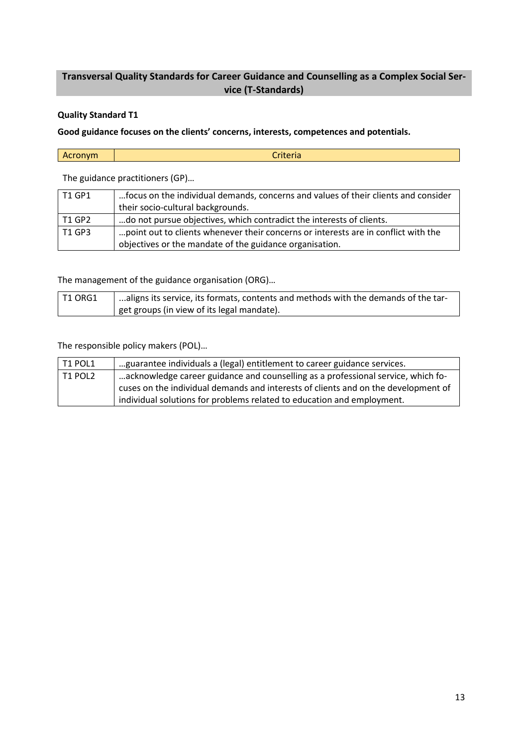## Transversal Quality Standards for Career Guidance and Counselling as a Complex Social Service (T-Standards)

**Quality Standard T1**

**Good guidance focuses on the clients' concerns, interests, competences and potentials.**

| Acronym | Criteria |
|---|---|

The guidance practitioners (GP)…

| | |
|---|---|
| T1 GP1 | …focus on the individual demands, concerns and values of their clients and consider their socio-cultural backgrounds. |
| T1 GP2 | …do not pursue objectives, which contradict the interests of clients. |
| T1 GP3 | …point out to clients whenever their concerns or interests are in conflict with the objectives or the mandate of the guidance organisation. |

The management of the guidance organisation (ORG)…

| | |
|---|---|
| T1 ORG1 | ...aligns its service, its formats, contents and methods with the demands of the target groups (in view of its legal mandate). |

The responsible policy makers (POL)…

| | |
|---|---|
| T1 POL1 | …guarantee individuals a (legal) entitlement to career guidance services. |
| T1 POL2 | …acknowledge career guidance and counselling as a professional service, which focuses on the individual demands and interests of clients and on the development of individual solutions for problems related to education and employment. |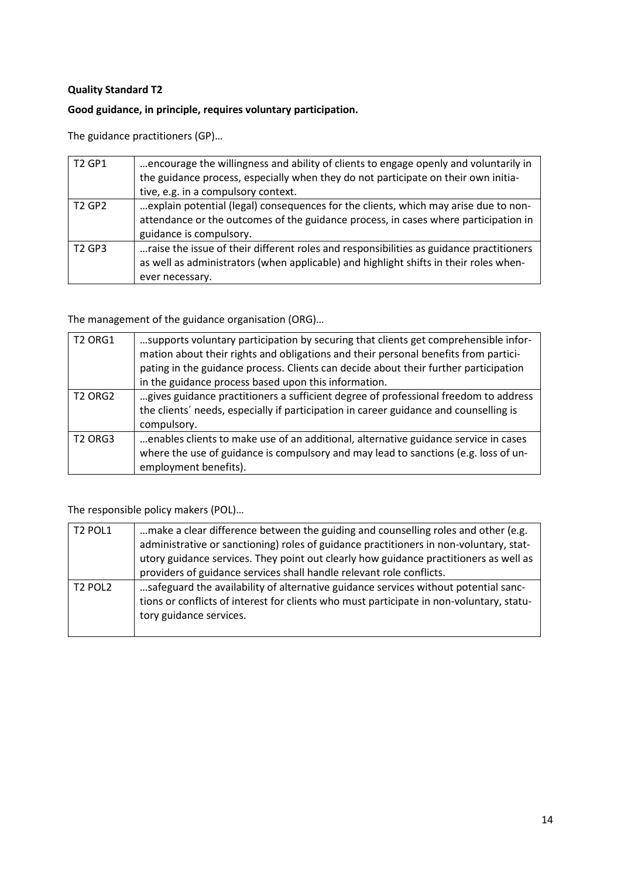**Quality Standard T2**

**Good guidance, in principle, requires voluntary participation.**

The guidance practitioners (GP)…

| | |
|---|---|
| T2 GP1 | …encourage the willingness and ability of clients to engage openly and voluntarily in the guidance process, especially when they do not participate on their own initiative, e.g. in a compulsory context. |
| T2 GP2 | …explain potential (legal) consequences for the clients, which may arise due to non-attendance or the outcomes of the guidance process, in cases where participation in guidance is compulsory. |
| T2 GP3 | …raise the issue of their different roles and responsibilities as guidance practitioners as well as administrators (when applicable) and highlight shifts in their roles whenever necessary. |

The management of the guidance organisation (ORG)…

| | |
|---|---|
| T2 ORG1 | …supports voluntary participation by securing that clients get comprehensible information about their rights and obligations and their personal benefits from participating in the guidance process. Clients can decide about their further participation in the guidance process based upon this information. |
| T2 ORG2 | …gives guidance practitioners a sufficient degree of professional freedom to address the clients´ needs, especially if participation in career guidance and counselling is compulsory. |
| T2 ORG3 | …enables clients to make use of an additional, alternative guidance service in cases where the use of guidance is compulsory and may lead to sanctions (e.g. loss of unemployment benefits). |

The responsible policy makers (POL)…

| | |
|---|---|
| T2 POL1 | …make a clear difference between the guiding and counselling roles and other (e.g. administrative or sanctioning) roles of guidance practitioners in non-voluntary, statutory guidance services. They point out clearly how guidance practitioners as well as providers of guidance services shall handle relevant role conflicts. |
| T2 POL2 | …safeguard the availability of alternative guidance services without potential sanctions or conflicts of interest for clients who must participate in non-voluntary, statutory guidance services. |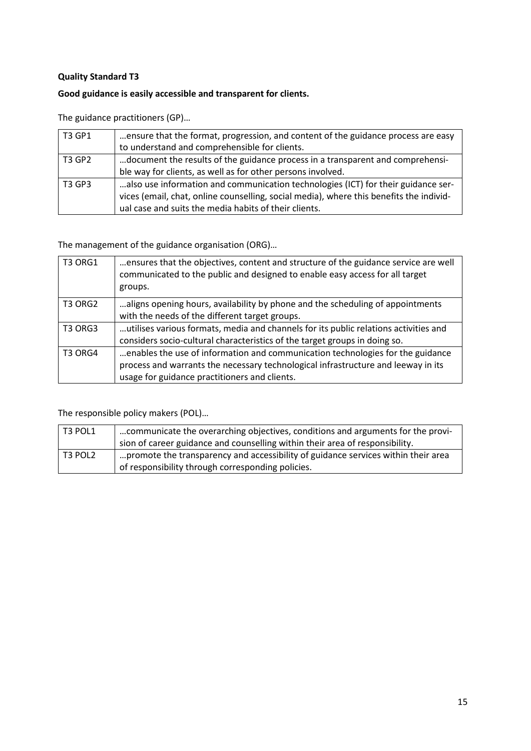**Quality Standard T3**

**Good guidance is easily accessible and transparent for clients.**

The guidance practitioners (GP)…

| | |
|---|---|
| T3 GP1 | …ensure that the format, progression, and content of the guidance process are easy to understand and comprehensible for clients. |
| T3 GP2 | …document the results of the guidance process in a transparent and comprehensible way for clients, as well as for other persons involved. |
| T3 GP3 | …also use information and communication technologies (ICT) for their guidance services (email, chat, online counselling, social media), where this benefits the individual case and suits the media habits of their clients. |

The management of the guidance organisation (ORG)…

| | |
|---|---|
| T3 ORG1 | …ensures that the objectives, content and structure of the guidance service are well communicated to the public and designed to enable easy access for all target groups. |
| T3 ORG2 | …aligns opening hours, availability by phone and the scheduling of appointments with the needs of the different target groups. |
| T3 ORG3 | …utilises various formats, media and channels for its public relations activities and considers socio-cultural characteristics of the target groups in doing so. |
| T3 ORG4 | …enables the use of information and communication technologies for the guidance process and warrants the necessary technological infrastructure and leeway in its usage for guidance practitioners and clients. |

The responsible policy makers (POL)…

| | |
|---|---|
| T3 POL1 | …communicate the overarching objectives, conditions and arguments for the provision of career guidance and counselling within their area of responsibility. |
| T3 POL2 | …promote the transparency and accessibility of guidance services within their area of responsibility through corresponding policies. |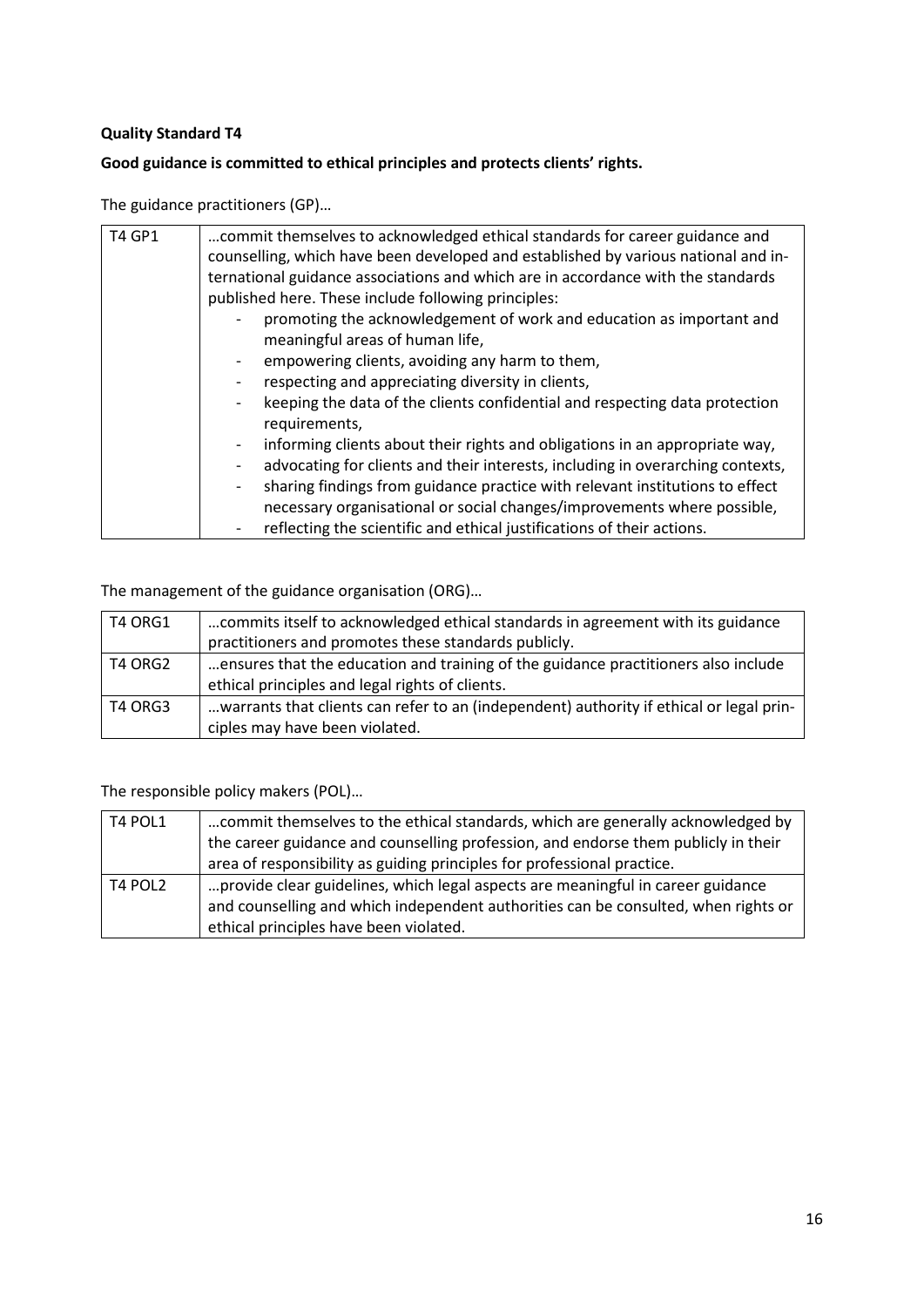**Quality Standard T4**

**Good guidance is committed to ethical principles and protects clients' rights.**

The guidance practitioners (GP)…

| | |
|---|---|
| T4 GP1 | …commit themselves to acknowledged ethical standards for career guidance and counselling, which have been developed and established by various national and international guidance associations and which are in accordance with the standards published here. These include following principles:<br>- promoting the acknowledgement of work and education as important and meaningful areas of human life,<br>- empowering clients, avoiding any harm to them,<br>- respecting and appreciating diversity in clients,<br>- keeping the data of the clients confidential and respecting data protection requirements,<br>- informing clients about their rights and obligations in an appropriate way,<br>- advocating for clients and their interests, including in overarching contexts,<br>- sharing findings from guidance practice with relevant institutions to effect necessary organisational or social changes/improvements where possible,<br>- reflecting the scientific and ethical justifications of their actions. |

The management of the guidance organisation (ORG)…

| | |
|---|---|
| T4 ORG1 | …commits itself to acknowledged ethical standards in agreement with its guidance practitioners and promotes these standards publicly. |
| T4 ORG2 | …ensures that the education and training of the guidance practitioners also include ethical principles and legal rights of clients. |
| T4 ORG3 | …warrants that clients can refer to an (independent) authority if ethical or legal principles may have been violated. |

The responsible policy makers (POL)…

| | |
|---|---|
| T4 POL1 | …commit themselves to the ethical standards, which are generally acknowledged by the career guidance and counselling profession, and endorse them publicly in their area of responsibility as guiding principles for professional practice. |
| T4 POL2 | …provide clear guidelines, which legal aspects are meaningful in career guidance and counselling and which independent authorities can be consulted, when rights or ethical principles have been violated. |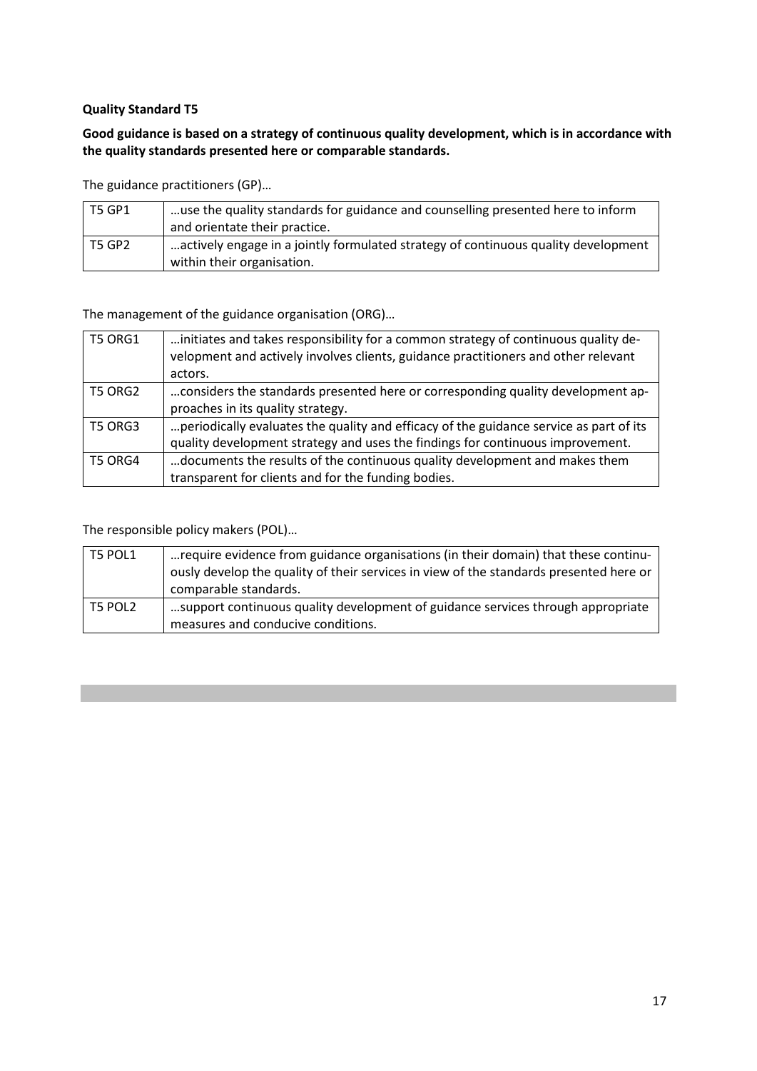**Quality Standard T5**

**Good guidance is based on a strategy of continuous quality development, which is in accordance with the quality standards presented here or comparable standards.**

The guidance practitioners (GP)…

| | |
|---|---|
| T5 GP1 | …use the quality standards for guidance and counselling presented here to inform and orientate their practice. |
| T5 GP2 | …actively engage in a jointly formulated strategy of continuous quality development within their organisation. |

The management of the guidance organisation (ORG)…

| | |
|---|---|
| T5 ORG1 | …initiates and takes responsibility for a common strategy of continuous quality development and actively involves clients, guidance practitioners and other relevant actors. |
| T5 ORG2 | …considers the standards presented here or corresponding quality development approaches in its quality strategy. |
| T5 ORG3 | …periodically evaluates the quality and efficacy of the guidance service as part of its quality development strategy and uses the findings for continuous improvement. |
| T5 ORG4 | …documents the results of the continuous quality development and makes them transparent for clients and for the funding bodies. |

The responsible policy makers (POL)…

| | |
|---|---|
| T5 POL1 | …require evidence from guidance organisations (in their domain) that these continuously develop the quality of their services in view of the standards presented here or comparable standards. |
| T5 POL2 | …support continuous quality development of guidance services through appropriate measures and conducive conditions. |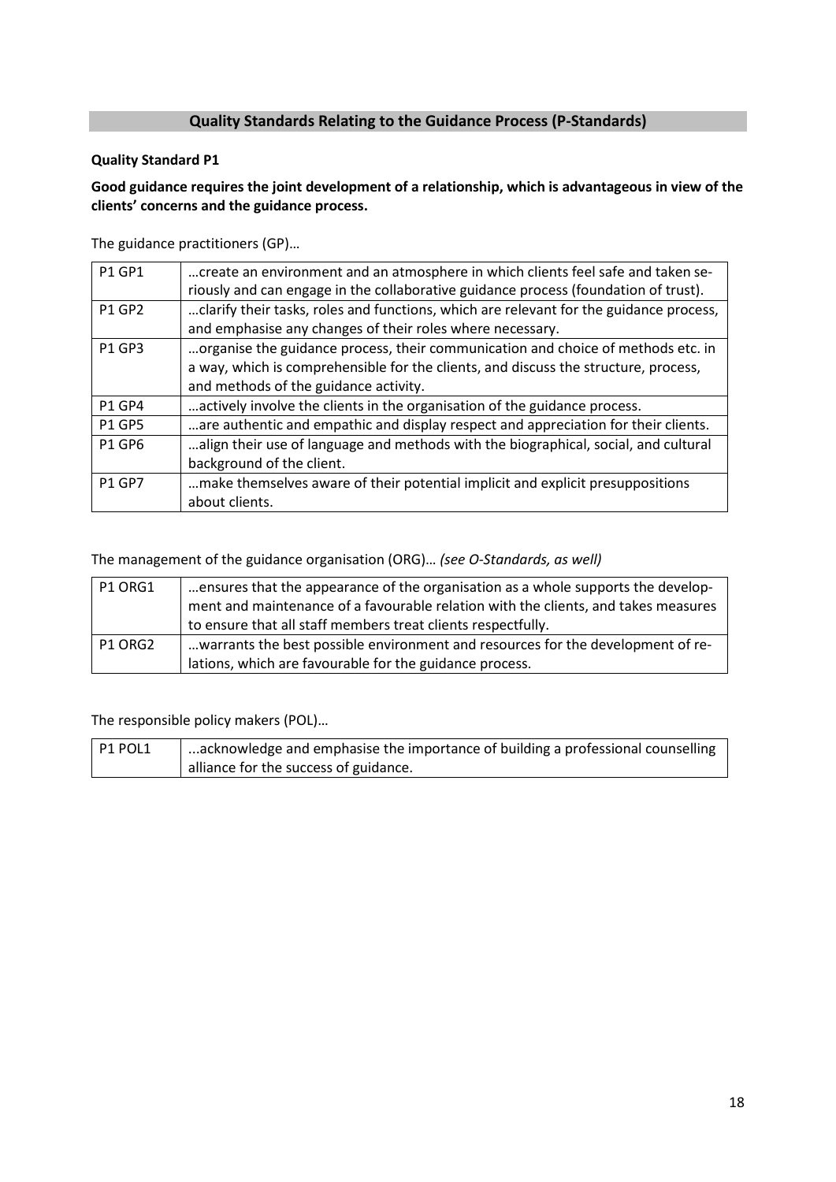## Quality Standards Relating to the Guidance Process (P-Standards)

### Quality Standard P1

**Good guidance requires the joint development of a relationship, which is advantageous in view of the clients' concerns and the guidance process.**

The guidance practitioners (GP)…

| | |
|---|---|
| P1 GP1 | …create an environment and an atmosphere in which clients feel safe and taken seriously and can engage in the collaborative guidance process (foundation of trust). |
| P1 GP2 | …clarify their tasks, roles and functions, which are relevant for the guidance process, and emphasise any changes of their roles where necessary. |
| P1 GP3 | …organise the guidance process, their communication and choice of methods etc. in a way, which is comprehensible for the clients, and discuss the structure, process, and methods of the guidance activity. |
| P1 GP4 | …actively involve the clients in the organisation of the guidance process. |
| P1 GP5 | …are authentic and empathic and display respect and appreciation for their clients. |
| P1 GP6 | …align their use of language and methods with the biographical, social, and cultural background of the client. |
| P1 GP7 | …make themselves aware of their potential implicit and explicit presuppositions about clients. |

The management of the guidance organisation (ORG)… *(see O-Standards, as well)*

| | |
|---|---|
| P1 ORG1 | …ensures that the appearance of the organisation as a whole supports the development and maintenance of a favourable relation with the clients, and takes measures to ensure that all staff members treat clients respectfully. |
| P1 ORG2 | …warrants the best possible environment and resources for the development of relations, which are favourable for the guidance process. |

The responsible policy makers (POL)…

| | |
|---|---|
| P1 POL1 | ...acknowledge and emphasise the importance of building a professional counselling alliance for the success of guidance. |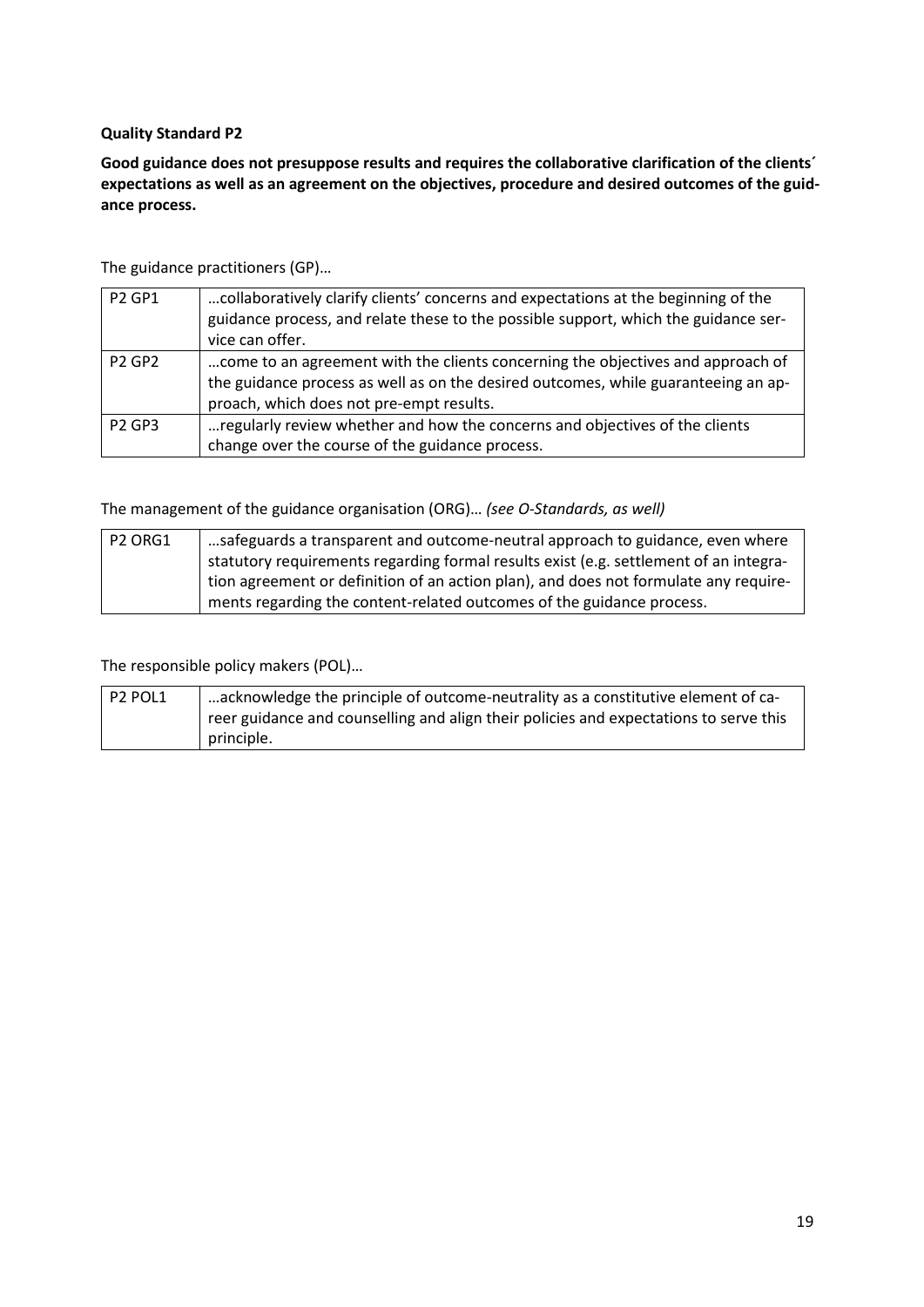**Quality Standard P2**

**Good guidance does not presuppose results and requires the collaborative clarification of the clients´ expectations as well as an agreement on the objectives, procedure and desired outcomes of the guidance process.**

The guidance practitioners (GP)…

| | |
|---|---|
| P2 GP1 | …collaboratively clarify clients' concerns and expectations at the beginning of the guidance process, and relate these to the possible support, which the guidance service can offer. |
| P2 GP2 | …come to an agreement with the clients concerning the objectives and approach of the guidance process as well as on the desired outcomes, while guaranteeing an approach, which does not pre-empt results. |
| P2 GP3 | …regularly review whether and how the concerns and objectives of the clients change over the course of the guidance process. |

The management of the guidance organisation (ORG)… *(see O-Standards, as well)*

| | |
|---|---|
| P2 ORG1 | …safeguards a transparent and outcome-neutral approach to guidance, even where statutory requirements regarding formal results exist (e.g. settlement of an integration agreement or definition of an action plan), and does not formulate any requirements regarding the content-related outcomes of the guidance process. |

The responsible policy makers (POL)…

| | |
|---|---|
| P2 POL1 | …acknowledge the principle of outcome-neutrality as a constitutive element of career guidance and counselling and align their policies and expectations to serve this principle. |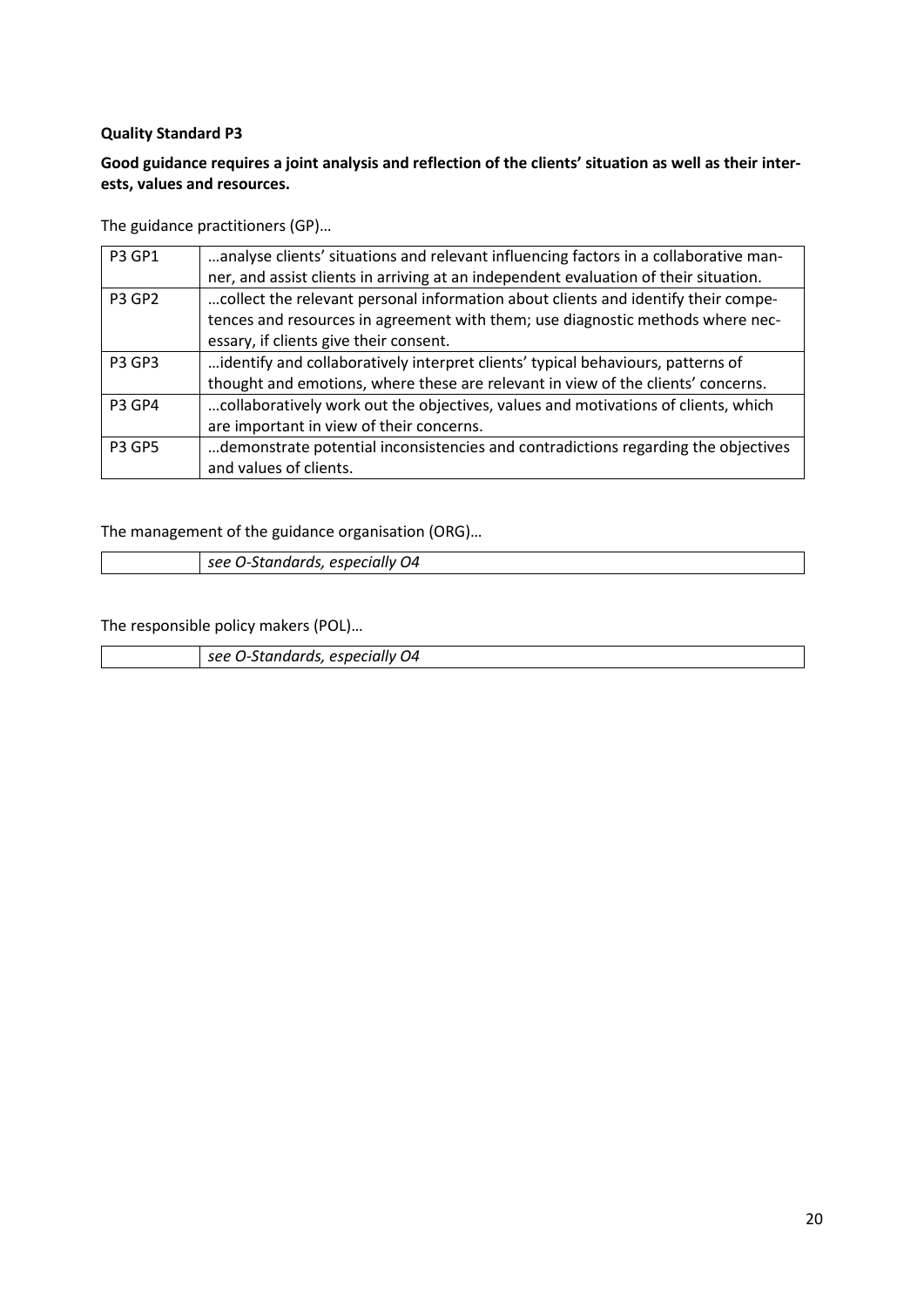**Quality Standard P3**

**Good guidance requires a joint analysis and reflection of the clients' situation as well as their interests, values and resources.**

The guidance practitioners (GP)…

| | |
|---|---|
| P3 GP1 | …analyse clients' situations and relevant influencing factors in a collaborative manner, and assist clients in arriving at an independent evaluation of their situation. |
| P3 GP2 | …collect the relevant personal information about clients and identify their competences and resources in agreement with them; use diagnostic methods where necessary, if clients give their consent. |
| P3 GP3 | …identify and collaboratively interpret clients' typical behaviours, patterns of thought and emotions, where these are relevant in view of the clients' concerns. |
| P3 GP4 | …collaboratively work out the objectives, values and motivations of clients, which are important in view of their concerns. |
| P3 GP5 | …demonstrate potential inconsistencies and contradictions regarding the objectives and values of clients. |

The management of the guidance organisation (ORG)…

| | |
|---|---|
| | *see O-Standards, especially O4* |

The responsible policy makers (POL)…

| | |
|---|---|
| | *see O-Standards, especially O4* |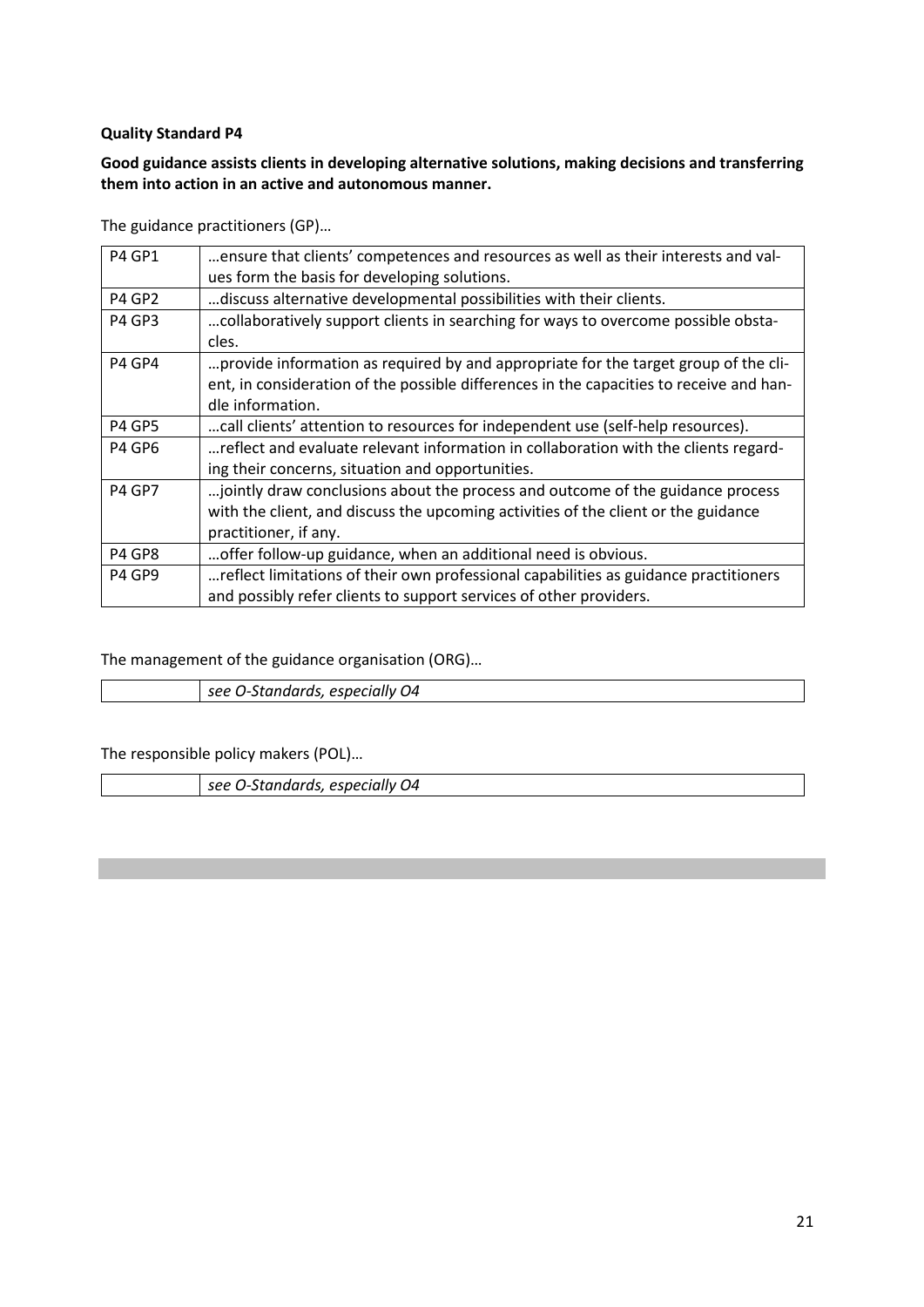**Quality Standard P4**

**Good guidance assists clients in developing alternative solutions, making decisions and transferring them into action in an active and autonomous manner.**

The guidance practitioners (GP)…

| | |
|---|---|
| P4 GP1 | …ensure that clients' competences and resources as well as their interests and values form the basis for developing solutions. |
| P4 GP2 | …discuss alternative developmental possibilities with their clients. |
| P4 GP3 | …collaboratively support clients in searching for ways to overcome possible obstacles. |
| P4 GP4 | …provide information as required by and appropriate for the target group of the client, in consideration of the possible differences in the capacities to receive and handle information. |
| P4 GP5 | …call clients' attention to resources for independent use (self-help resources). |
| P4 GP6 | …reflect and evaluate relevant information in collaboration with the clients regarding their concerns, situation and opportunities. |
| P4 GP7 | …jointly draw conclusions about the process and outcome of the guidance process with the client, and discuss the upcoming activities of the client or the guidance practitioner, if any. |
| P4 GP8 | …offer follow-up guidance, when an additional need is obvious. |
| P4 GP9 | …reflect limitations of their own professional capabilities as guidance practitioners and possibly refer clients to support services of other providers. |

The management of the guidance organisation (ORG)…

| | |
|---|---|
| | *see O-Standards, especially O4* |

The responsible policy makers (POL)…

| | |
|---|---|
| | *see O-Standards, especially O4* |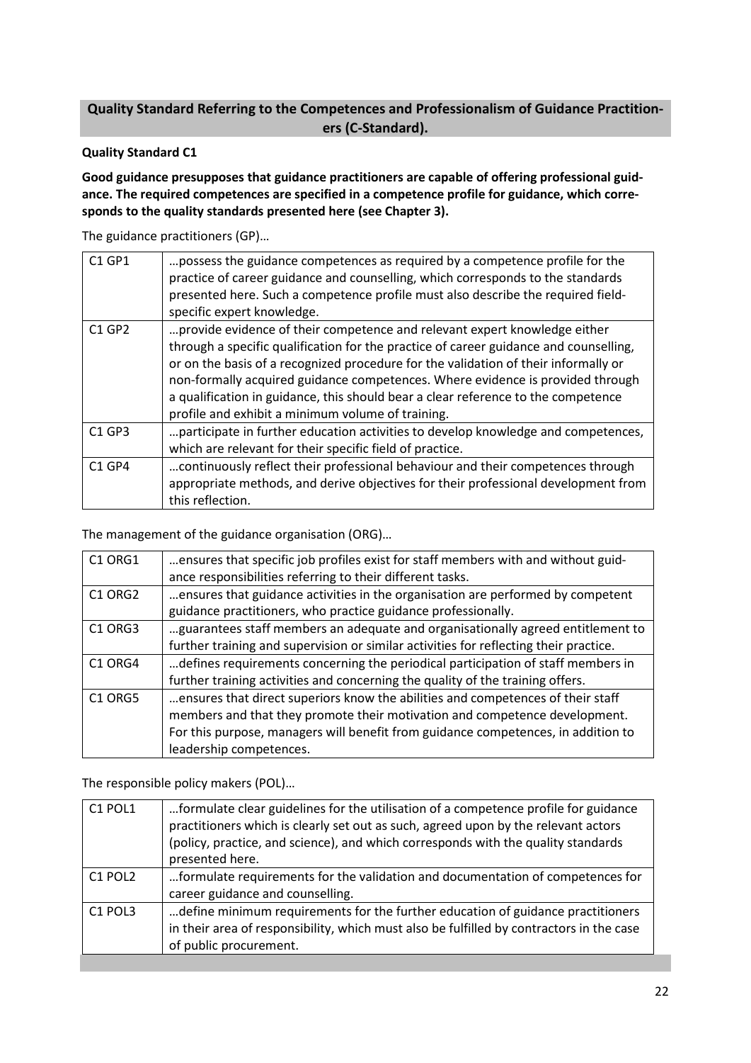## Quality Standard Referring to the Competences and Professionalism of Guidance Practitioners (C-Standard).

**Quality Standard C1**

**Good guidance presupposes that guidance practitioners are capable of offering professional guidance. The required competences are specified in a competence profile for guidance, which corresponds to the quality standards presented here (see Chapter 3).**

The guidance practitioners (GP)…

| | |
|---|---|
| C1 GP1 | …possess the guidance competences as required by a competence profile for the practice of career guidance and counselling, which corresponds to the standards presented here. Such a competence profile must also describe the required field-specific expert knowledge. |
| C1 GP2 | …provide evidence of their competence and relevant expert knowledge either through a specific qualification for the practice of career guidance and counselling, or on the basis of a recognized procedure for the validation of their informally or non-formally acquired guidance competences. Where evidence is provided through a qualification in guidance, this should bear a clear reference to the competence profile and exhibit a minimum volume of training. |
| C1 GP3 | …participate in further education activities to develop knowledge and competences, which are relevant for their specific field of practice. |
| C1 GP4 | …continuously reflect their professional behaviour and their competences through appropriate methods, and derive objectives for their professional development from this reflection. |

The management of the guidance organisation (ORG)…

| | |
|---|---|
| C1 ORG1 | …ensures that specific job profiles exist for staff members with and without guidance responsibilities referring to their different tasks. |
| C1 ORG2 | …ensures that guidance activities in the organisation are performed by competent guidance practitioners, who practice guidance professionally. |
| C1 ORG3 | …guarantees staff members an adequate and organisationally agreed entitlement to further training and supervision or similar activities for reflecting their practice. |
| C1 ORG4 | …defines requirements concerning the periodical participation of staff members in further training activities and concerning the quality of the training offers. |
| C1 ORG5 | …ensures that direct superiors know the abilities and competences of their staff members and that they promote their motivation and competence development. For this purpose, managers will benefit from guidance competences, in addition to leadership competences. |

The responsible policy makers (POL)…

| | |
|---|---|
| C1 POL1 | …formulate clear guidelines for the utilisation of a competence profile for guidance practitioners which is clearly set out as such, agreed upon by the relevant actors (policy, practice, and science), and which corresponds with the quality standards presented here. |
| C1 POL2 | …formulate requirements for the validation and documentation of competences for career guidance and counselling. |
| C1 POL3 | …define minimum requirements for the further education of guidance practitioners in their area of responsibility, which must also be fulfilled by contractors in the case of public procurement. |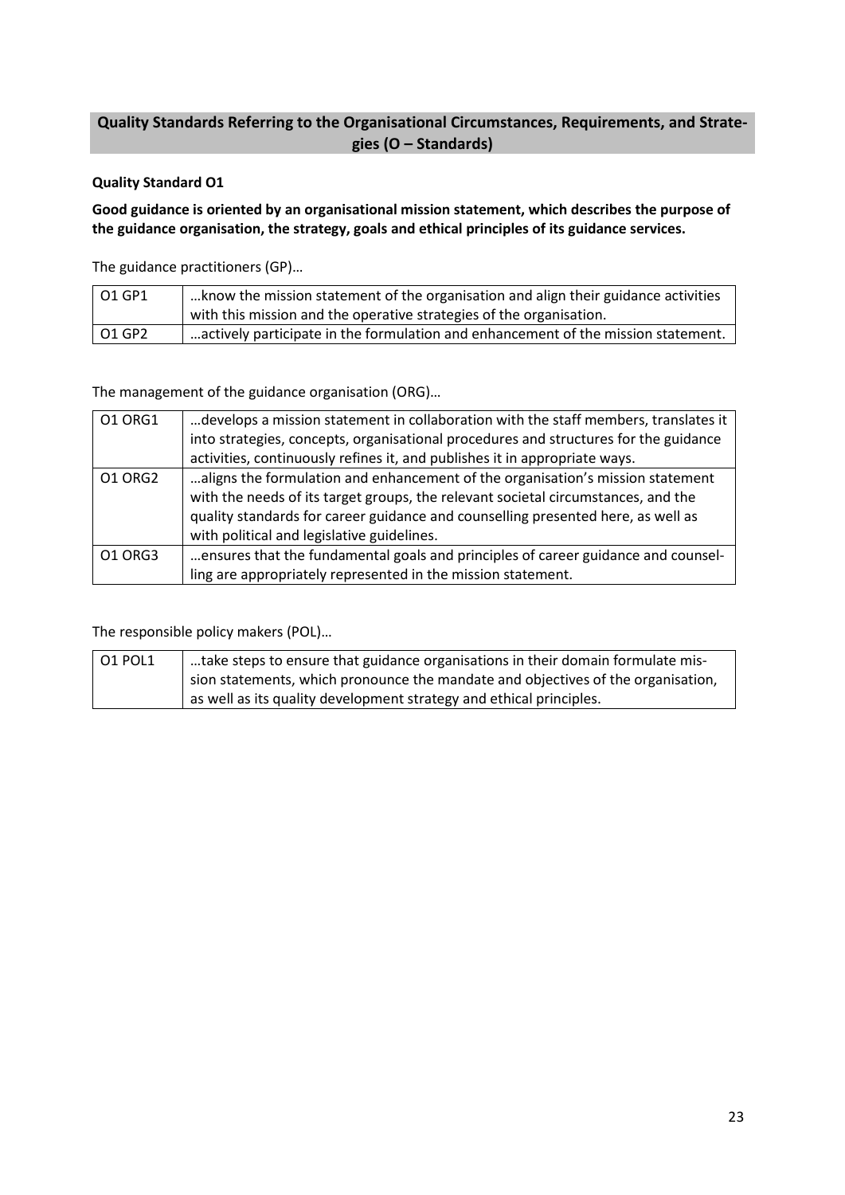## Quality Standards Referring to the Organisational Circumstances, Requirements, and Strategies (O – Standards)

### Quality Standard O1

**Good guidance is oriented by an organisational mission statement, which describes the purpose of the guidance organisation, the strategy, goals and ethical principles of its guidance services.**

The guidance practitioners (GP)…

| | |
|---|---|
| O1 GP1 | …know the mission statement of the organisation and align their guidance activities with this mission and the operative strategies of the organisation. |
| O1 GP2 | …actively participate in the formulation and enhancement of the mission statement. |

The management of the guidance organisation (ORG)…

| | |
|---|---|
| O1 ORG1 | …develops a mission statement in collaboration with the staff members, translates it into strategies, concepts, organisational procedures and structures for the guidance activities, continuously refines it, and publishes it in appropriate ways. |
| O1 ORG2 | …aligns the formulation and enhancement of the organisation's mission statement with the needs of its target groups, the relevant societal circumstances, and the quality standards for career guidance and counselling presented here, as well as with political and legislative guidelines. |
| O1 ORG3 | …ensures that the fundamental goals and principles of career guidance and counselling are appropriately represented in the mission statement. |

The responsible policy makers (POL)…

| | |
|---|---|
| O1 POL1 | …take steps to ensure that guidance organisations in their domain formulate mission statements, which pronounce the mandate and objectives of the organisation, as well as its quality development strategy and ethical principles. |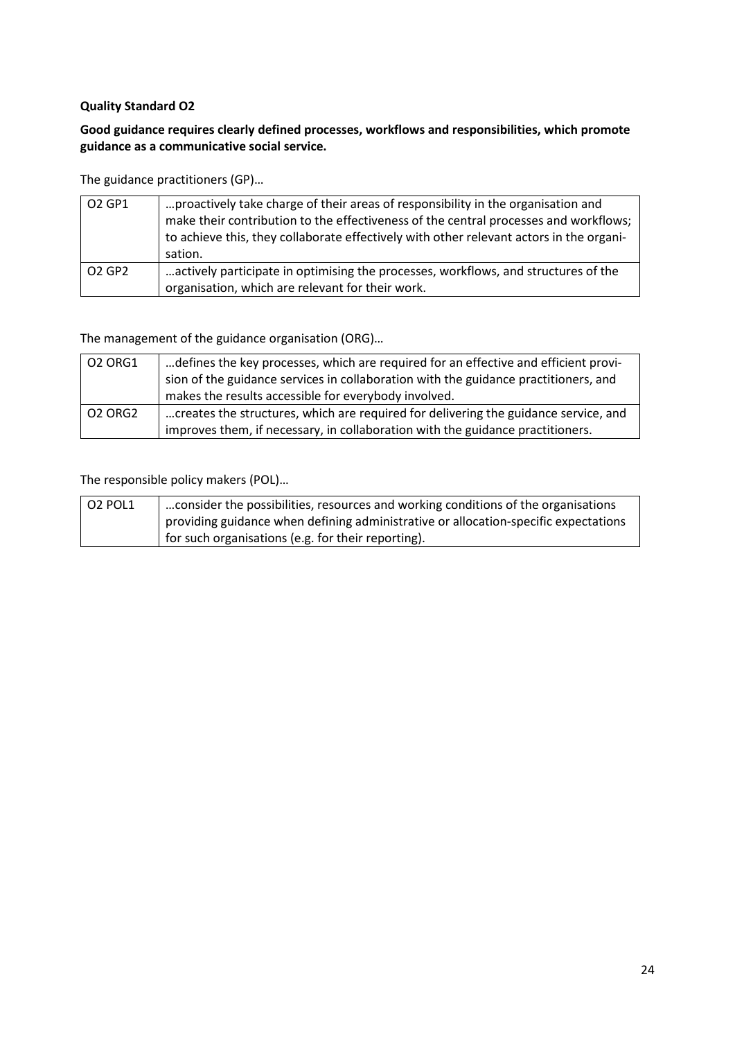**Quality Standard O2**

**Good guidance requires clearly defined processes, workflows and responsibilities, which promote guidance as a communicative social service.**

The guidance practitioners (GP)…

| | |
|---|---|
| O2 GP1 | …proactively take charge of their areas of responsibility in the organisation and make their contribution to the effectiveness of the central processes and workflows; to achieve this, they collaborate effectively with other relevant actors in the organisation. |
| O2 GP2 | …actively participate in optimising the processes, workflows, and structures of the organisation, which are relevant for their work. |

The management of the guidance organisation (ORG)…

| | |
|---|---|
| O2 ORG1 | …defines the key processes, which are required for an effective and efficient provision of the guidance services in collaboration with the guidance practitioners, and makes the results accessible for everybody involved. |
| O2 ORG2 | …creates the structures, which are required for delivering the guidance service, and improves them, if necessary, in collaboration with the guidance practitioners. |

The responsible policy makers (POL)…

| | |
|---|---|
| O2 POL1 | …consider the possibilities, resources and working conditions of the organisations providing guidance when defining administrative or allocation-specific expectations for such organisations (e.g. for their reporting). |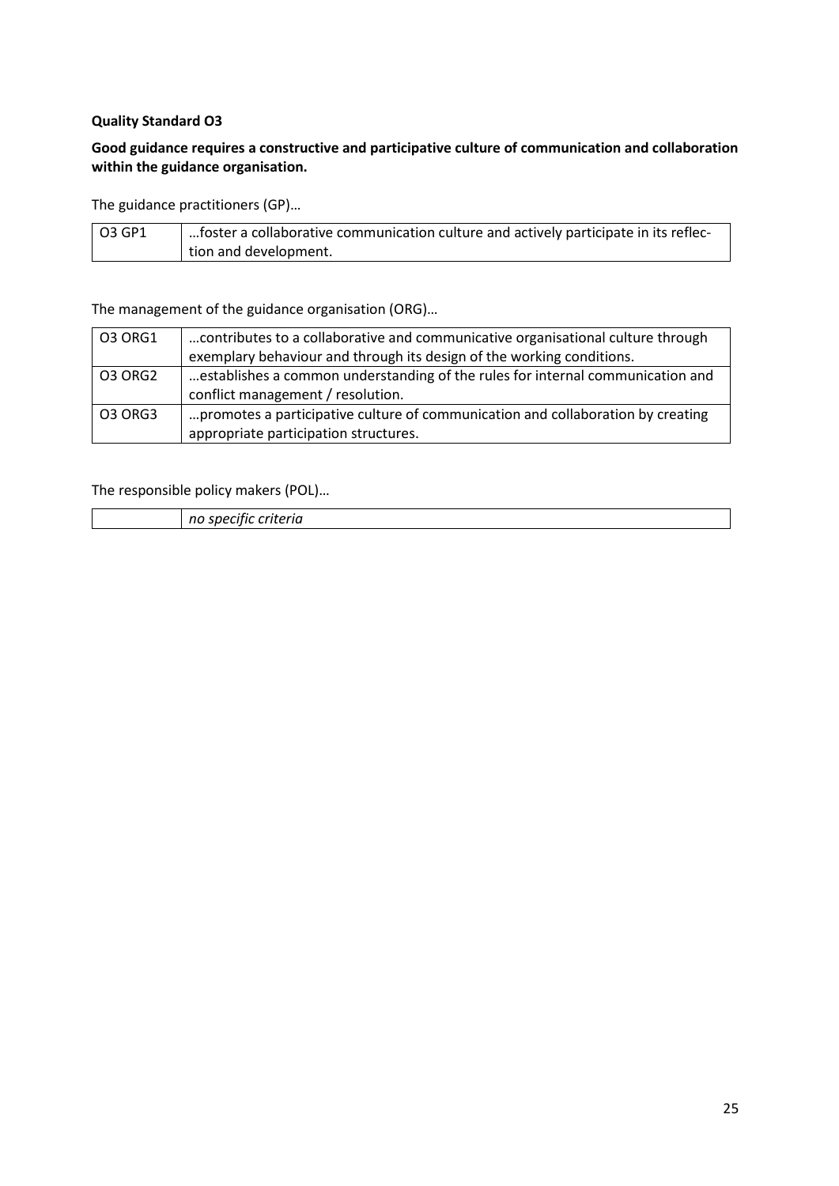**Quality Standard O3**

**Good guidance requires a constructive and participative culture of communication and collaboration within the guidance organisation.**

The guidance practitioners (GP)…

| | |
|---|---|
| O3 GP1 | …foster a collaborative communication culture and actively participate in its reflection and development. |

The management of the guidance organisation (ORG)…

| | |
|---|---|
| O3 ORG1 | …contributes to a collaborative and communicative organisational culture through exemplary behaviour and through its design of the working conditions. |
| O3 ORG2 | …establishes a common understanding of the rules for internal communication and conflict management / resolution. |
| O3 ORG3 | …promotes a participative culture of communication and collaboration by creating appropriate participation structures. |

The responsible policy makers (POL)…

| | |
|---|---|
| | *no specific criteria* |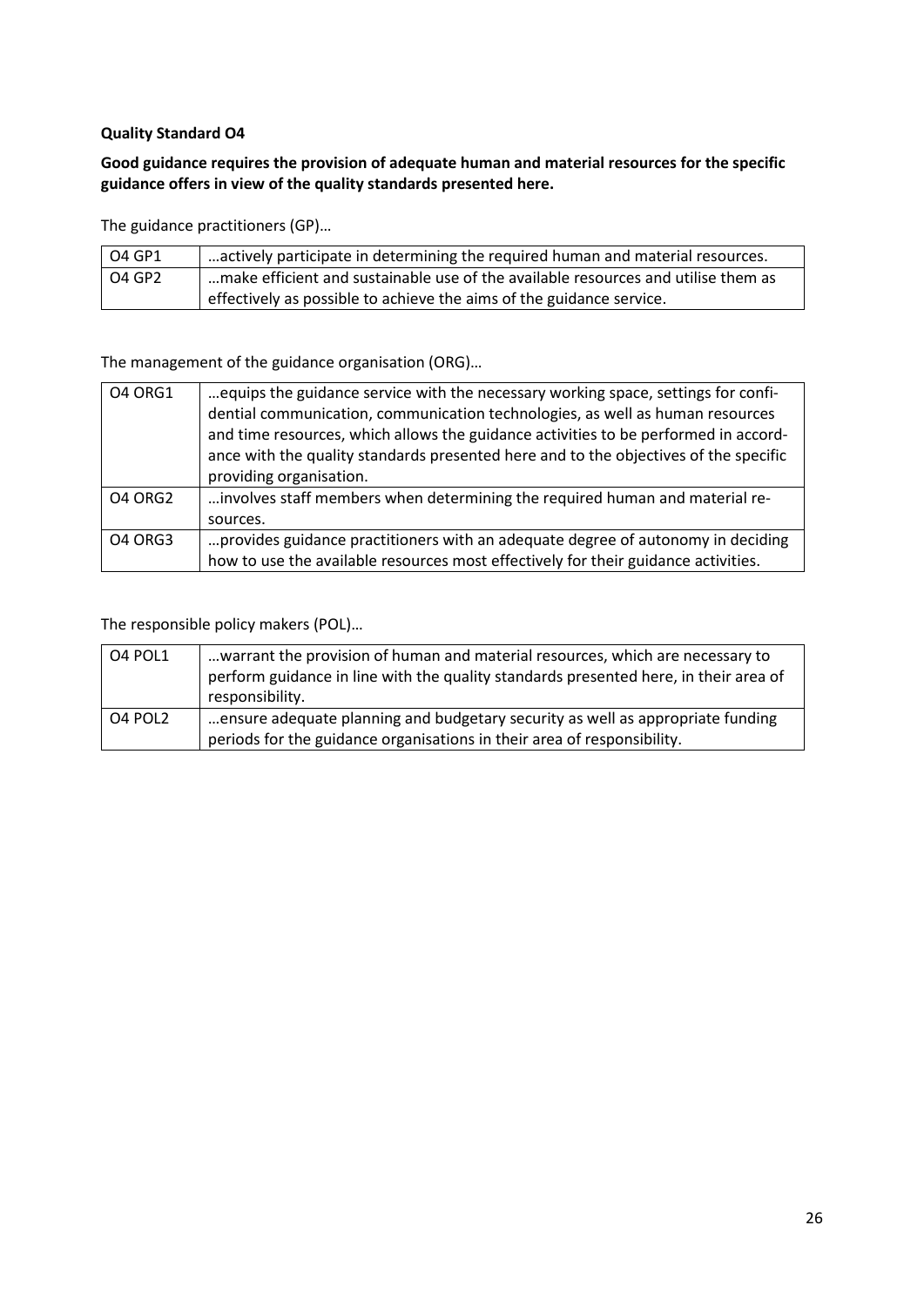**Quality Standard O4**

**Good guidance requires the provision of adequate human and material resources for the specific guidance offers in view of the quality standards presented here.**

The guidance practitioners (GP)…

| | |
|---|---|
| O4 GP1 | …actively participate in determining the required human and material resources. |
| O4 GP2 | …make efficient and sustainable use of the available resources and utilise them as effectively as possible to achieve the aims of the guidance service. |

The management of the guidance organisation (ORG)…

| | |
|---|---|
| O4 ORG1 | …equips the guidance service with the necessary working space, settings for confidential communication, communication technologies, as well as human resources and time resources, which allows the guidance activities to be performed in accordance with the quality standards presented here and to the objectives of the specific providing organisation. |
| O4 ORG2 | …involves staff members when determining the required human and material resources. |
| O4 ORG3 | …provides guidance practitioners with an adequate degree of autonomy in deciding how to use the available resources most effectively for their guidance activities. |

The responsible policy makers (POL)…

| | |
|---|---|
| O4 POL1 | …warrant the provision of human and material resources, which are necessary to perform guidance in line with the quality standards presented here, in their area of responsibility. |
| O4 POL2 | …ensure adequate planning and budgetary security as well as appropriate funding periods for the guidance organisations in their area of responsibility. |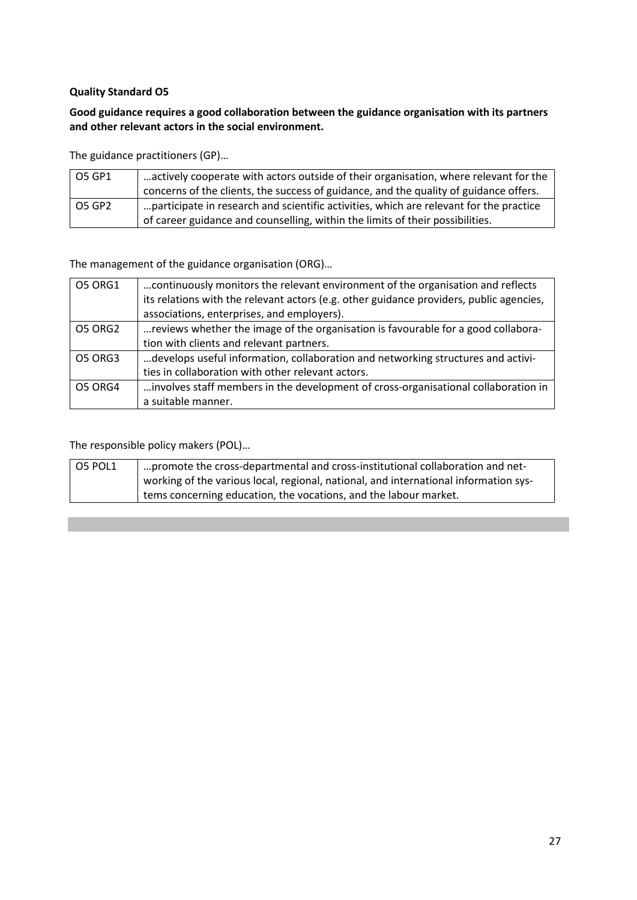**Quality Standard O5**

**Good guidance requires a good collaboration between the guidance organisation with its partners and other relevant actors in the social environment.**

The guidance practitioners (GP)…

| | |
|---|---|
| O5 GP1 | …actively cooperate with actors outside of their organisation, where relevant for the concerns of the clients, the success of guidance, and the quality of guidance offers. |
| O5 GP2 | …participate in research and scientific activities, which are relevant for the practice of career guidance and counselling, within the limits of their possibilities. |

The management of the guidance organisation (ORG)…

| | |
|---|---|
| O5 ORG1 | …continuously monitors the relevant environment of the organisation and reflects its relations with the relevant actors (e.g. other guidance providers, public agencies, associations, enterprises, and employers). |
| O5 ORG2 | …reviews whether the image of the organisation is favourable for a good collaboration with clients and relevant partners. |
| O5 ORG3 | …develops useful information, collaboration and networking structures and activities in collaboration with other relevant actors. |
| O5 ORG4 | …involves staff members in the development of cross-organisational collaboration in a suitable manner. |

The responsible policy makers (POL)…

| | |
|---|---|
| O5 POL1 | …promote the cross-departmental and cross-institutional collaboration and networking of the various local, regional, national, and international information systems concerning education, the vocations, and the labour market. |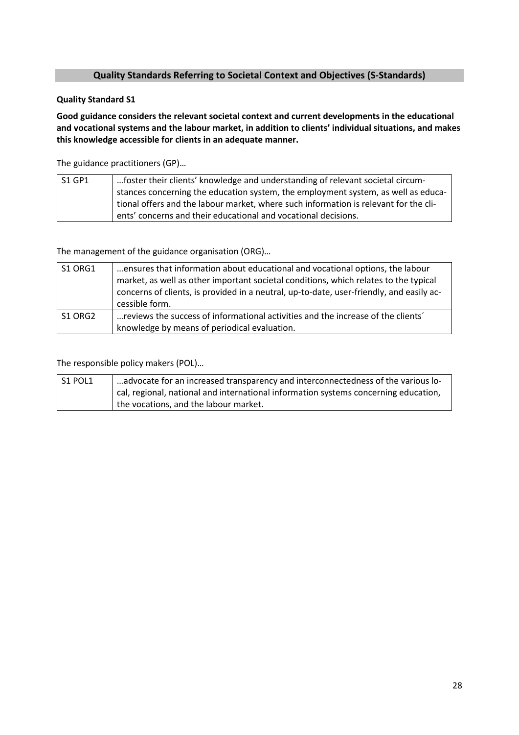## Quality Standards Referring to Societal Context and Objectives (S-Standards)

### Quality Standard S1

**Good guidance considers the relevant societal context and current developments in the educational and vocational systems and the labour market, in addition to clients' individual situations, and makes this knowledge accessible for clients in an adequate manner.**

The guidance practitioners (GP)…

| | |
|---|---|
| S1 GP1 | …foster their clients' knowledge and understanding of relevant societal circumstances concerning the education system, the employment system, as well as educational offers and the labour market, where such information is relevant for the clients' concerns and their educational and vocational decisions. |

The management of the guidance organisation (ORG)…

| | |
|---|---|
| S1 ORG1 | …ensures that information about educational and vocational options, the labour market, as well as other important societal conditions, which relates to the typical concerns of clients, is provided in a neutral, up-to-date, user-friendly, and easily accessible form. |
| S1 ORG2 | …reviews the success of informational activities and the increase of the clients´ knowledge by means of periodical evaluation. |

The responsible policy makers (POL)…

| | |
|---|---|
| S1 POL1 | …advocate for an increased transparency and interconnectedness of the various local, regional, national and international information systems concerning education, the vocations, and the labour market. |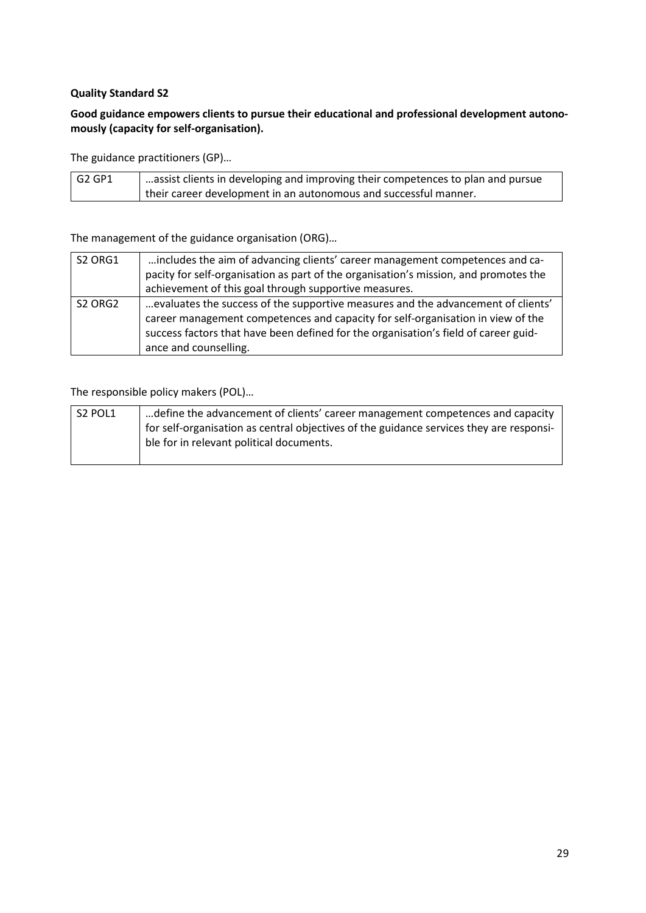**Quality Standard S2**

**Good guidance empowers clients to pursue their educational and professional development autonomously (capacity for self-organisation).**

The guidance practitioners (GP)…

| G2 GP1 | …assist clients in developing and improving their competences to plan and pursue their career development in an autonomous and successful manner. |
|---|---|

The management of the guidance organisation (ORG)…

| S2 ORG1 | …includes the aim of advancing clients' career management competences and capacity for self-organisation as part of the organisation's mission, and promotes the achievement of this goal through supportive measures. |
|---|---|
| S2 ORG2 | …evaluates the success of the supportive measures and the advancement of clients' career management competences and capacity for self-organisation in view of the success factors that have been defined for the organisation's field of career guidance and counselling. |

The responsible policy makers (POL)…

| S2 POL1 | …define the advancement of clients' career management competences and capacity for self-organisation as central objectives of the guidance services they are responsible for in relevant political documents. |
|---|---|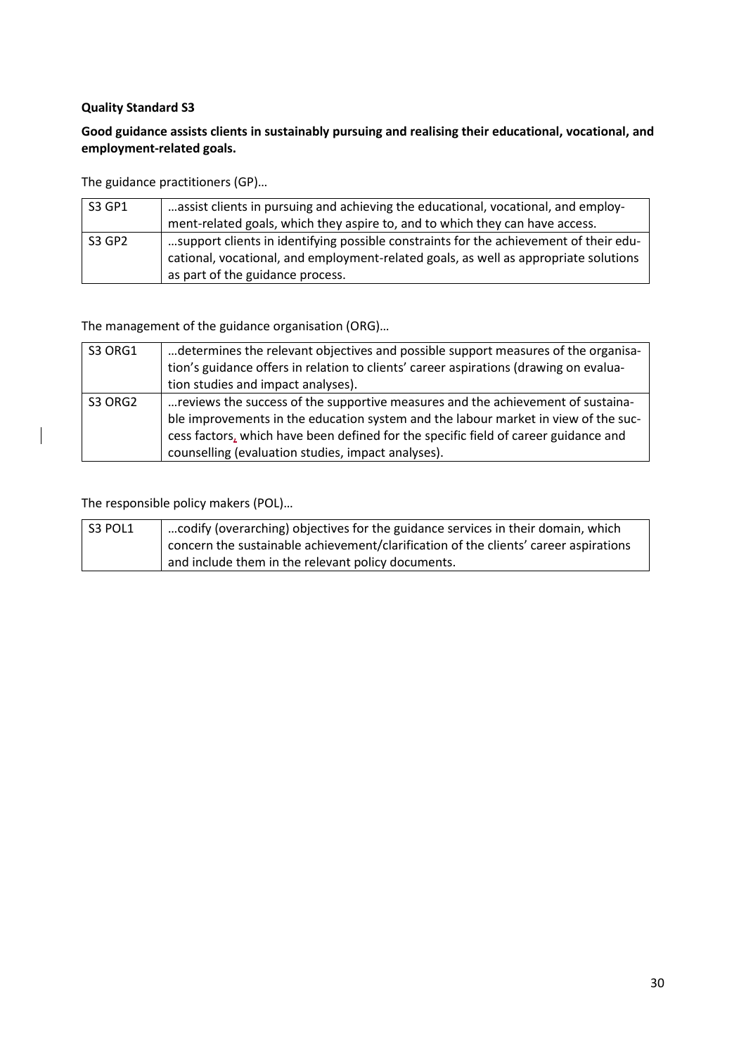**Quality Standard S3**

**Good guidance assists clients in sustainably pursuing and realising their educational, vocational, and employment-related goals.**

The guidance practitioners (GP)…

| S3 GP1 | …assist clients in pursuing and achieving the educational, vocational, and employment-related goals, which they aspire to, and to which they can have access. |
|---|---|
| S3 GP2 | …support clients in identifying possible constraints for the achievement of their educational, vocational, and employment-related goals, as well as appropriate solutions as part of the guidance process. |

The management of the guidance organisation (ORG)…

| S3 ORG1 | …determines the relevant objectives and possible support measures of the organisation's guidance offers in relation to clients' career aspirations (drawing on evaluation studies and impact analyses). |
|---|---|
| S3 ORG2 | …reviews the success of the supportive measures and the achievement of sustainable improvements in the education system and the labour market in view of the success factors, which have been defined for the specific field of career guidance and counselling (evaluation studies, impact analyses). |

The responsible policy makers (POL)…

| S3 POL1 | …codify (overarching) objectives for the guidance services in their domain, which concern the sustainable achievement/clarification of the clients' career aspirations and include them in the relevant policy documents. |
|---|---|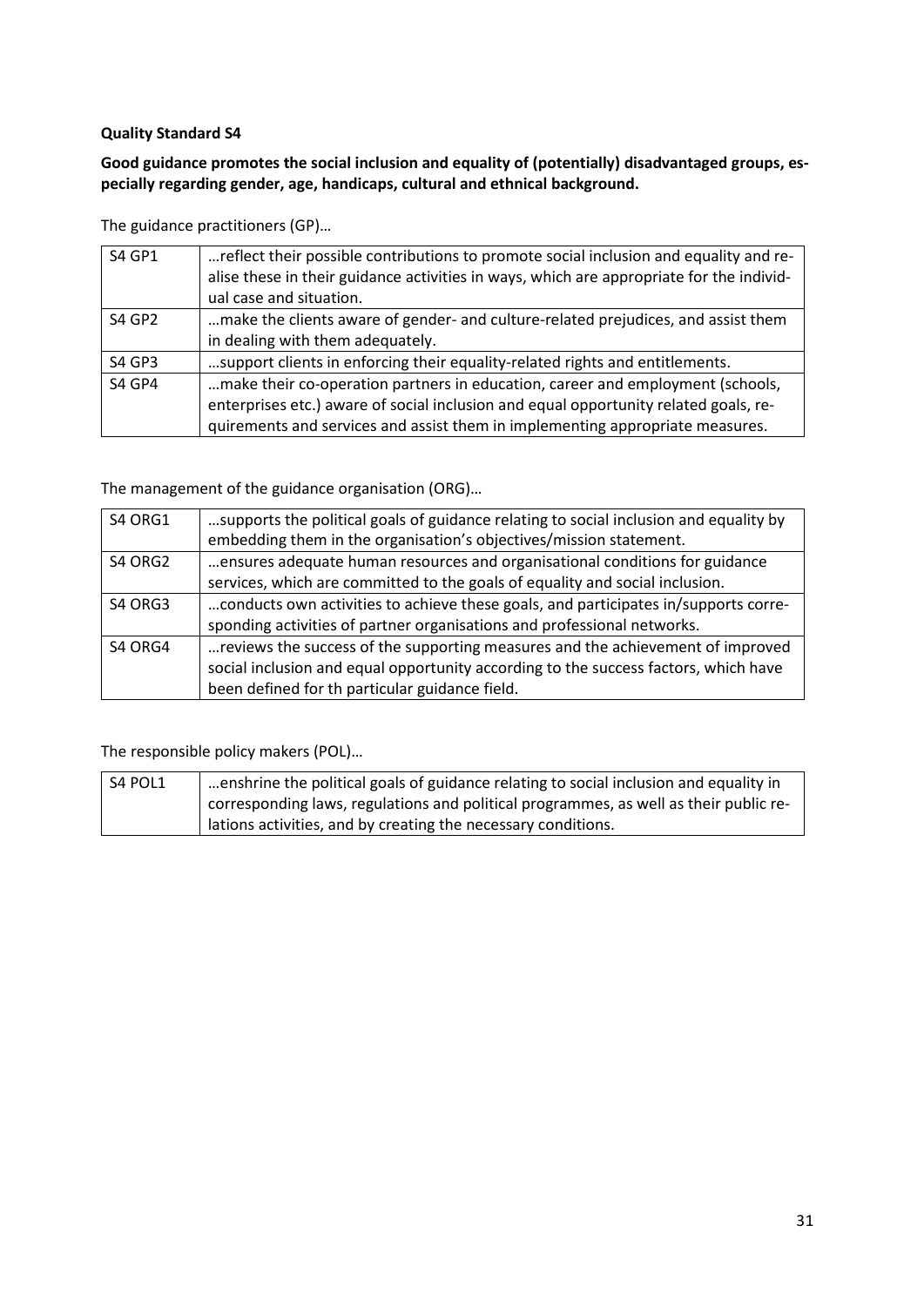**Quality Standard S4**

**Good guidance promotes the social inclusion and equality of (potentially) disadvantaged groups, especially regarding gender, age, handicaps, cultural and ethnical background.**

The guidance practitioners (GP)…

| | |
|---|---|
| S4 GP1 | …reflect their possible contributions to promote social inclusion and equality and realise these in their guidance activities in ways, which are appropriate for the individual case and situation. |
| S4 GP2 | …make the clients aware of gender- and culture-related prejudices, and assist them in dealing with them adequately. |
| S4 GP3 | …support clients in enforcing their equality-related rights and entitlements. |
| S4 GP4 | …make their co-operation partners in education, career and employment (schools, enterprises etc.) aware of social inclusion and equal opportunity related goals, requirements and services and assist them in implementing appropriate measures. |

The management of the guidance organisation (ORG)…

| | |
|---|---|
| S4 ORG1 | …supports the political goals of guidance relating to social inclusion and equality by embedding them in the organisation's objectives/mission statement. |
| S4 ORG2 | …ensures adequate human resources and organisational conditions for guidance services, which are committed to the goals of equality and social inclusion. |
| S4 ORG3 | …conducts own activities to achieve these goals, and participates in/supports corresponding activities of partner organisations and professional networks. |
| S4 ORG4 | …reviews the success of the supporting measures and the achievement of improved social inclusion and equal opportunity according to the success factors, which have been defined for th particular guidance field. |

The responsible policy makers (POL)…

| | |
|---|---|
| S4 POL1 | …enshrine the political goals of guidance relating to social inclusion and equality in corresponding laws, regulations and political programmes, as well as their public relations activities, and by creating the necessary conditions. |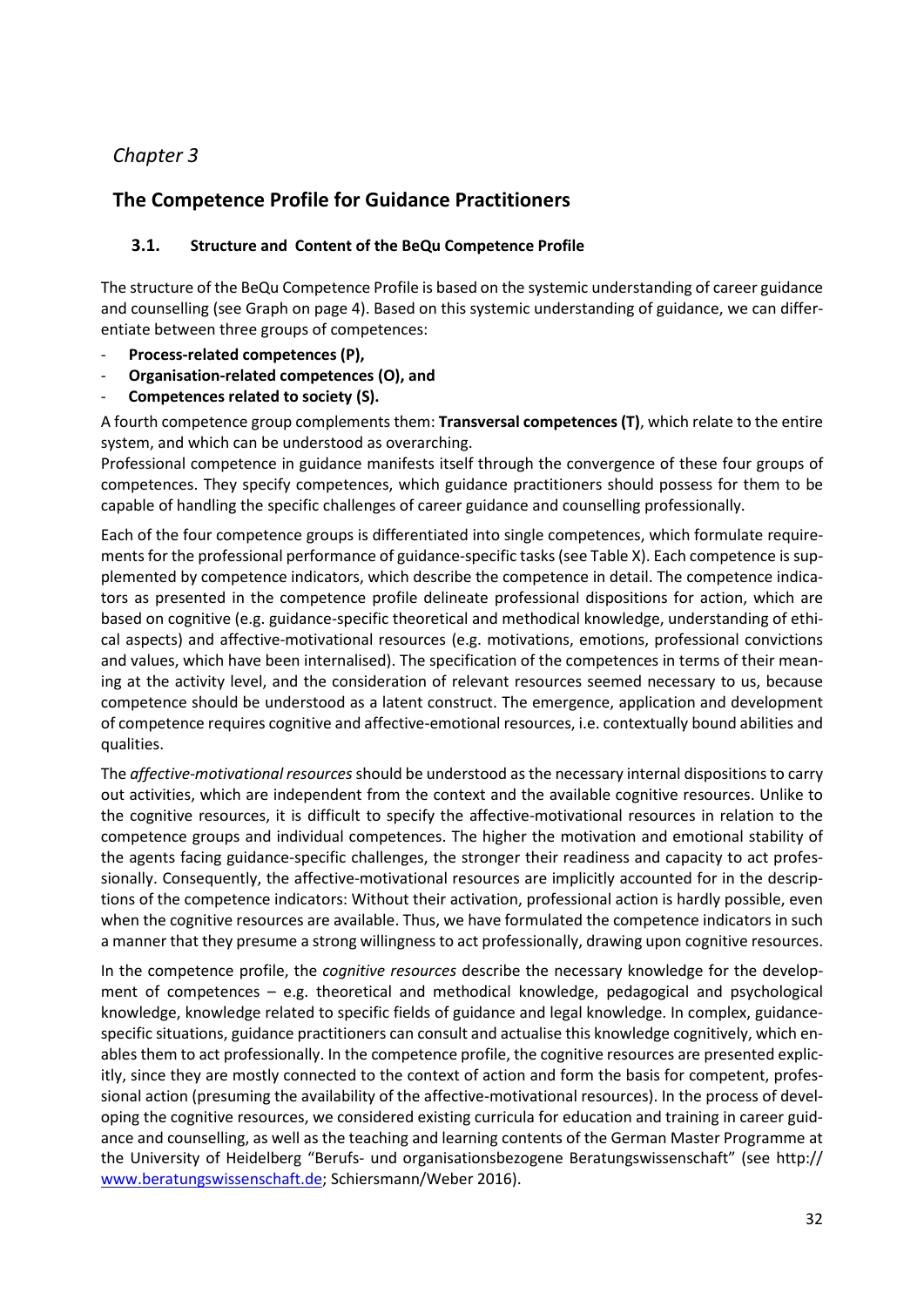*Chapter 3*

# The Competence Profile for Guidance Practitioners

## 3.1. Structure and Content of the BeQu Competence Profile

The structure of the BeQu Competence Profile is based on the systemic understanding of career guidance and counselling (see Graph on page 4). Based on this systemic understanding of guidance, we can differentiate between three groups of competences:

- **Process-related competences (P),**
- **Organisation-related competences (O), and**
- **Competences related to society (S).**

A fourth competence group complements them: **Transversal competences (T)**, which relate to the entire system, and which can be understood as overarching.

Professional competence in guidance manifests itself through the convergence of these four groups of competences. They specify competences, which guidance practitioners should possess for them to be capable of handling the specific challenges of career guidance and counselling professionally.

Each of the four competence groups is differentiated into single competences, which formulate requirements for the professional performance of guidance-specific tasks (see Table X). Each competence is supplemented by competence indicators, which describe the competence in detail. The competence indicators as presented in the competence profile delineate professional dispositions for action, which are based on cognitive (e.g. guidance-specific theoretical and methodical knowledge, understanding of ethical aspects) and affective-motivational resources (e.g. motivations, emotions, professional convictions and values, which have been internalised). The specification of the competences in terms of their meaning at the activity level, and the consideration of relevant resources seemed necessary to us, because competence should be understood as a latent construct. The emergence, application and development of competence requires cognitive and affective-emotional resources, i.e. contextually bound abilities and qualities.

The *affective-motivational resources* should be understood as the necessary internal dispositions to carry out activities, which are independent from the context and the available cognitive resources. Unlike to the cognitive resources, it is difficult to specify the affective-motivational resources in relation to the competence groups and individual competences. The higher the motivation and emotional stability of the agents facing guidance-specific challenges, the stronger their readiness and capacity to act professionally. Consequently, the affective-motivational resources are implicitly accounted for in the descriptions of the competence indicators: Without their activation, professional action is hardly possible, even when the cognitive resources are available. Thus, we have formulated the competence indicators in such a manner that they presume a strong willingness to act professionally, drawing upon cognitive resources.

In the competence profile, the *cognitive resources* describe the necessary knowledge for the development of competences – e.g. theoretical and methodical knowledge, pedagogical and psychological knowledge, knowledge related to specific fields of guidance and legal knowledge. In complex, guidance-specific situations, guidance practitioners can consult and actualise this knowledge cognitively, which enables them to act professionally. In the competence profile, the cognitive resources are presented explicitly, since they are mostly connected to the context of action and form the basis for competent, professional action (presuming the availability of the affective-motivational resources). In the process of developing the cognitive resources, we considered existing curricula for education and training in career guidance and counselling, as well as the teaching and learning contents of the German Master Programme at the University of Heidelberg "Berufs- und organisationsbezogene Beratungswissenschaft" (see http:// www.beratungswissenschaft.de; Schiersmann/Weber 2016).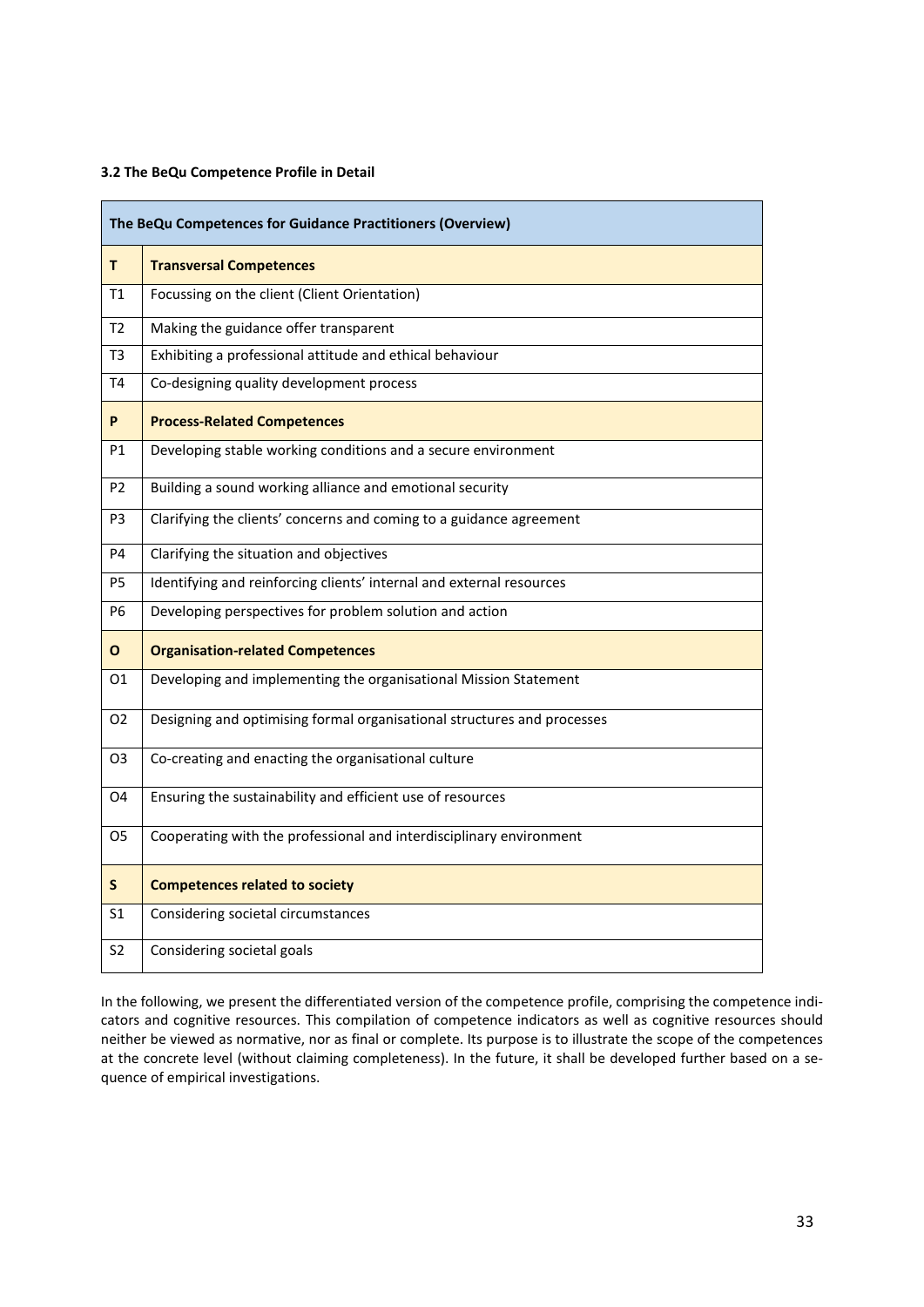### 3.2 The BeQu Competence Profile in Detail

| The BeQu Competences for Guidance Practitioners (Overview) | |
|---|---|
| **T** | **Transversal Competences** |
| T1 | Focussing on the client (Client Orientation) |
| T2 | Making the guidance offer transparent |
| T3 | Exhibiting a professional attitude and ethical behaviour |
| T4 | Co-designing quality development process |
| **P** | **Process-Related Competences** |
| P1 | Developing stable working conditions and a secure environment |
| P2 | Building a sound working alliance and emotional security |
| P3 | Clarifying the clients' concerns and coming to a guidance agreement |
| P4 | Clarifying the situation and objectives |
| P5 | Identifying and reinforcing clients' internal and external resources |
| P6 | Developing perspectives for problem solution and action |
| **O** | **Organisation-related Competences** |
| O1 | Developing and implementing the organisational Mission Statement |
| O2 | Designing and optimising formal organisational structures and processes |
| O3 | Co-creating and enacting the organisational culture |
| O4 | Ensuring the sustainability and efficient use of resources |
| O5 | Cooperating with the professional and interdisciplinary environment |
| **S** | **Competences related to society** |
| S1 | Considering societal circumstances |
| S2 | Considering societal goals |

In the following, we present the differentiated version of the competence profile, comprising the competence indicators and cognitive resources. This compilation of competence indicators as well as cognitive resources should neither be viewed as normative, nor as final or complete. Its purpose is to illustrate the scope of the competences at the concrete level (without claiming completeness). In the future, it shall be developed further based on a sequence of empirical investigations.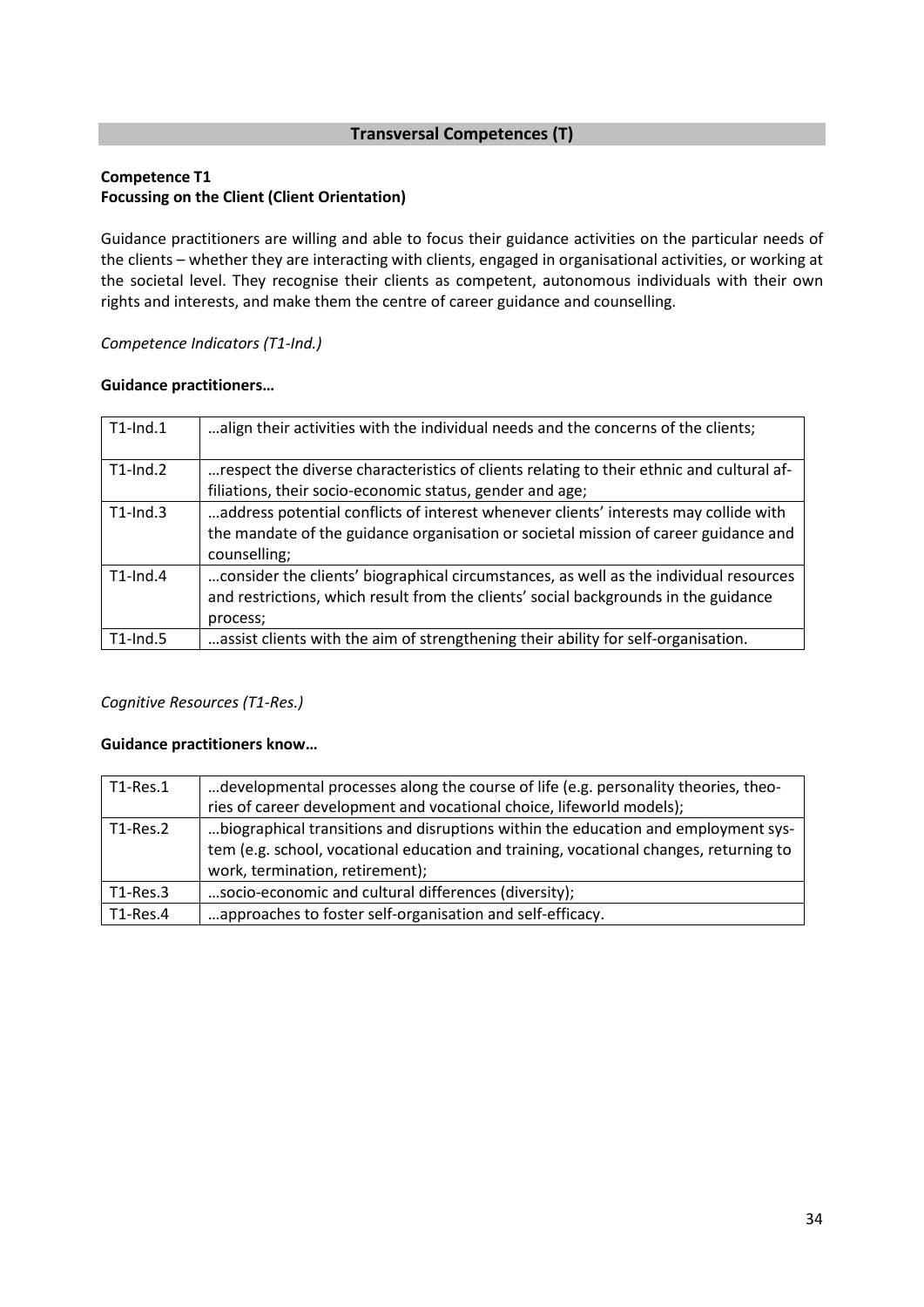## Transversal Competences (T)

### Competence T1
### Focussing on the Client (Client Orientation)

Guidance practitioners are willing and able to focus their guidance activities on the particular needs of the clients – whether they are interacting with clients, engaged in organisational activities, or working at the societal level. They recognise their clients as competent, autonomous individuals with their own rights and interests, and make them the centre of career guidance and counselling.

*Competence Indicators (T1-Ind.)*

**Guidance practitioners…**

| T1-Ind.1 | …align their activities with the individual needs and the concerns of the clients; |
|---|---|
| T1-Ind.2 | …respect the diverse characteristics of clients relating to their ethnic and cultural affiliations, their socio-economic status, gender and age; |
| T1-Ind.3 | …address potential conflicts of interest whenever clients' interests may collide with the mandate of the guidance organisation or societal mission of career guidance and counselling; |
| T1-Ind.4 | …consider the clients' biographical circumstances, as well as the individual resources and restrictions, which result from the clients' social backgrounds in the guidance process; |
| T1-Ind.5 | …assist clients with the aim of strengthening their ability for self-organisation. |

*Cognitive Resources (T1-Res.)*

**Guidance practitioners know…**

| T1-Res.1 | …developmental processes along the course of life (e.g. personality theories, theories of career development and vocational choice, lifeworld models); |
|---|---|
| T1-Res.2 | …biographical transitions and disruptions within the education and employment system (e.g. school, vocational education and training, vocational changes, returning to work, termination, retirement); |
| T1-Res.3 | …socio-economic and cultural differences (diversity); |
| T1-Res.4 | …approaches to foster self-organisation and self-efficacy. |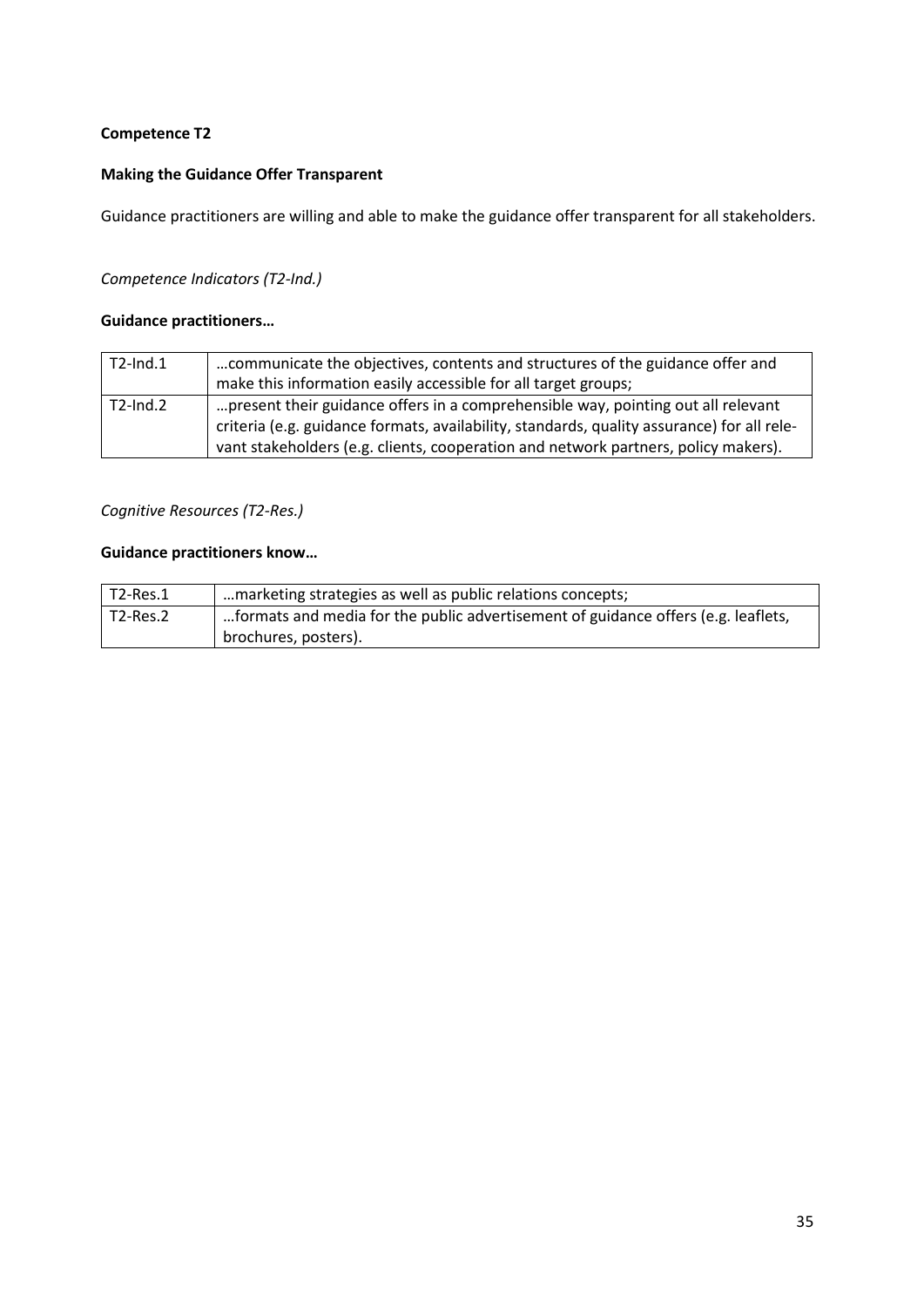**Competence T2**

**Making the Guidance Offer Transparent**

Guidance practitioners are willing and able to make the guidance offer transparent for all stakeholders.

*Competence Indicators (T2-Ind.)*

**Guidance practitioners…**

| | |
|---|---|
| T2-Ind.1 | …communicate the objectives, contents and structures of the guidance offer and make this information easily accessible for all target groups; |
| T2-Ind.2 | …present their guidance offers in a comprehensible way, pointing out all relevant criteria (e.g. guidance formats, availability, standards, quality assurance) for all relevant stakeholders (e.g. clients, cooperation and network partners, policy makers). |

*Cognitive Resources (T2-Res.)*

**Guidance practitioners know…**

| | |
|---|---|
| T2-Res.1 | …marketing strategies as well as public relations concepts; |
| T2-Res.2 | …formats and media for the public advertisement of guidance offers (e.g. leaflets, brochures, posters). |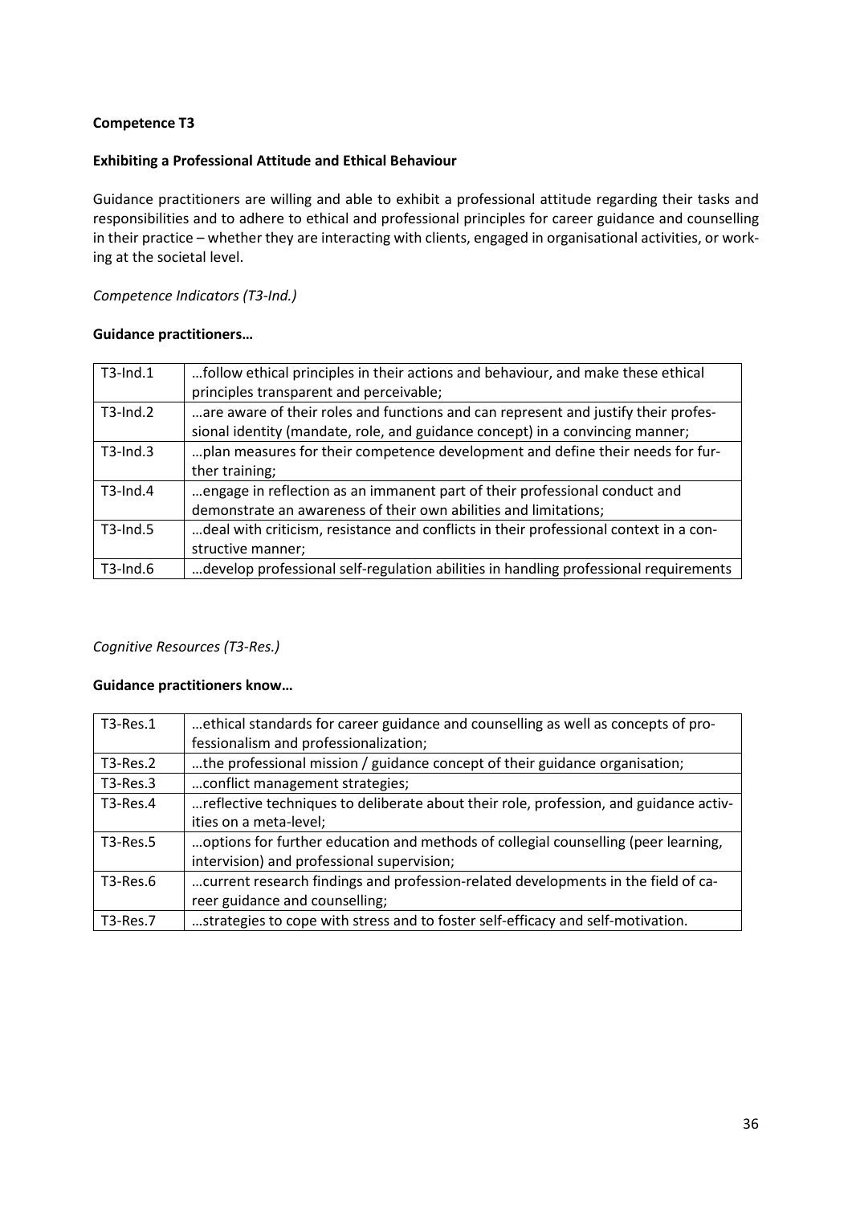**Competence T3**

**Exhibiting a Professional Attitude and Ethical Behaviour**

Guidance practitioners are willing and able to exhibit a professional attitude regarding their tasks and responsibilities and to adhere to ethical and professional principles for career guidance and counselling in their practice – whether they are interacting with clients, engaged in organisational activities, or working at the societal level.

*Competence Indicators (T3-Ind.)*

**Guidance practitioners…**

| | |
|---|---|
| T3-Ind.1 | …follow ethical principles in their actions and behaviour, and make these ethical principles transparent and perceivable; |
| T3-Ind.2 | …are aware of their roles and functions and can represent and justify their professional identity (mandate, role, and guidance concept) in a convincing manner; |
| T3-Ind.3 | …plan measures for their competence development and define their needs for further training; |
| T3-Ind.4 | …engage in reflection as an immanent part of their professional conduct and demonstrate an awareness of their own abilities and limitations; |
| T3-Ind.5 | …deal with criticism, resistance and conflicts in their professional context in a constructive manner; |
| T3-Ind.6 | …develop professional self-regulation abilities in handling professional requirements |

*Cognitive Resources (T3-Res.)*

**Guidance practitioners know…**

| | |
|---|---|
| T3-Res.1 | …ethical standards for career guidance and counselling as well as concepts of professionalism and professionalization; |
| T3-Res.2 | …the professional mission / guidance concept of their guidance organisation; |
| T3-Res.3 | …conflict management strategies; |
| T3-Res.4 | …reflective techniques to deliberate about their role, profession, and guidance activities on a meta-level; |
| T3-Res.5 | …options for further education and methods of collegial counselling (peer learning, intervision) and professional supervision; |
| T3-Res.6 | …current research findings and profession-related developments in the field of career guidance and counselling; |
| T3-Res.7 | …strategies to cope with stress and to foster self-efficacy and self-motivation. |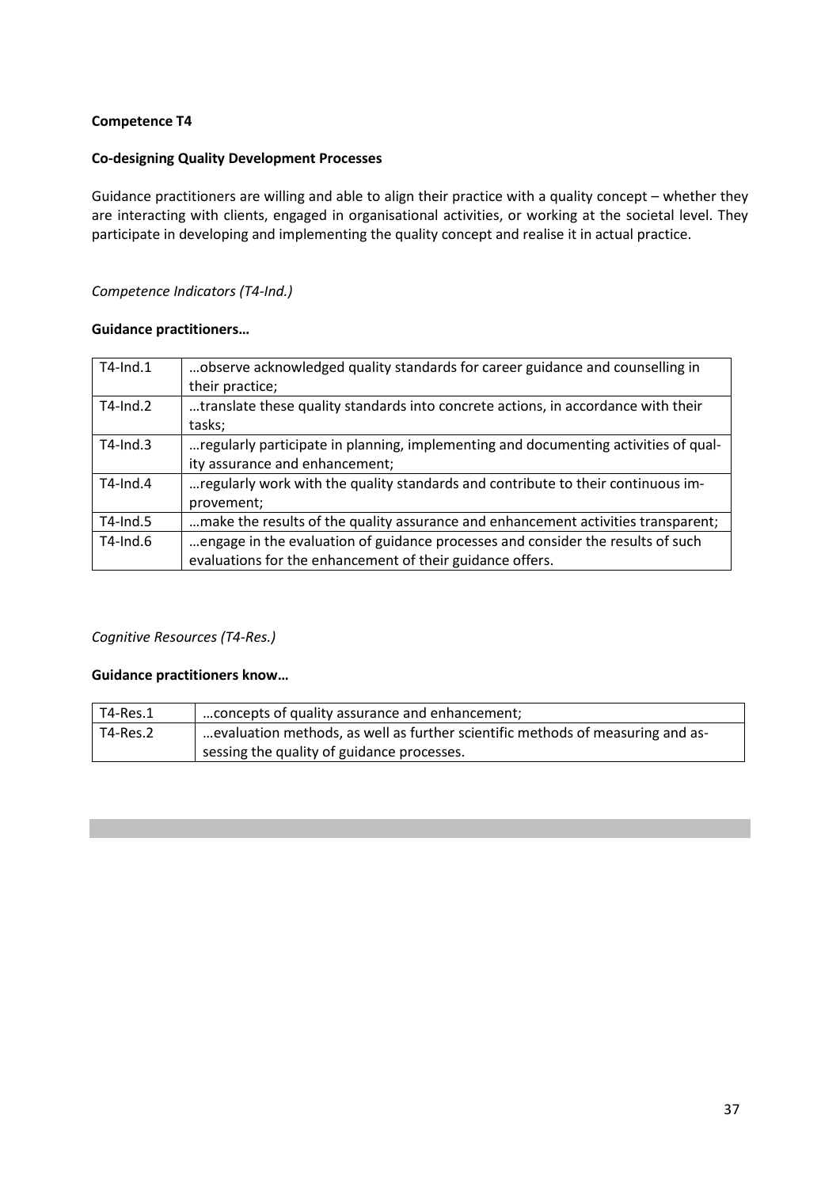**Competence T4**

**Co-designing Quality Development Processes**

Guidance practitioners are willing and able to align their practice with a quality concept – whether they are interacting with clients, engaged in organisational activities, or working at the societal level. They participate in developing and implementing the quality concept and realise it in actual practice.

*Competence Indicators (T4-Ind.)*

**Guidance practitioners…**

| | |
|---|---|
| T4-Ind.1 | …observe acknowledged quality standards for career guidance and counselling in their practice; |
| T4-Ind.2 | …translate these quality standards into concrete actions, in accordance with their tasks; |
| T4-Ind.3 | …regularly participate in planning, implementing and documenting activities of quality assurance and enhancement; |
| T4-Ind.4 | …regularly work with the quality standards and contribute to their continuous improvement; |
| T4-Ind.5 | …make the results of the quality assurance and enhancement activities transparent; |
| T4-Ind.6 | …engage in the evaluation of guidance processes and consider the results of such evaluations for the enhancement of their guidance offers. |

*Cognitive Resources (T4-Res.)*

**Guidance practitioners know…**

| | |
|---|---|
| T4-Res.1 | …concepts of quality assurance and enhancement; |
| T4-Res.2 | …evaluation methods, as well as further scientific methods of measuring and assessing the quality of guidance processes. |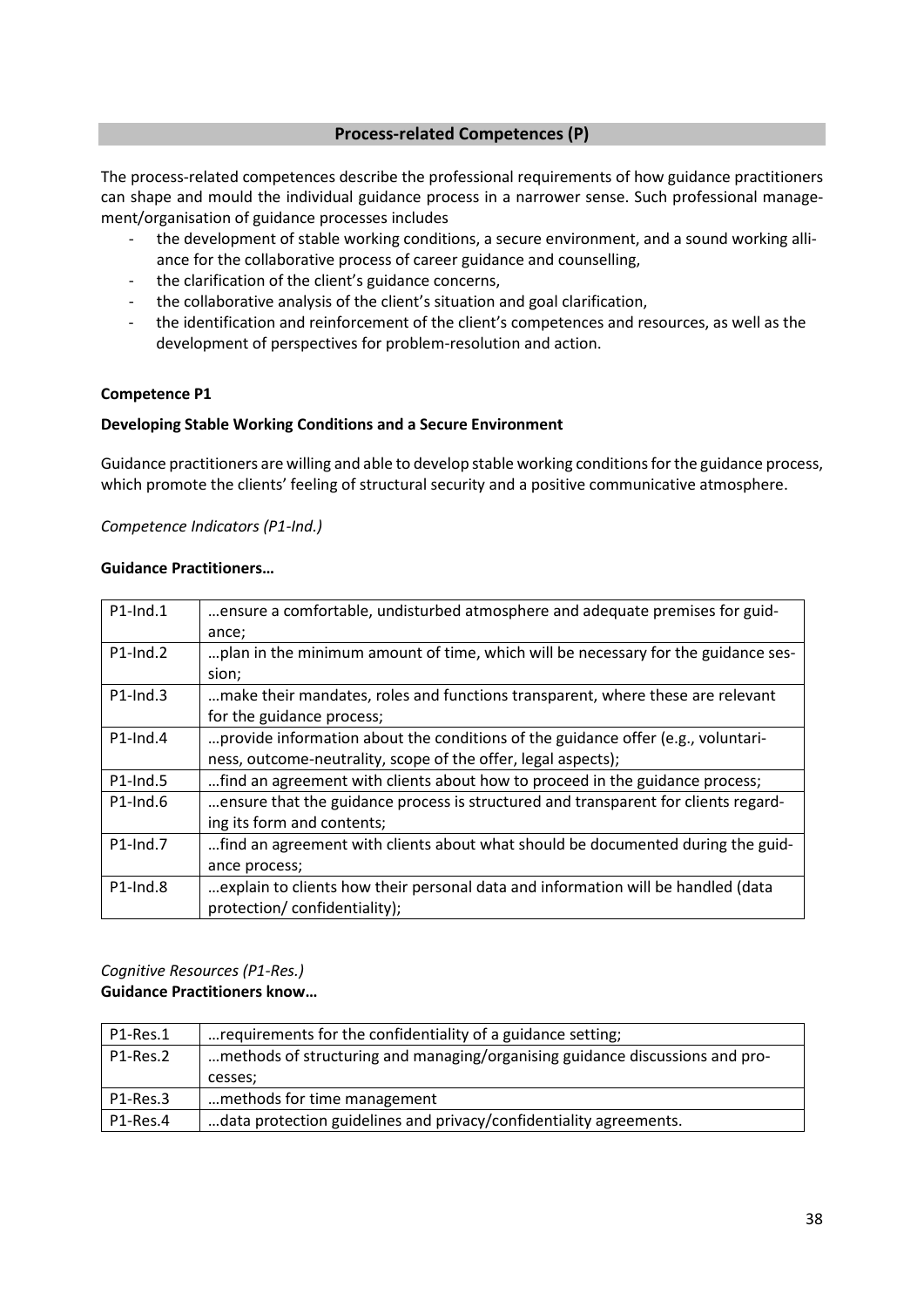## Process-related Competences (P)

The process-related competences describe the professional requirements of how guidance practitioners can shape and mould the individual guidance process in a narrower sense. Such professional management/organisation of guidance processes includes

- the development of stable working conditions, a secure environment, and a sound working alliance for the collaborative process of career guidance and counselling,
- the clarification of the client's guidance concerns,
- the collaborative analysis of the client's situation and goal clarification,
- the identification and reinforcement of the client's competences and resources, as well as the development of perspectives for problem-resolution and action.

**Competence P1**

**Developing Stable Working Conditions and a Secure Environment**

Guidance practitioners are willing and able to develop stable working conditions for the guidance process, which promote the clients' feeling of structural security and a positive communicative atmosphere.

*Competence Indicators (P1-Ind.)*

**Guidance Practitioners…**

| | |
|---|---|
| P1-Ind.1 | …ensure a comfortable, undisturbed atmosphere and adequate premises for guidance; |
| P1-Ind.2 | …plan in the minimum amount of time, which will be necessary for the guidance session; |
| P1-Ind.3 | …make their mandates, roles and functions transparent, where these are relevant for the guidance process; |
| P1-Ind.4 | …provide information about the conditions of the guidance offer (e.g., voluntariness, outcome-neutrality, scope of the offer, legal aspects); |
| P1-Ind.5 | …find an agreement with clients about how to proceed in the guidance process; |
| P1-Ind.6 | …ensure that the guidance process is structured and transparent for clients regarding its form and contents; |
| P1-Ind.7 | …find an agreement with clients about what should be documented during the guidance process; |
| P1-Ind.8 | …explain to clients how their personal data and information will be handled (data protection/ confidentiality); |

*Cognitive Resources (P1-Res.)*
**Guidance Practitioners know…**

| | |
|---|---|
| P1-Res.1 | …requirements for the confidentiality of a guidance setting; |
| P1-Res.2 | …methods of structuring and managing/organising guidance discussions and processes; |
| P1-Res.3 | …methods for time management |
| P1-Res.4 | …data protection guidelines and privacy/confidentiality agreements. |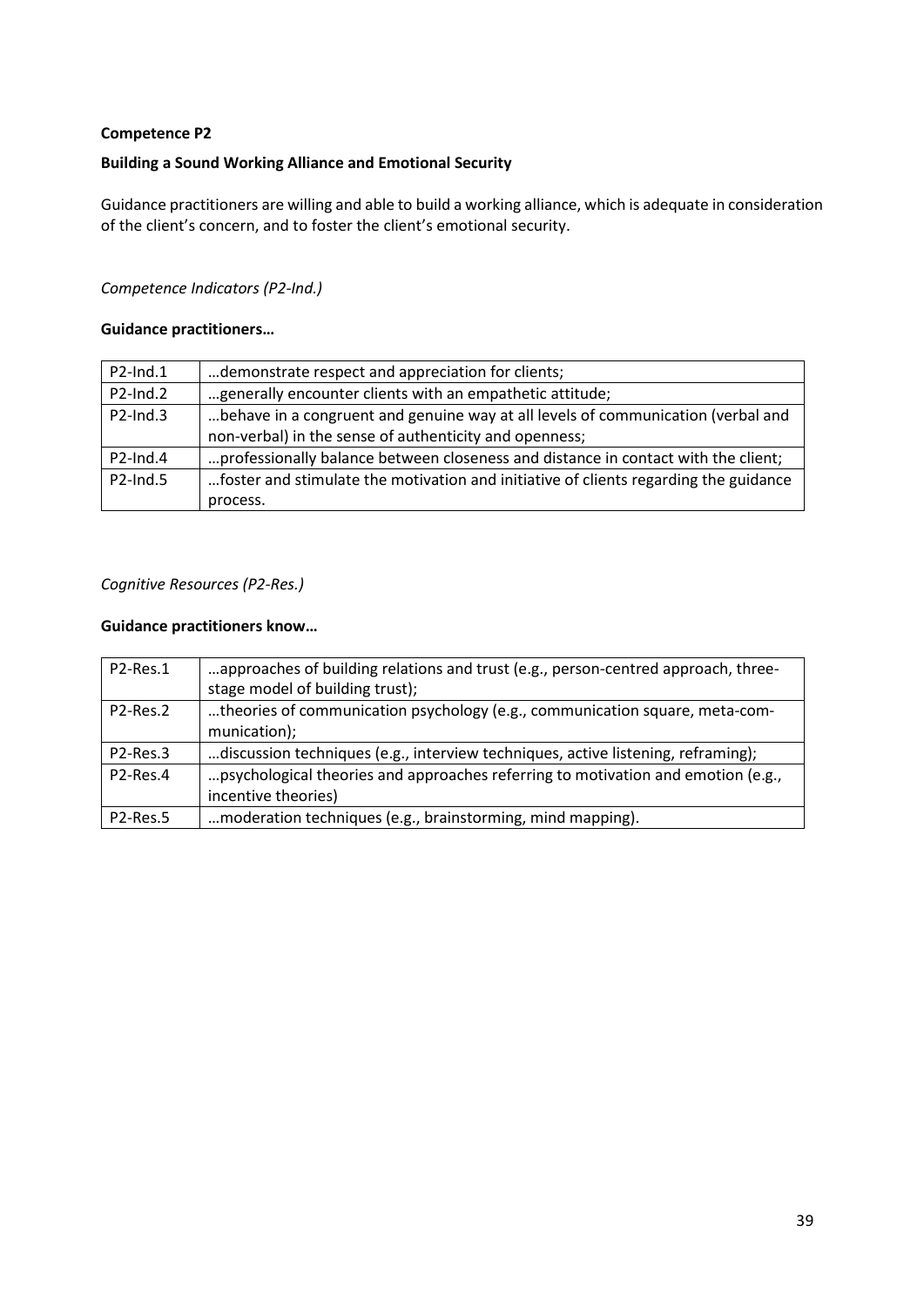**Competence P2**

**Building a Sound Working Alliance and Emotional Security**

Guidance practitioners are willing and able to build a working alliance, which is adequate in consideration of the client's concern, and to foster the client's emotional security.

*Competence Indicators (P2-Ind.)*

**Guidance practitioners…**

| | |
|---|---|
| P2-Ind.1 | …demonstrate respect and appreciation for clients; |
| P2-Ind.2 | …generally encounter clients with an empathetic attitude; |
| P2-Ind.3 | …behave in a congruent and genuine way at all levels of communication (verbal and non-verbal) in the sense of authenticity and openness; |
| P2-Ind.4 | …professionally balance between closeness and distance in contact with the client; |
| P2-Ind.5 | …foster and stimulate the motivation and initiative of clients regarding the guidance process. |

*Cognitive Resources (P2-Res.)*

**Guidance practitioners know…**

| | |
|---|---|
| P2-Res.1 | …approaches of building relations and trust (e.g., person-centred approach, three-stage model of building trust); |
| P2-Res.2 | …theories of communication psychology (e.g., communication square, meta-communication); |
| P2-Res.3 | …discussion techniques (e.g., interview techniques, active listening, reframing); |
| P2-Res.4 | …psychological theories and approaches referring to motivation and emotion (e.g., incentive theories) |
| P2-Res.5 | …moderation techniques (e.g., brainstorming, mind mapping). |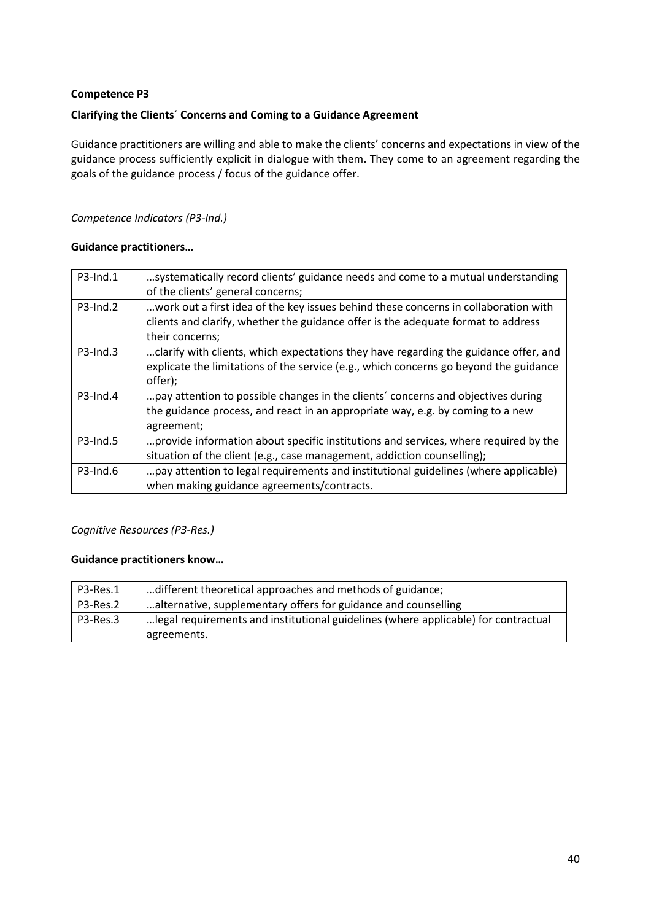**Competence P3**

**Clarifying the Clients´ Concerns and Coming to a Guidance Agreement**

Guidance practitioners are willing and able to make the clients' concerns and expectations in view of the guidance process sufficiently explicit in dialogue with them. They come to an agreement regarding the goals of the guidance process / focus of the guidance offer.

*Competence Indicators (P3-Ind.)*

**Guidance practitioners…**

| | |
|---|---|
| P3-Ind.1 | …systematically record clients' guidance needs and come to a mutual understanding of the clients' general concerns; |
| P3-Ind.2 | …work out a first idea of the key issues behind these concerns in collaboration with clients and clarify, whether the guidance offer is the adequate format to address their concerns; |
| P3-Ind.3 | …clarify with clients, which expectations they have regarding the guidance offer, and explicate the limitations of the service (e.g., which concerns go beyond the guidance offer); |
| P3-Ind.4 | …pay attention to possible changes in the clients´ concerns and objectives during the guidance process, and react in an appropriate way, e.g. by coming to a new agreement; |
| P3-Ind.5 | …provide information about specific institutions and services, where required by the situation of the client (e.g., case management, addiction counselling); |
| P3-Ind.6 | …pay attention to legal requirements and institutional guidelines (where applicable) when making guidance agreements/contracts. |

*Cognitive Resources (P3-Res.)*

**Guidance practitioners know…**

| | |
|---|---|
| P3-Res.1 | …different theoretical approaches and methods of guidance; |
| P3-Res.2 | …alternative, supplementary offers for guidance and counselling |
| P3-Res.3 | …legal requirements and institutional guidelines (where applicable) for contractual agreements. |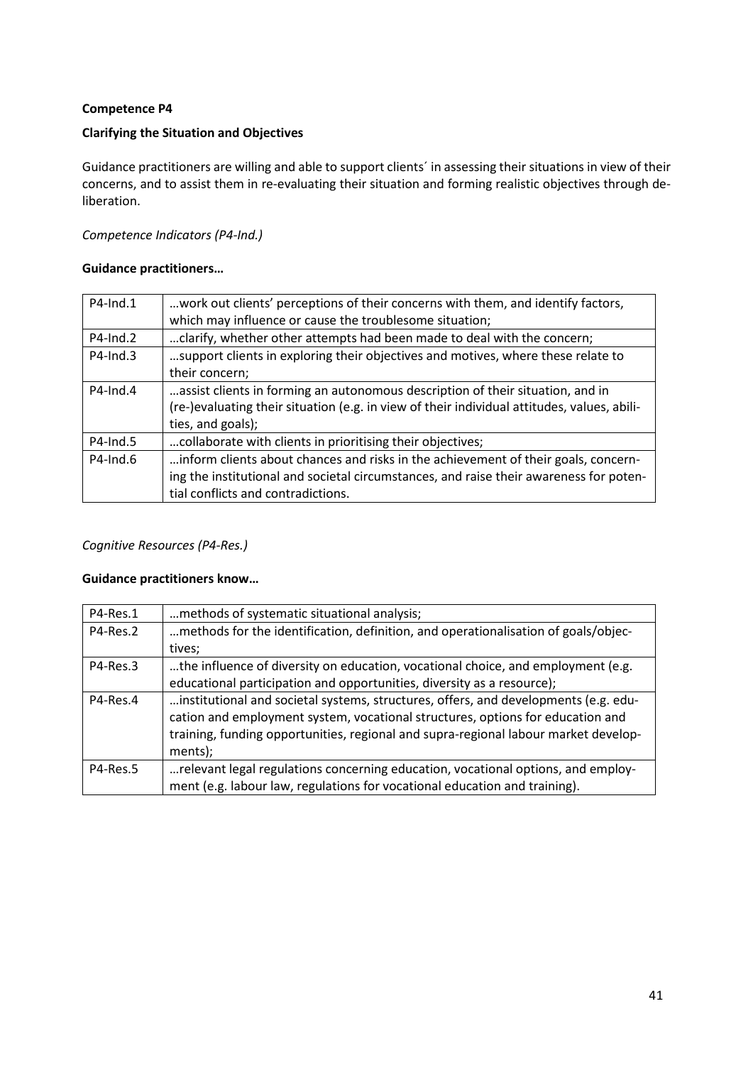**Competence P4**

**Clarifying the Situation and Objectives**

Guidance practitioners are willing and able to support clients´ in assessing their situations in view of their concerns, and to assist them in re-evaluating their situation and forming realistic objectives through deliberation.

*Competence Indicators (P4-Ind.)*

**Guidance practitioners…**

| | |
|---|---|
| P4-Ind.1 | …work out clients' perceptions of their concerns with them, and identify factors, which may influence or cause the troublesome situation; |
| P4-Ind.2 | …clarify, whether other attempts had been made to deal with the concern; |
| P4-Ind.3 | …support clients in exploring their objectives and motives, where these relate to their concern; |
| P4-Ind.4 | …assist clients in forming an autonomous description of their situation, and in (re-)evaluating their situation (e.g. in view of their individual attitudes, values, abilities, and goals); |
| P4-Ind.5 | …collaborate with clients in prioritising their objectives; |
| P4-Ind.6 | …inform clients about chances and risks in the achievement of their goals, concerning the institutional and societal circumstances, and raise their awareness for potential conflicts and contradictions. |

*Cognitive Resources (P4-Res.)*

**Guidance practitioners know…**

| | |
|---|---|
| P4-Res.1 | …methods of systematic situational analysis; |
| P4-Res.2 | …methods for the identification, definition, and operationalisation of goals/objectives; |
| P4-Res.3 | …the influence of diversity on education, vocational choice, and employment (e.g. educational participation and opportunities, diversity as a resource); |
| P4-Res.4 | …institutional and societal systems, structures, offers, and developments (e.g. education and employment system, vocational structures, options for education and training, funding opportunities, regional and supra-regional labour market developments); |
| P4-Res.5 | …relevant legal regulations concerning education, vocational options, and employment (e.g. labour law, regulations for vocational education and training). |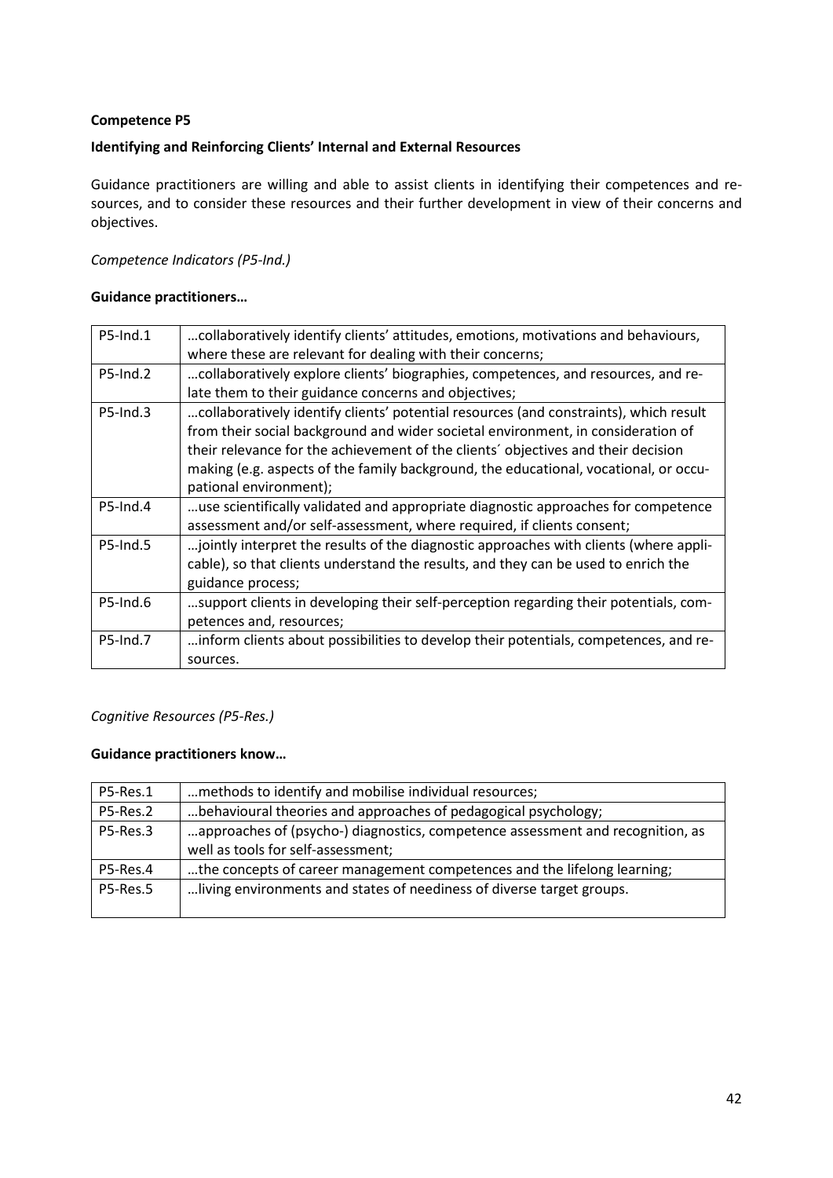**Competence P5**

**Identifying and Reinforcing Clients' Internal and External Resources**

Guidance practitioners are willing and able to assist clients in identifying their competences and resources, and to consider these resources and their further development in view of their concerns and objectives.

*Competence Indicators (P5-Ind.)*

**Guidance practitioners…**

| | |
|---|---|
| P5-Ind.1 | …collaboratively identify clients' attitudes, emotions, motivations and behaviours, where these are relevant for dealing with their concerns; |
| P5-Ind.2 | …collaboratively explore clients' biographies, competences, and resources, and relate them to their guidance concerns and objectives; |
| P5-Ind.3 | …collaboratively identify clients' potential resources (and constraints), which result from their social background and wider societal environment, in consideration of their relevance for the achievement of the clients´ objectives and their decision making (e.g. aspects of the family background, the educational, vocational, or occupational environment); |
| P5-Ind.4 | …use scientifically validated and appropriate diagnostic approaches for competence assessment and/or self-assessment, where required, if clients consent; |
| P5-Ind.5 | …jointly interpret the results of the diagnostic approaches with clients (where applicable), so that clients understand the results, and they can be used to enrich the guidance process; |
| P5-Ind.6 | …support clients in developing their self-perception regarding their potentials, competences and, resources; |
| P5-Ind.7 | …inform clients about possibilities to develop their potentials, competences, and resources. |

*Cognitive Resources (P5-Res.)*

**Guidance practitioners know…**

| | |
|---|---|
| P5-Res.1 | …methods to identify and mobilise individual resources; |
| P5-Res.2 | …behavioural theories and approaches of pedagogical psychology; |
| P5-Res.3 | …approaches of (psycho-) diagnostics, competence assessment and recognition, as well as tools for self-assessment; |
| P5-Res.4 | …the concepts of career management competences and the lifelong learning; |
| P5-Res.5 | …living environments and states of neediness of diverse target groups. |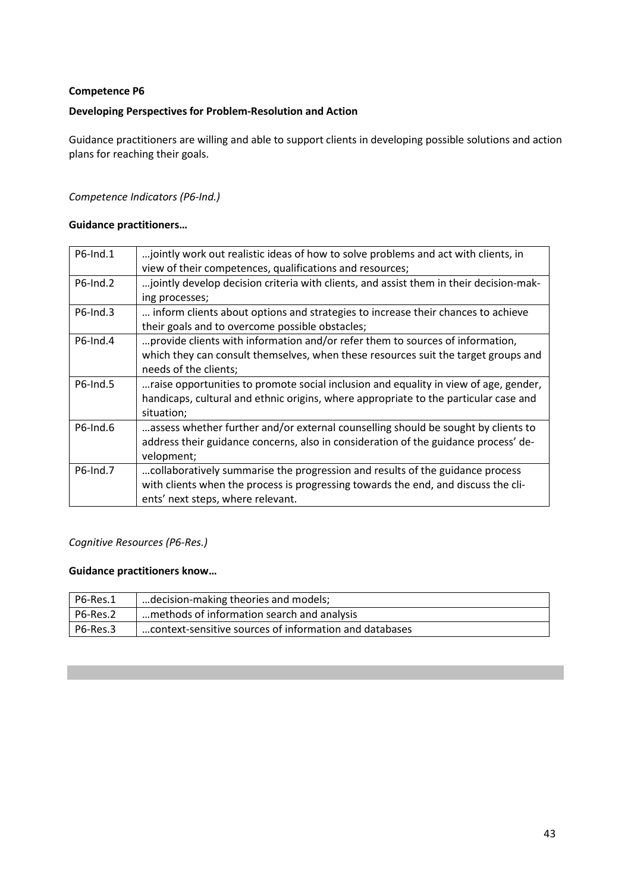**Competence P6**

**Developing Perspectives for Problem-Resolution and Action**

Guidance practitioners are willing and able to support clients in developing possible solutions and action plans for reaching their goals.

*Competence Indicators (P6-Ind.)*

**Guidance practitioners…**

| | |
|---|---|
| P6-Ind.1 | …jointly work out realistic ideas of how to solve problems and act with clients, in view of their competences, qualifications and resources; |
| P6-Ind.2 | …jointly develop decision criteria with clients, and assist them in their decision-making processes; |
| P6-Ind.3 | … inform clients about options and strategies to increase their chances to achieve their goals and to overcome possible obstacles; |
| P6-Ind.4 | …provide clients with information and/or refer them to sources of information, which they can consult themselves, when these resources suit the target groups and needs of the clients; |
| P6-Ind.5 | …raise opportunities to promote social inclusion and equality in view of age, gender, handicaps, cultural and ethnic origins, where appropriate to the particular case and situation; |
| P6-Ind.6 | …assess whether further and/or external counselling should be sought by clients to address their guidance concerns, also in consideration of the guidance process' development; |
| P6-Ind.7 | …collaboratively summarise the progression and results of the guidance process with clients when the process is progressing towards the end, and discuss the clients' next steps, where relevant. |

*Cognitive Resources (P6-Res.)*

**Guidance practitioners know…**

| | |
|---|---|
| P6-Res.1 | …decision-making theories and models; |
| P6-Res.2 | …methods of information search and analysis |
| P6-Res.3 | …context-sensitive sources of information and databases |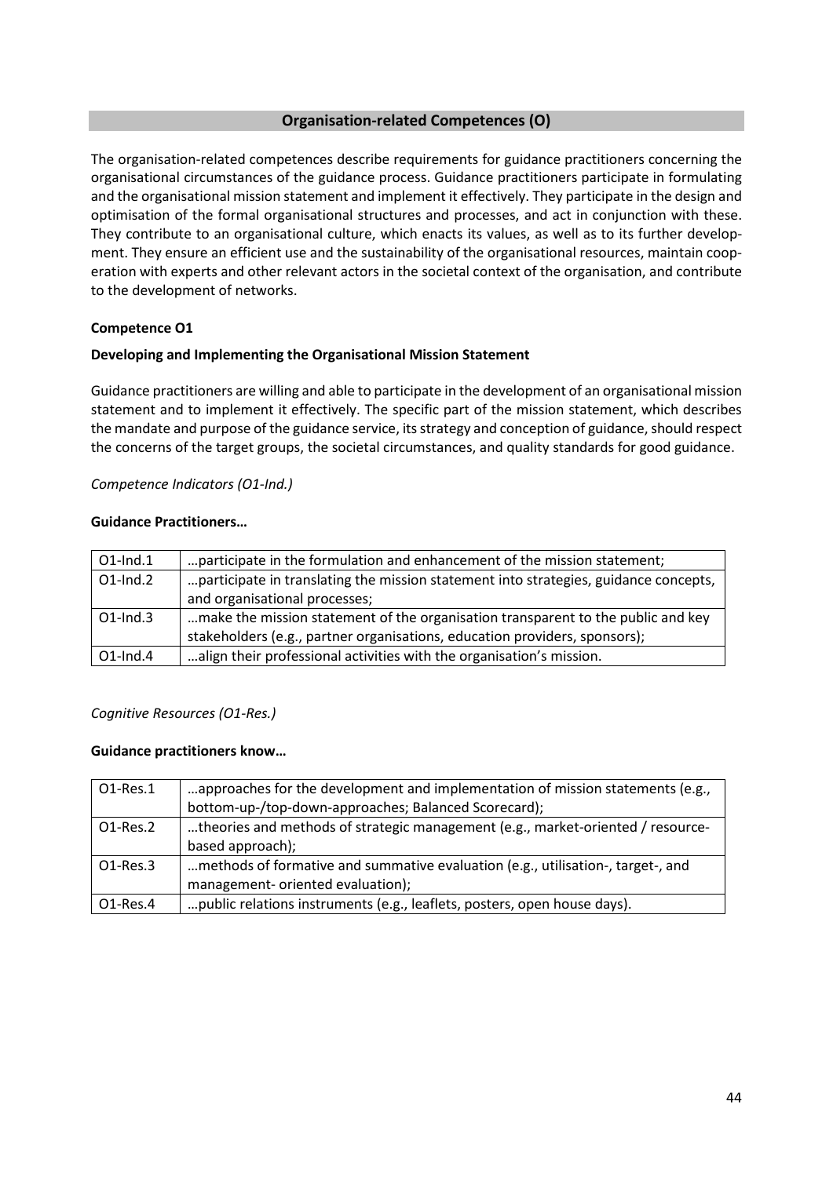## Organisation-related Competences (O)

The organisation-related competences describe requirements for guidance practitioners concerning the organisational circumstances of the guidance process. Guidance practitioners participate in formulating and the organisational mission statement and implement it effectively. They participate in the design and optimisation of the formal organisational structures and processes, and act in conjunction with these. They contribute to an organisational culture, which enacts its values, as well as to its further development. They ensure an efficient use and the sustainability of the organisational resources, maintain cooperation with experts and other relevant actors in the societal context of the organisation, and contribute to the development of networks.

### Competence O1

### Developing and Implementing the Organisational Mission Statement

Guidance practitioners are willing and able to participate in the development of an organisational mission statement and to implement it effectively. The specific part of the mission statement, which describes the mandate and purpose of the guidance service, its strategy and conception of guidance, should respect the concerns of the target groups, the societal circumstances, and quality standards for good guidance.

*Competence Indicators (O1-Ind.)*

**Guidance Practitioners…**

| | |
|---|---|
| O1-Ind.1 | …participate in the formulation and enhancement of the mission statement; |
| O1-Ind.2 | …participate in translating the mission statement into strategies, guidance concepts, and organisational processes; |
| O1-Ind.3 | …make the mission statement of the organisation transparent to the public and key stakeholders (e.g., partner organisations, education providers, sponsors); |
| O1-Ind.4 | …align their professional activities with the organisation's mission. |

*Cognitive Resources (O1-Res.)*

**Guidance practitioners know…**

| | |
|---|---|
| O1-Res.1 | …approaches for the development and implementation of mission statements (e.g., bottom-up-/top-down-approaches; Balanced Scorecard); |
| O1-Res.2 | …theories and methods of strategic management (e.g., market-oriented / resource-based approach); |
| O1-Res.3 | …methods of formative and summative evaluation (e.g., utilisation-, target-, and management- oriented evaluation); |
| O1-Res.4 | …public relations instruments (e.g., leaflets, posters, open house days). |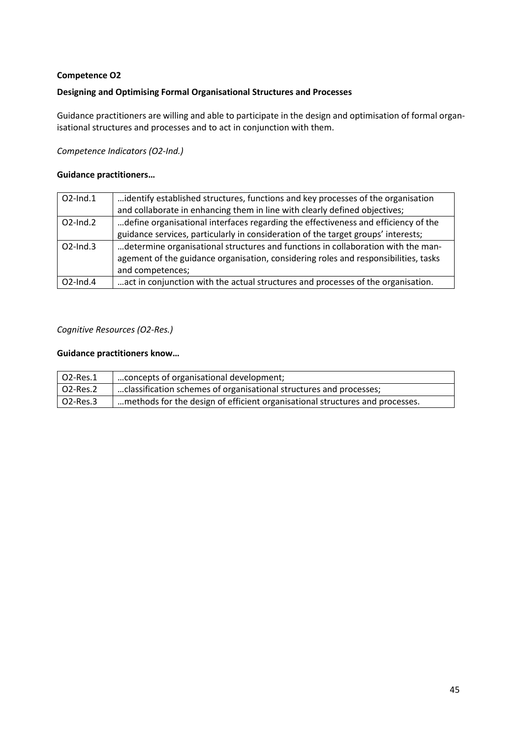**Competence O2**

**Designing and Optimising Formal Organisational Structures and Processes**

Guidance practitioners are willing and able to participate in the design and optimisation of formal organisational structures and processes and to act in conjunction with them.

*Competence Indicators (O2-Ind.)*

**Guidance practitioners…**

| | |
|---|---|
| O2-Ind.1 | …identify established structures, functions and key processes of the organisation and collaborate in enhancing them in line with clearly defined objectives; |
| O2-Ind.2 | …define organisational interfaces regarding the effectiveness and efficiency of the guidance services, particularly in consideration of the target groups' interests; |
| O2-Ind.3 | …determine organisational structures and functions in collaboration with the management of the guidance organisation, considering roles and responsibilities, tasks and competences; |
| O2-Ind.4 | …act in conjunction with the actual structures and processes of the organisation. |

*Cognitive Resources (O2-Res.)*

**Guidance practitioners know…**

| | |
|---|---|
| O2-Res.1 | …concepts of organisational development; |
| O2-Res.2 | …classification schemes of organisational structures and processes; |
| O2-Res.3 | …methods for the design of efficient organisational structures and processes. |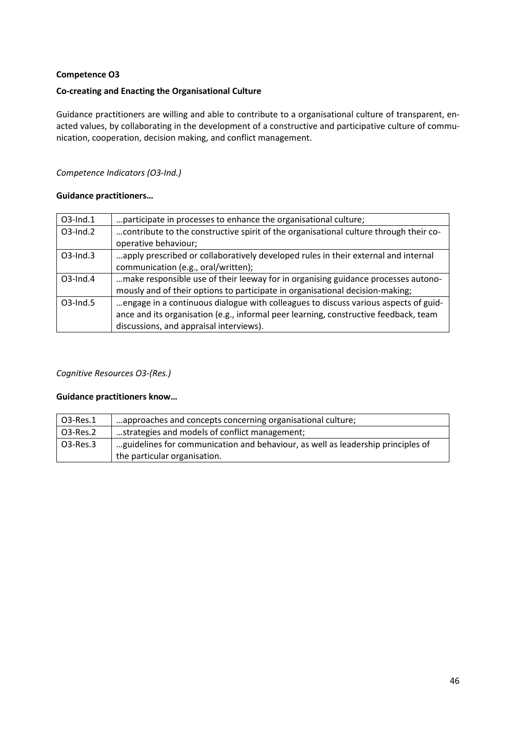**Competence O3**

**Co-creating and Enacting the Organisational Culture**

Guidance practitioners are willing and able to contribute to a organisational culture of transparent, enacted values, by collaborating in the development of a constructive and participative culture of communication, cooperation, decision making, and conflict management.

*Competence Indicators (O3-Ind.)*

**Guidance practitioners…**

| | |
|---|---|
| O3-Ind.1 | …participate in processes to enhance the organisational culture; |
| O3-Ind.2 | …contribute to the constructive spirit of the organisational culture through their co-operative behaviour; |
| O3-Ind.3 | …apply prescribed or collaboratively developed rules in their external and internal communication (e.g., oral/written); |
| O3-Ind.4 | …make responsible use of their leeway for in organising guidance processes autonomously and of their options to participate in organisational decision-making; |
| O3-Ind.5 | …engage in a continuous dialogue with colleagues to discuss various aspects of guidance and its organisation (e.g., informal peer learning, constructive feedback, team discussions, and appraisal interviews). |

*Cognitive Resources O3-(Res.)*

**Guidance practitioners know…**

| | |
|---|---|
| O3-Res.1 | …approaches and concepts concerning organisational culture; |
| O3-Res.2 | …strategies and models of conflict management; |
| O3-Res.3 | …guidelines for communication and behaviour, as well as leadership principles of the particular organisation. |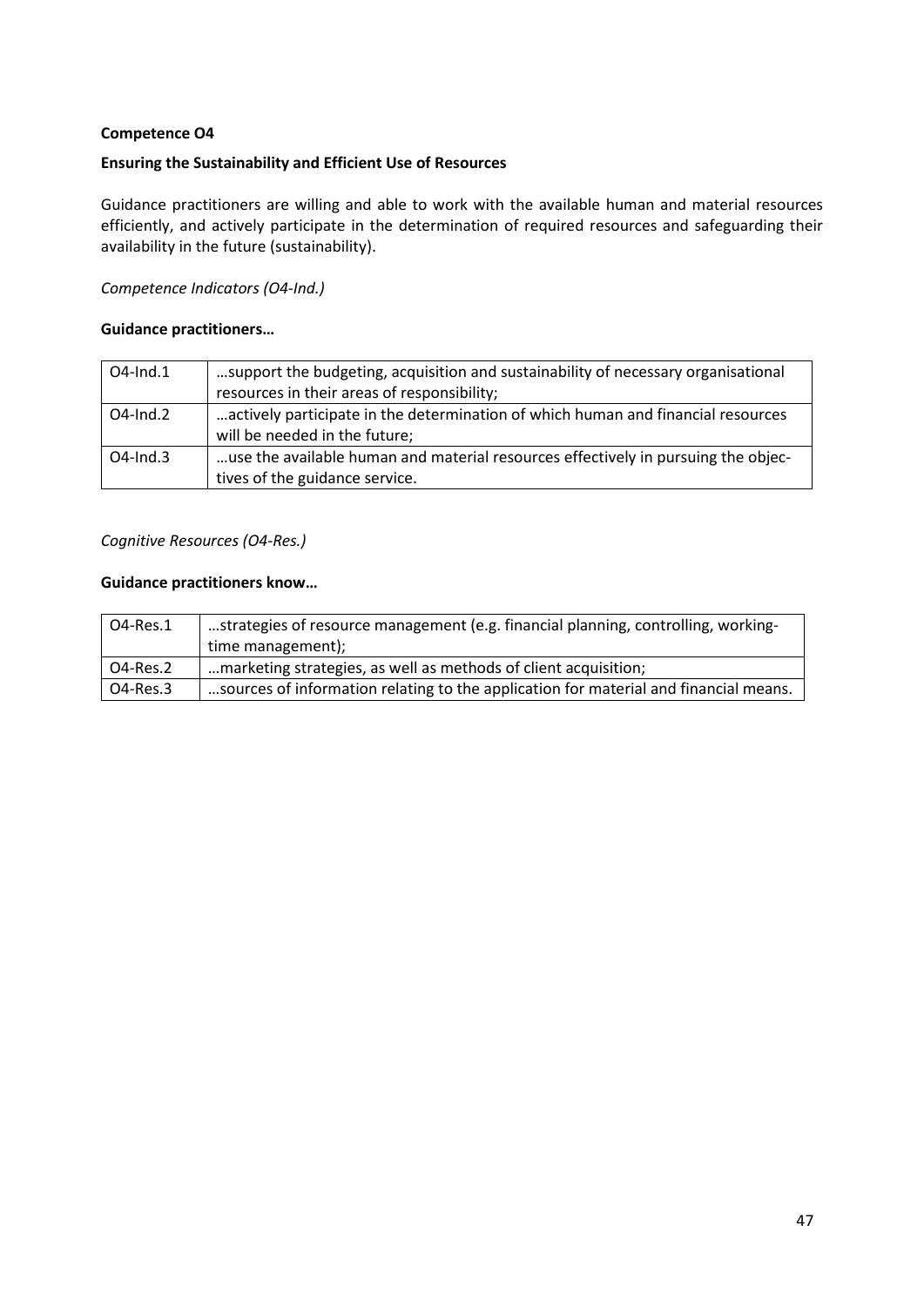**Competence O4**

**Ensuring the Sustainability and Efficient Use of Resources**

Guidance practitioners are willing and able to work with the available human and material resources efficiently, and actively participate in the determination of required resources and safeguarding their availability in the future (sustainability).

*Competence Indicators (O4-Ind.)*

**Guidance practitioners…**

| | |
|---|---|
| O4-Ind.1 | …support the budgeting, acquisition and sustainability of necessary organisational resources in their areas of responsibility; |
| O4-Ind.2 | …actively participate in the determination of which human and financial resources will be needed in the future; |
| O4-Ind.3 | …use the available human and material resources effectively in pursuing the objectives of the guidance service. |

*Cognitive Resources (O4-Res.)*

**Guidance practitioners know…**

| | |
|---|---|
| O4-Res.1 | …strategies of resource management (e.g. financial planning, controlling, working-time management); |
| O4-Res.2 | …marketing strategies, as well as methods of client acquisition; |
| O4-Res.3 | …sources of information relating to the application for material and financial means. |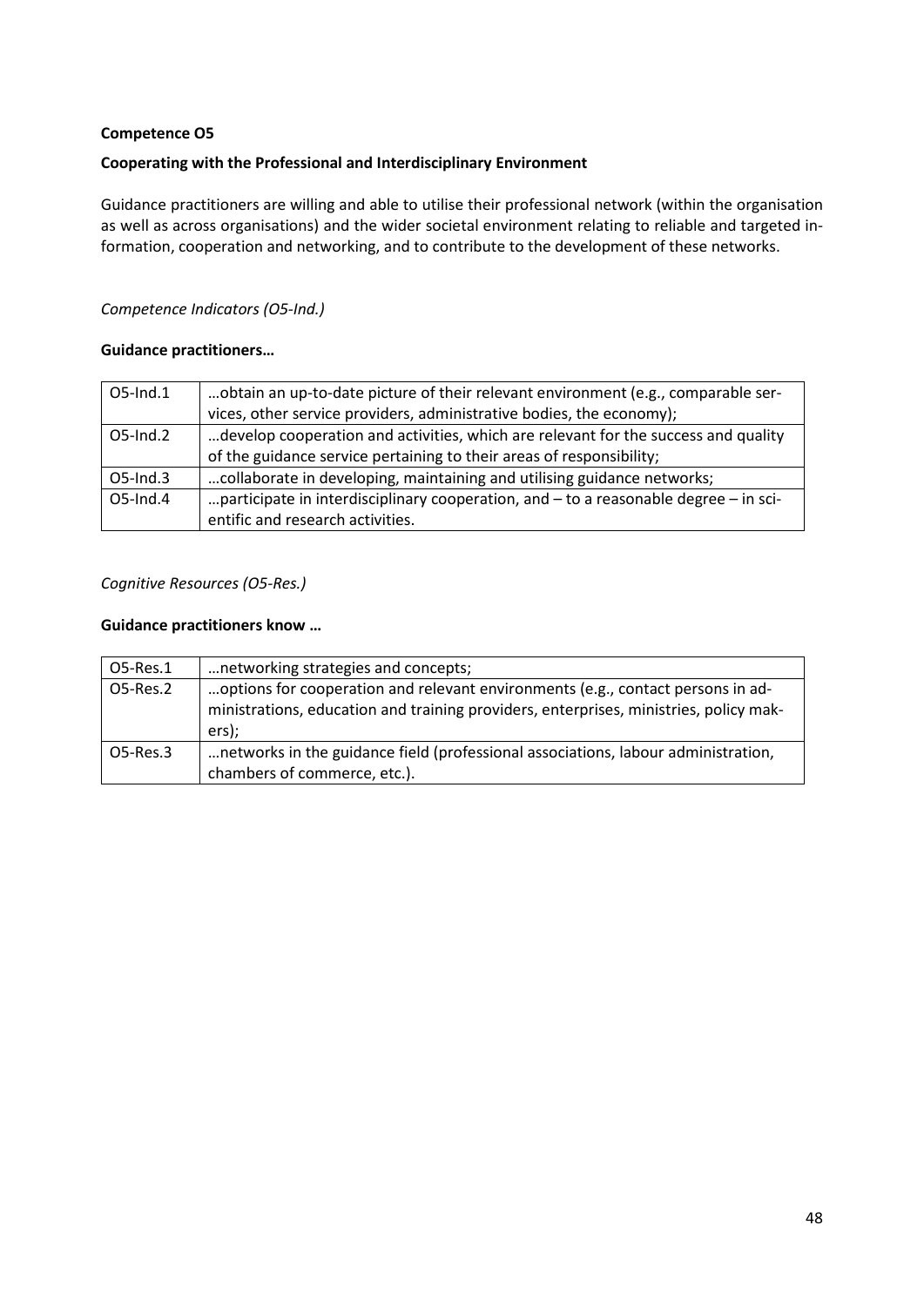**Competence O5**

**Cooperating with the Professional and Interdisciplinary Environment**

Guidance practitioners are willing and able to utilise their professional network (within the organisation as well as across organisations) and the wider societal environment relating to reliable and targeted information, cooperation and networking, and to contribute to the development of these networks.

*Competence Indicators (O5-Ind.)*

**Guidance practitioners…**

| | |
|---|---|
| O5-Ind.1 | …obtain an up-to-date picture of their relevant environment (e.g., comparable services, other service providers, administrative bodies, the economy); |
| O5-Ind.2 | …develop cooperation and activities, which are relevant for the success and quality of the guidance service pertaining to their areas of responsibility; |
| O5-Ind.3 | …collaborate in developing, maintaining and utilising guidance networks; |
| O5-Ind.4 | …participate in interdisciplinary cooperation, and – to a reasonable degree – in scientific and research activities. |

*Cognitive Resources (O5-Res.)*

**Guidance practitioners know …**

| | |
|---|---|
| O5-Res.1 | …networking strategies and concepts; |
| O5-Res.2 | …options for cooperation and relevant environments (e.g., contact persons in administrations, education and training providers, enterprises, ministries, policy makers); |
| O5-Res.3 | …networks in the guidance field (professional associations, labour administration, chambers of commerce, etc.). |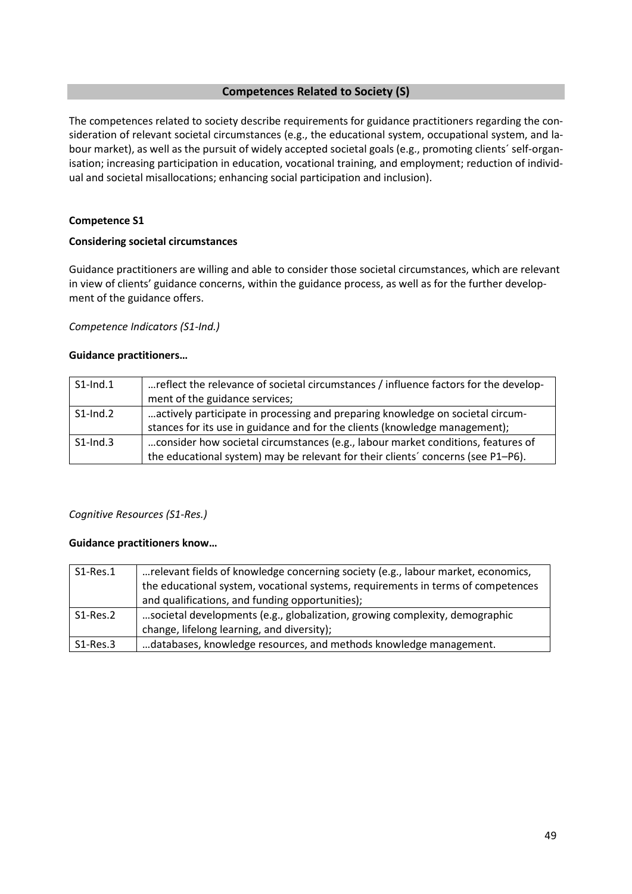## Competences Related to Society (S)

The competences related to society describe requirements for guidance practitioners regarding the consideration of relevant societal circumstances (e.g., the educational system, occupational system, and labour market), as well as the pursuit of widely accepted societal goals (e.g., promoting clients´ self-organisation; increasing participation in education, vocational training, and employment; reduction of individual and societal misallocations; enhancing social participation and inclusion).

### Competence S1

**Considering societal circumstances**

Guidance practitioners are willing and able to consider those societal circumstances, which are relevant in view of clients' guidance concerns, within the guidance process, as well as for the further development of the guidance offers.

*Competence Indicators (S1-Ind.)*

**Guidance practitioners…**

| | |
|---|---|
| S1-Ind.1 | …reflect the relevance of societal circumstances / influence factors for the development of the guidance services; |
| S1-Ind.2 | …actively participate in processing and preparing knowledge on societal circumstances for its use in guidance and for the clients (knowledge management); |
| S1-Ind.3 | …consider how societal circumstances (e.g., labour market conditions, features of the educational system) may be relevant for their clients´ concerns (see P1–P6). |

*Cognitive Resources (S1-Res.)*

**Guidance practitioners know…**

| | |
|---|---|
| S1-Res.1 | …relevant fields of knowledge concerning society (e.g., labour market, economics, the educational system, vocational systems, requirements in terms of competences and qualifications, and funding opportunities); |
| S1-Res.2 | …societal developments (e.g., globalization, growing complexity, demographic change, lifelong learning, and diversity); |
| S1-Res.3 | …databases, knowledge resources, and methods knowledge management. |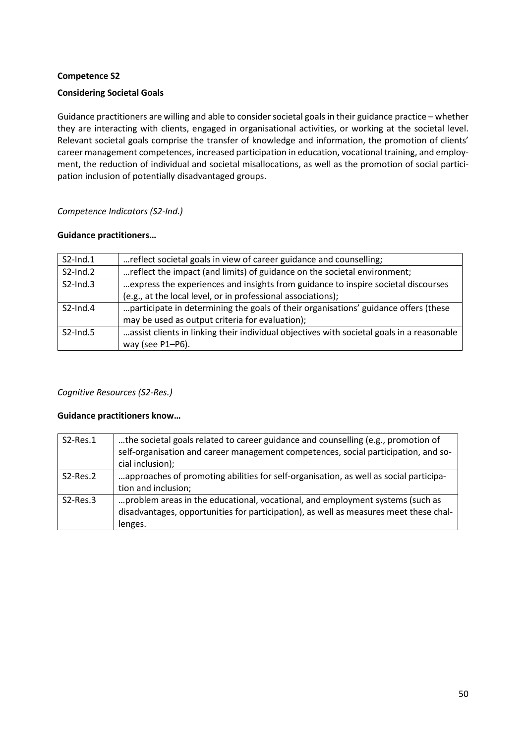**Competence S2**

**Considering Societal Goals**

Guidance practitioners are willing and able to consider societal goals in their guidance practice – whether they are interacting with clients, engaged in organisational activities, or working at the societal level. Relevant societal goals comprise the transfer of knowledge and information, the promotion of clients' career management competences, increased participation in education, vocational training, and employment, the reduction of individual and societal misallocations, as well as the promotion of social participation inclusion of potentially disadvantaged groups.

*Competence Indicators (S2-Ind.)*

**Guidance practitioners…**

| | |
|---|---|
| S2-Ind.1 | …reflect societal goals in view of career guidance and counselling; |
| S2-Ind.2 | …reflect the impact (and limits) of guidance on the societal environment; |
| S2-Ind.3 | …express the experiences and insights from guidance to inspire societal discourses (e.g., at the local level, or in professional associations); |
| S2-Ind.4 | …participate in determining the goals of their organisations' guidance offers (these may be used as output criteria for evaluation); |
| S2-Ind.5 | …assist clients in linking their individual objectives with societal goals in a reasonable way (see P1–P6). |

*Cognitive Resources (S2-Res.)*

**Guidance practitioners know…**

| | |
|---|---|
| S2-Res.1 | …the societal goals related to career guidance and counselling (e.g., promotion of self-organisation and career management competences, social participation, and social inclusion); |
| S2-Res.2 | …approaches of promoting abilities for self-organisation, as well as social participation and inclusion; |
| S2-Res.3 | …problem areas in the educational, vocational, and employment systems (such as disadvantages, opportunities for participation), as well as measures meet these challenges. |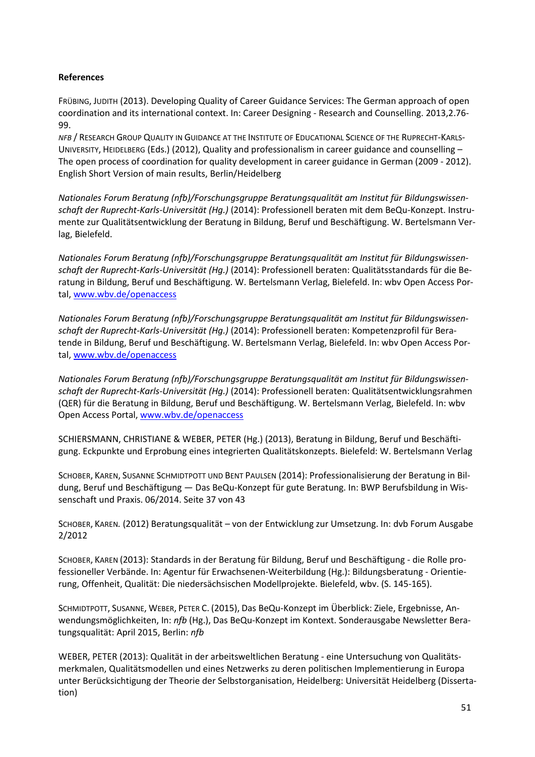**References**

FRÜBING, JUDITH (2013). Developing Quality of Career Guidance Services: The German approach of open coordination and its international context. In: Career Designing - Research and Counselling. 2013,2.76-99.
*NFB* / RESEARCH GROUP QUALITY IN GUIDANCE AT THE INSTITUTE OF EDUCATIONAL SCIENCE OF THE RUPRECHT-KARLS-UNIVERSITY, HEIDELBERG (Eds.) (2012), Quality and professionalism in career guidance and counselling – The open process of coordination for quality development in career guidance in German (2009 - 2012). English Short Version of main results, Berlin/Heidelberg

*Nationales Forum Beratung (nfb)/Forschungsgruppe Beratungsqualität am Institut für Bildungswissenschaft der Ruprecht-Karls-Universität (Hg.)* (2014): Professionell beraten mit dem BeQu-Konzept. Instrumente zur Qualitätsentwicklung der Beratung in Bildung, Beruf und Beschäftigung. W. Bertelsmann Verlag, Bielefeld.

*Nationales Forum Beratung (nfb)/Forschungsgruppe Beratungsqualität am Institut für Bildungswissenschaft der Ruprecht-Karls-Universität (Hg.)* (2014): Professionell beraten: Qualitätsstandards für die Beratung in Bildung, Beruf und Beschäftigung. W. Bertelsmann Verlag, Bielefeld. In: wbv Open Access Portal, www.wbv.de/openaccess

*Nationales Forum Beratung (nfb)/Forschungsgruppe Beratungsqualität am Institut für Bildungswissenschaft der Ruprecht-Karls-Universität (Hg.)* (2014): Professionell beraten: Kompetenzprofil für Beratende in Bildung, Beruf und Beschäftigung. W. Bertelsmann Verlag, Bielefeld. In: wbv Open Access Portal, www.wbv.de/openaccess

*Nationales Forum Beratung (nfb)/Forschungsgruppe Beratungsqualität am Institut für Bildungswissenschaft der Ruprecht-Karls-Universität (Hg.)* (2014): Professionell beraten: Qualitätsentwicklungsrahmen (QER) für die Beratung in Bildung, Beruf und Beschäftigung. W. Bertelsmann Verlag, Bielefeld. In: wbv Open Access Portal, www.wbv.de/openaccess

SCHIERSMANN, CHRISTIANE & WEBER, PETER (Hg.) (2013), Beratung in Bildung, Beruf und Beschäftigung. Eckpunkte und Erprobung eines integrierten Qualitätskonzepts. Bielefeld: W. Bertelsmann Verlag

SCHOBER, KAREN, SUSANNE SCHMIDTPOTT UND BENT PAULSEN (2014): Professionalisierung der Beratung in Bildung, Beruf und Beschäftigung — Das BeQu-Konzept für gute Beratung. In: BWP Berufsbildung in Wissenschaft und Praxis. 06/2014. Seite 37 von 43

SCHOBER, KAREN. (2012) Beratungsqualität – von der Entwicklung zur Umsetzung. In: dvb Forum Ausgabe 2/2012

SCHOBER, KAREN (2013): Standards in der Beratung für Bildung, Beruf und Beschäftigung - die Rolle professioneller Verbände. In: Agentur für Erwachsenen-Weiterbildung (Hg.): Bildungsberatung - Orientierung, Offenheit, Qualität: Die niedersächsischen Modellprojekte. Bielefeld, wbv. (S. 145-165).

SCHMIDTPOTT, SUSANNE, WEBER, PETER C. (2015), Das BeQu-Konzept im Überblick: Ziele, Ergebnisse, Anwendungsmöglichkeiten, In: *nfb* (Hg.), Das BeQu-Konzept im Kontext. Sonderausgabe Newsletter Beratungsqualität: April 2015, Berlin: *nfb*

WEBER, PETER (2013): Qualität in der arbeitsweltlichen Beratung - eine Untersuchung von Qualitätsmerkmalen, Qualitätsmodellen und eines Netzwerks zu deren politischen Implementierung in Europa unter Berücksichtigung der Theorie der Selbstorganisation, Heidelberg: Universität Heidelberg (Dissertation)